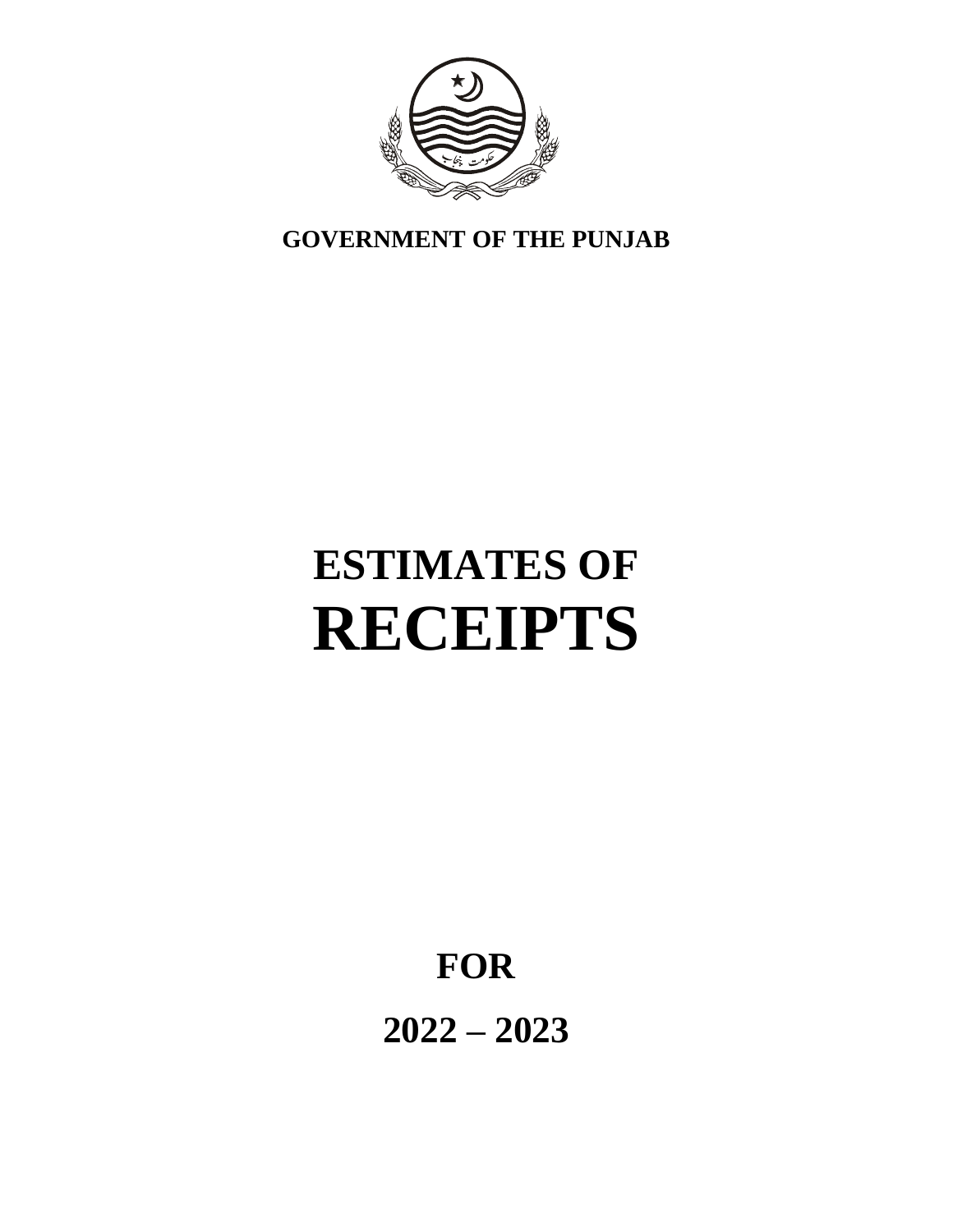**GOVERNMENT OF THE PUNJAB**

# ESTIMATES OF RECEIPTS

## FOR

## 2022 – 2023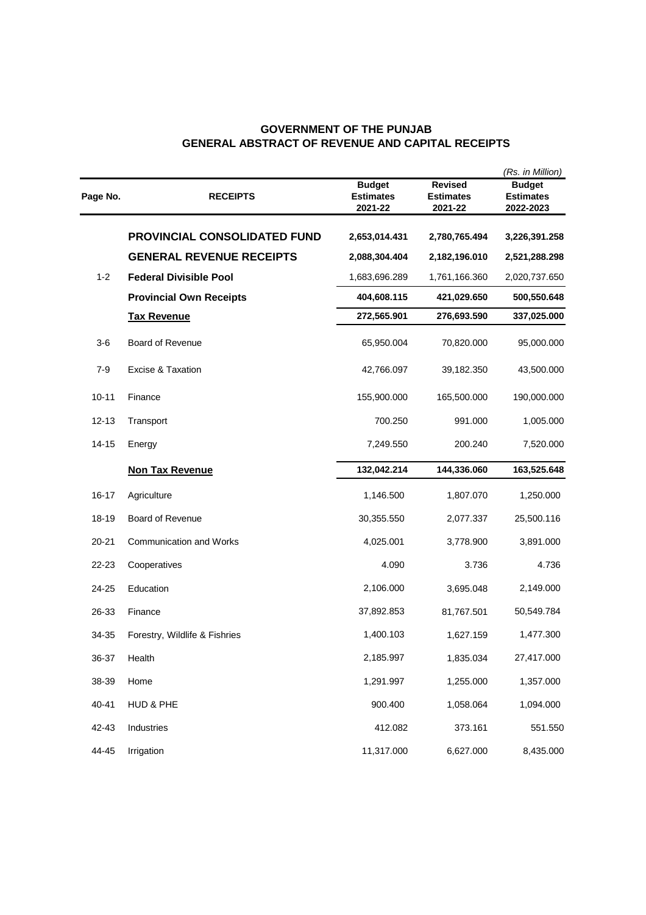# GOVERNMENT OF THE PUNJAB
## GENERAL ABSTRACT OF REVENUE AND CAPITAL RECEIPTS

*(Rs. in Million)*

| Page No. | RECEIPTS | Budget Estimates 2021-22 | Revised Estimates 2021-22 | Budget Estimates 2022-2023 |
|---|---|---|---|---|
| | **PROVINCIAL CONSOLIDATED FUND** | **2,653,014.431** | **2,780,765.494** | **3,226,391.258** |
| | **GENERAL REVENUE RECEIPTS** | **2,088,304.404** | **2,182,196.010** | **2,521,288.298** |
| 1-2 | **Federal Divisible Pool** | 1,683,696.289 | 1,761,166.360 | 2,020,737.650 |
| | **Provincial Own Receipts** | **404,608.115** | **421,029.650** | **500,550.648** |
| | **Tax Revenue** | **272,565.901** | **276,693.590** | **337,025.000** |
| 3-6 | Board of Revenue | 65,950.004 | 70,820.000 | 95,000.000 |
| 7-9 | Excise & Taxation | 42,766.097 | 39,182.350 | 43,500.000 |
| 10-11 | Finance | 155,900.000 | 165,500.000 | 190,000.000 |
| 12-13 | Transport | 700.250 | 991.000 | 1,005.000 |
| 14-15 | Energy | 7,249.550 | 200.240 | 7,520.000 |
| | **Non Tax Revenue** | **132,042.214** | **144,336.060** | **163,525.648** |
| 16-17 | Agriculture | 1,146.500 | 1,807.070 | 1,250.000 |
| 18-19 | Board of Revenue | 30,355.550 | 2,077.337 | 25,500.116 |
| 20-21 | Communication and Works | 4,025.001 | 3,778.900 | 3,891.000 |
| 22-23 | Cooperatives | 4.090 | 3.736 | 4.736 |
| 24-25 | Education | 2,106.000 | 3,695.048 | 2,149.000 |
| 26-33 | Finance | 37,892.853 | 81,767.501 | 50,549.784 |
| 34-35 | Forestry, Wildlife & Fishries | 1,400.103 | 1,627.159 | 1,477.300 |
| 36-37 | Health | 2,185.997 | 1,835.034 | 27,417.000 |
| 38-39 | Home | 1,291.997 | 1,255.000 | 1,357.000 |
| 40-41 | HUD & PHE | 900.400 | 1,058.064 | 1,094.000 |
| 42-43 | Industries | 412.082 | 373.161 | 551.550 |
| 44-45 | Irrigation | 11,317.000 | 6,627.000 | 8,435.000 |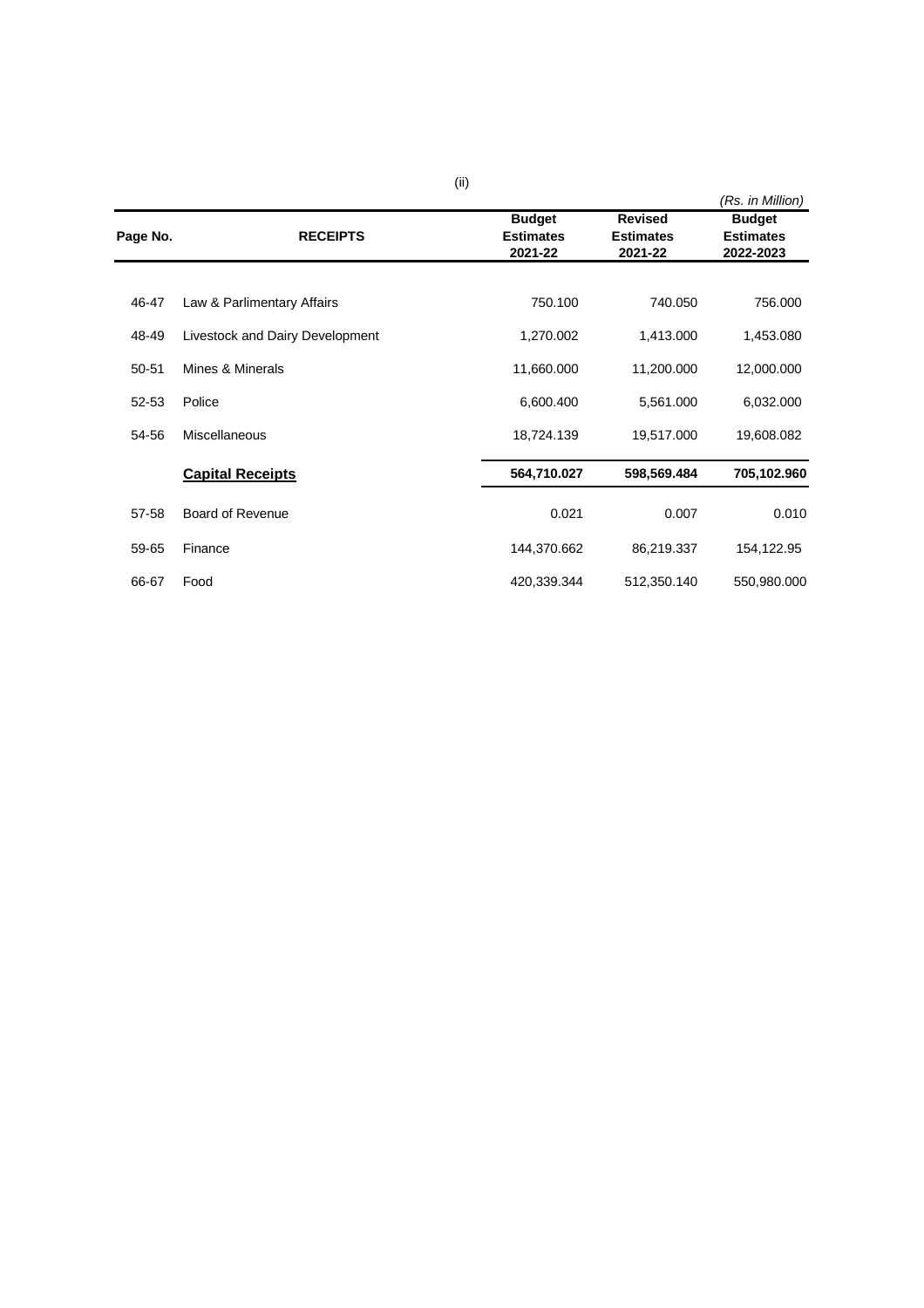*(Rs. in Million)*

| Page No. | RECEIPTS | Budget Estimates 2021-22 | Revised Estimates 2021-22 | Budget Estimates 2022-2023 |
|---|---|---|---|---|
| 46-47 | Law & Parlimentary Affairs | 750.100 | 740.050 | 756.000 |
| 48-49 | Livestock and Dairy Development | 1,270.002 | 1,413.000 | 1,453.080 |
| 50-51 | Mines & Minerals | 11,660.000 | 11,200.000 | 12,000.000 |
| 52-53 | Police | 6,600.400 | 5,561.000 | 6,032.000 |
| 54-56 | Miscellaneous | 18,724.139 | 19,517.000 | 19,608.082 |
| | **Capital Receipts** | **564,710.027** | **598,569.484** | **705,102.960** |
| 57-58 | Board of Revenue | 0.021 | 0.007 | 0.010 |
| 59-65 | Finance | 144,370.662 | 86,219.337 | 154,122.95 |
| 66-67 | Food | 420,339.344 | 512,350.140 | 550,980.000 |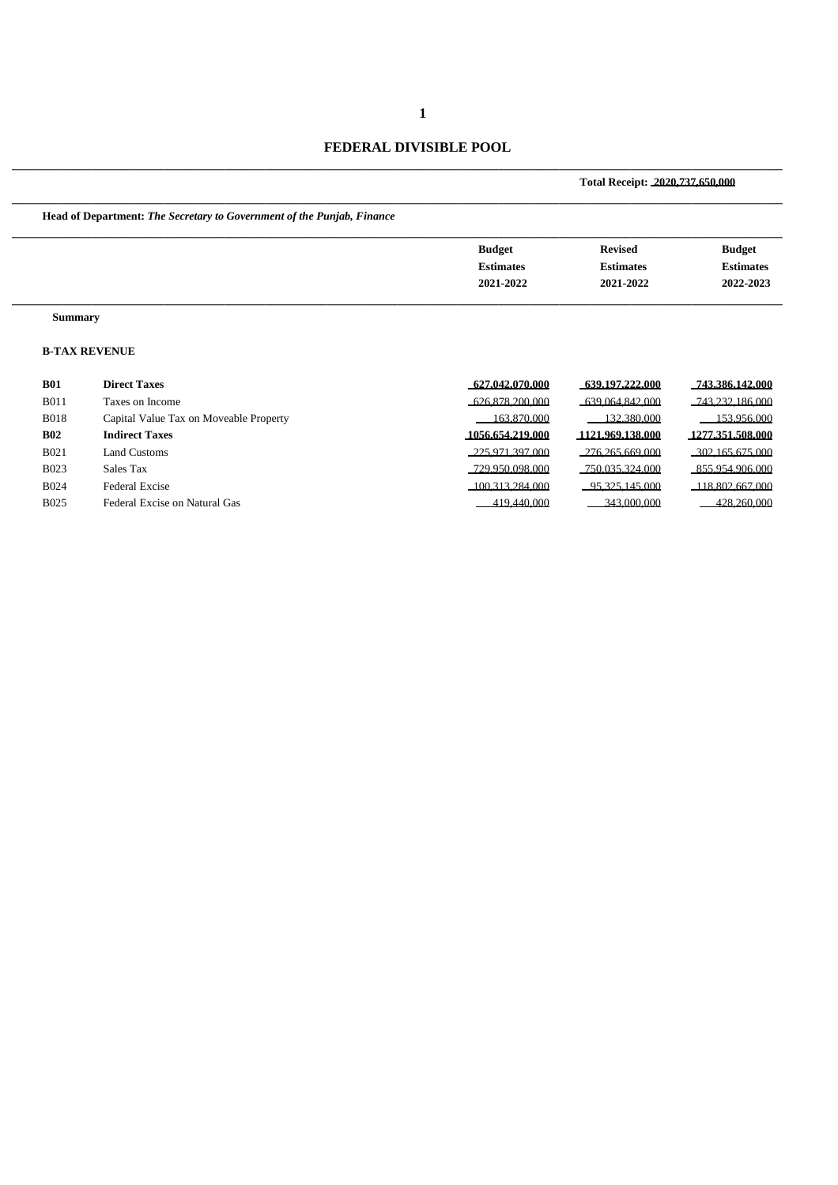# FEDERAL DIVISIBLE POOL

**Total Receipt: 2020,737,650,000**

**Head of Department:** ***The Secretary to Government of the Punjab, Finance***

| | | Budget Estimates 2021-2022 | Revised Estimates 2021-2022 | Budget Estimates 2022-2023 |
|---|---|---|---|---|
| **Summary** | | | | |
| **B-TAX REVENUE** | | | | |
| **B01** | **Direct Taxes** | **627,042,070,000** | **639,197,222,000** | **743,386,142,000** |
| B011 | Taxes on Income | 626,878,200,000 | 639,064,842,000 | 743,232,186,000 |
| B018 | Capital Value Tax on Moveable Property | 163,870,000 | 132,380,000 | 153,956,000 |
| **B02** | **Indirect Taxes** | **1056,654,219,000** | **1121,969,138,000** | **1277,351,508,000** |
| B021 | Land Customs | 225,971,397,000 | 276,265,669,000 | 302,165,675,000 |
| B023 | Sales Tax | 729,950,098,000 | 750,035,324,000 | 855,954,906,000 |
| B024 | Federal Excise | 100,313,284,000 | 95,325,145,000 | 118,802,667,000 |
| B025 | Federal Excise on Natural Gas | 419,440,000 | 343,000,000 | 428,260,000 |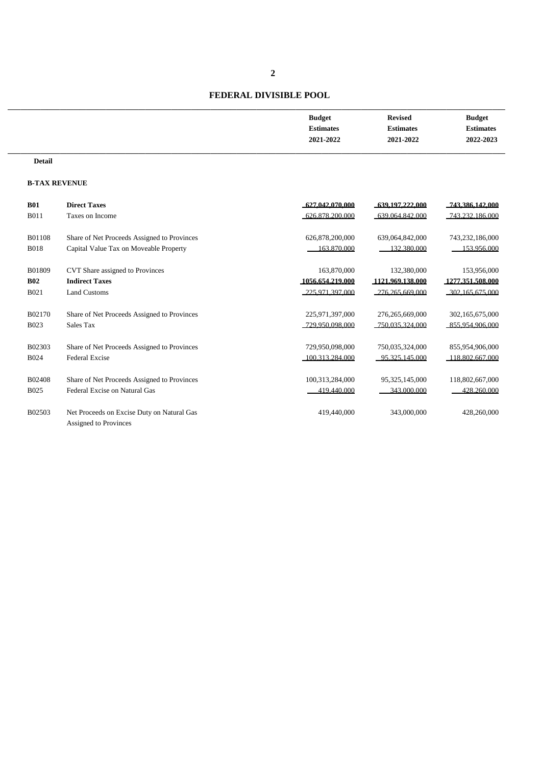# FEDERAL DIVISIBLE POOL

| | | Budget Estimates 2021-2022 | Revised Estimates 2021-2022 | Budget Estimates 2022-2023 |
|---|---|---|---|---|
| **Detail** | | | | |
| **B-TAX REVENUE** | | | | |
| **B01** | **Direct Taxes** | **627,042,070,000** | **639,197,222,000** | **743,386,142,000** |
| B011 | Taxes on Income | 626,878,200,000 | 639,064,842,000 | 743,232,186,000 |
| B01108 | Share of Net Proceeds Assigned to Provinces | 626,878,200,000 | 639,064,842,000 | 743,232,186,000 |
| B018 | Capital Value Tax on Moveable Property | 163,870,000 | 132,380,000 | 153,956,000 |
| B01809 | CVT Share assigned to Provinces | 163,870,000 | 132,380,000 | 153,956,000 |
| **B02** | **Indirect Taxes** | **1056,654,219,000** | **1121,969,138,000** | **1277,351,508,000** |
| B021 | Land Customs | 225,971,397,000 | 276,265,669,000 | 302,165,675,000 |
| B02170 | Share of Net Proceeds Assigned to Provinces | 225,971,397,000 | 276,265,669,000 | 302,165,675,000 |
| B023 | Sales Tax | 729,950,098,000 | 750,035,324,000 | 855,954,906,000 |
| B02303 | Share of Net Proceeds Assigned to Provinces | 729,950,098,000 | 750,035,324,000 | 855,954,906,000 |
| B024 | Federal Excise | 100,313,284,000 | 95,325,145,000 | 118,802,667,000 |
| B02408 | Share of Net Proceeds Assigned to Provinces | 100,313,284,000 | 95,325,145,000 | 118,802,667,000 |
| B025 | Federal Excise on Natural Gas | 419,440,000 | 343,000,000 | 428,260,000 |
| B02503 | Net Proceeds on Excise Duty on Natural Gas Assigned to Provinces | 419,440,000 | 343,000,000 | 428,260,000 |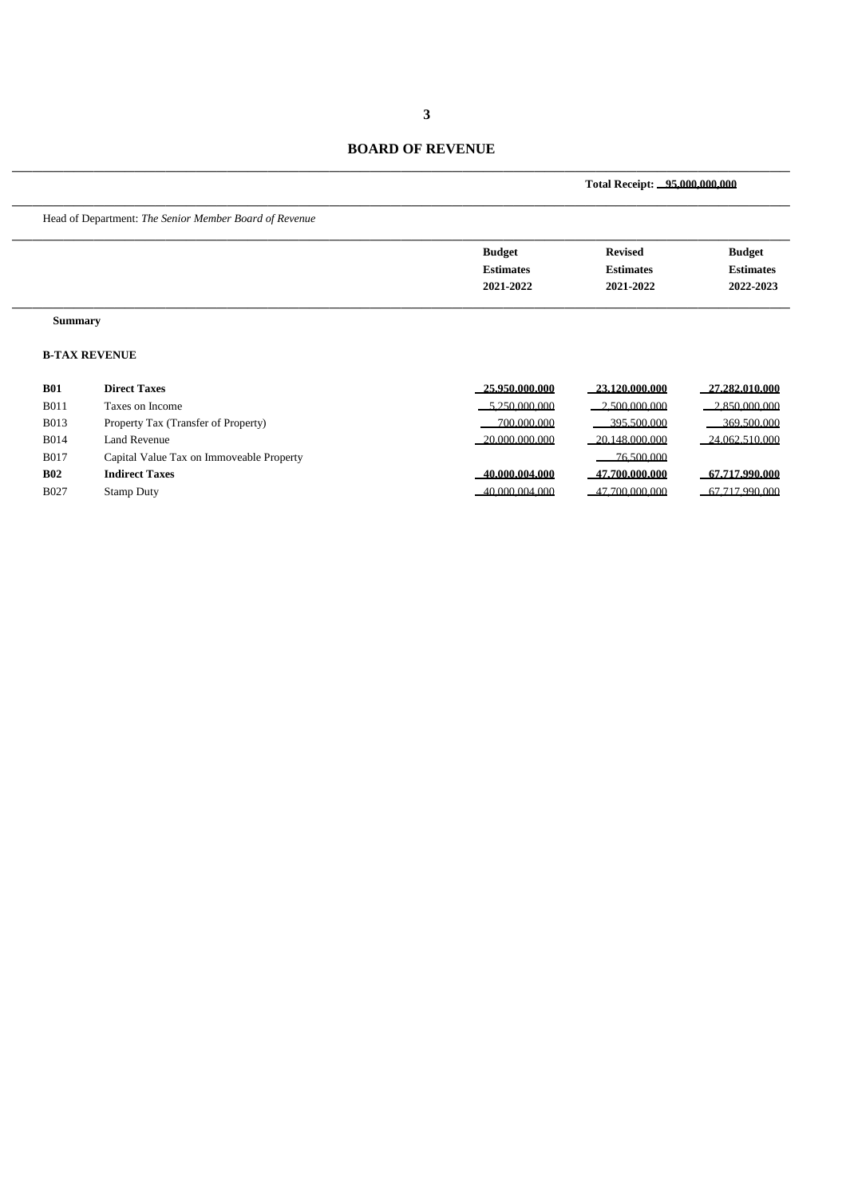# BOARD OF REVENUE

**Total Receipt: 95,000,000,000**

Head of Department: *The Senior Member Board of Revenue*

| | | Budget Estimates 2021-2022 | Revised Estimates 2021-2022 | Budget Estimates 2022-2023 |
|---|---|---|---|---|
| **Summary** | | | | |
| **B-TAX REVENUE** | | | | |
| **B01** | **Direct Taxes** | **25,950,000,000** | **23,120,000,000** | **27,282,010,000** |
| B011 | Taxes on Income | 5,250,000,000 | 2,500,000,000 | 2,850,000,000 |
| B013 | Property Tax (Transfer of Property) | 700,000,000 | 395,500,000 | 369,500,000 |
| B014 | Land Revenue | 20,000,000,000 | 20,148,000,000 | 24,062,510,000 |
| B017 | Capital Value Tax on Immoveable Property | | 76,500,000 | |
| **B02** | **Indirect Taxes** | **40,000,004,000** | **47,700,000,000** | **67,717,990,000** |
| B027 | Stamp Duty | 40,000,004,000 | 47,700,000,000 | 67,717,990,000 |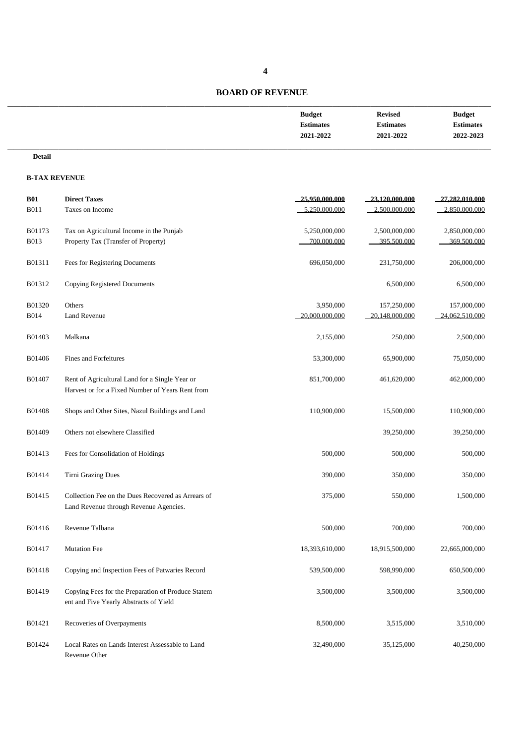## BOARD OF REVENUE

| | | Budget Estimates 2021-2022 | Revised Estimates 2021-2022 | Budget Estimates 2022-2023 |
|---|---|---|---|---|
| **Detail** | | | | |
| **B-TAX REVENUE** | | | | |
| **B01** | **Direct Taxes** | 25,950,000,000 | 23,120,000,000 | 27,282,010,000 |
| B011 | Taxes on Income | 5,250,000,000 | 2,500,000,000 | 2,850,000,000 |
| B01173 | Tax on Agricultural Income in the Punjab | 5,250,000,000 | 2,500,000,000 | 2,850,000,000 |
| B013 | Property Tax (Transfer of Property) | 700,000,000 | 395,500,000 | 369,500,000 |
| B01311 | Fees for Registering Documents | 696,050,000 | 231,750,000 | 206,000,000 |
| B01312 | Copying Registered Documents | | 6,500,000 | 6,500,000 |
| B01320 | Others | 3,950,000 | 157,250,000 | 157,000,000 |
| B014 | Land Revenue | 20,000,000,000 | 20,148,000,000 | 24,062,510,000 |
| B01403 | Malkana | 2,155,000 | 250,000 | 2,500,000 |
| B01406 | Fines and Forfeitures | 53,300,000 | 65,900,000 | 75,050,000 |
| B01407 | Rent of Agricultural Land for a Single Year or Harvest or for a Fixed Number of Years Rent from | 851,700,000 | 461,620,000 | 462,000,000 |
| B01408 | Shops and Other Sites, Nazul Buildings and Land | 110,900,000 | 15,500,000 | 110,900,000 |
| B01409 | Others not elsewhere Classified | | 39,250,000 | 39,250,000 |
| B01413 | Fees for Consolidation of Holdings | 500,000 | 500,000 | 500,000 |
| B01414 | Tirni Grazing Dues | 390,000 | 350,000 | 350,000 |
| B01415 | Collection Fee on the Dues Recovered as Arrears of Land Revenue through Revenue Agencies. | 375,000 | 550,000 | 1,500,000 |
| B01416 | Revenue Talbana | 500,000 | 700,000 | 700,000 |
| B01417 | Mutation Fee | 18,393,610,000 | 18,915,500,000 | 22,665,000,000 |
| B01418 | Copying and Inspection Fees of Patwaries Record | 539,500,000 | 598,990,000 | 650,500,000 |
| B01419 | Copying Fees for the Preparation of Produce Statement and Five Yearly Abstracts of Yield | 3,500,000 | 3,500,000 | 3,500,000 |
| B01421 | Recoveries of Overpayments | 8,500,000 | 3,515,000 | 3,510,000 |
| B01424 | Local Rates on Lands Interest Assessable to Land Revenue Other | 32,490,000 | 35,125,000 | 40,250,000 |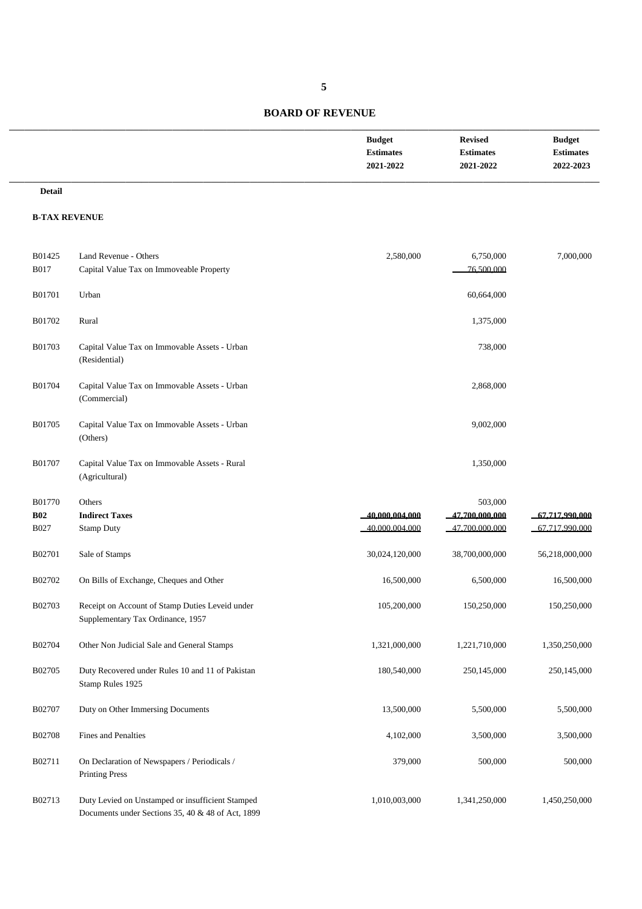## BOARD OF REVENUE

| | | Budget Estimates 2021-2022 | Revised Estimates 2021-2022 | Budget Estimates 2022-2023 |
|---|---|---|---|---|
| **Detail** | | | | |
| **B-TAX REVENUE** | | | | |
| B01425 | Land Revenue - Others | 2,580,000 | 6,750,000 | 7,000,000 |
| B017 | Capital Value Tax on Immoveable Property | | 76,500,000 | |
| B01701 | Urban | | 60,664,000 | |
| B01702 | Rural | | 1,375,000 | |
| B01703 | Capital Value Tax on Immovable Assets - Urban (Residential) | | 738,000 | |
| B01704 | Capital Value Tax on Immovable Assets - Urban (Commercial) | | 2,868,000 | |
| B01705 | Capital Value Tax on Immovable Assets - Urban (Others) | | 9,002,000 | |
| B01707 | Capital Value Tax on Immovable Assets - Rural (Agricultural) | | 1,350,000 | |
| B01770 | Others | | 503,000 | |
| **B02** | **Indirect Taxes** | **40,000,004,000** | **47,700,000,000** | **67,717,990,000** |
| B027 | Stamp Duty | 40,000,004,000 | 47,700,000,000 | 67,717,990,000 |
| B02701 | Sale of Stamps | 30,024,120,000 | 38,700,000,000 | 56,218,000,000 |
| B02702 | On Bills of Exchange, Cheques and Other | 16,500,000 | 6,500,000 | 16,500,000 |
| B02703 | Receipt on Account of Stamp Duties Leveid under Supplementary Tax Ordinance, 1957 | 105,200,000 | 150,250,000 | 150,250,000 |
| B02704 | Other Non Judicial Sale and General Stamps | 1,321,000,000 | 1,221,710,000 | 1,350,250,000 |
| B02705 | Duty Recovered under Rules 10 and 11 of Pakistan Stamp Rules 1925 | 180,540,000 | 250,145,000 | 250,145,000 |
| B02707 | Duty on Other Immersing Documents | 13,500,000 | 5,500,000 | 5,500,000 |
| B02708 | Fines and Penalties | 4,102,000 | 3,500,000 | 3,500,000 |
| B02711 | On Declaration of Newspapers / Periodicals / Printing Press | 379,000 | 500,000 | 500,000 |
| B02713 | Duty Levied on Unstamped or insufficient Stamped Documents under Sections 35, 40 & 48 of Act, 1899 | 1,010,003,000 | 1,341,250,000 | 1,450,250,000 |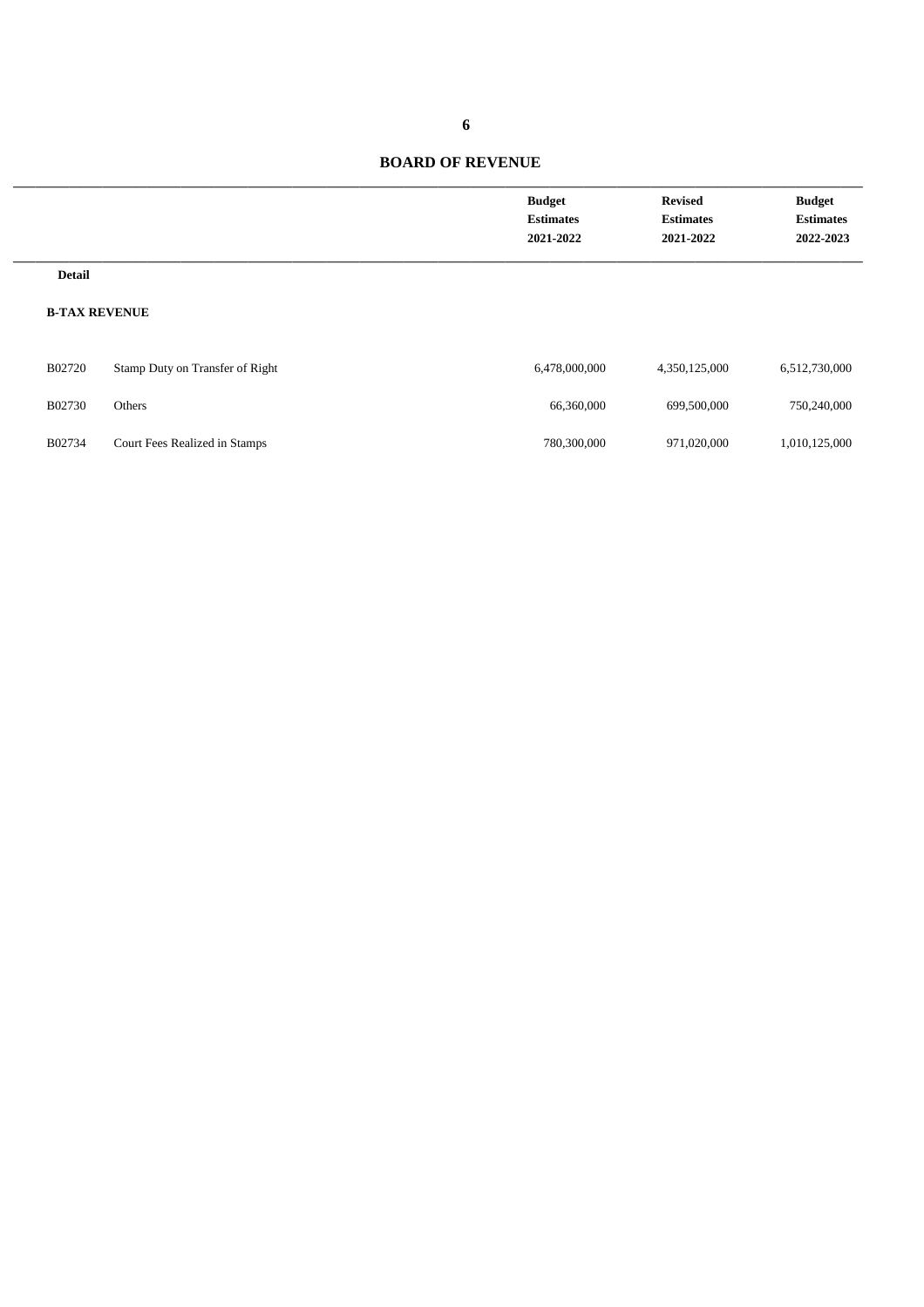## BOARD OF REVENUE

| | | Budget Estimates 2021-2022 | Revised Estimates 2021-2022 | Budget Estimates 2022-2023 |
|---|---|---|---|---|
| **Detail** | | | | |
| **B-TAX REVENUE** | | | | |
| B02720 | Stamp Duty on Transfer of Right | 6,478,000,000 | 4,350,125,000 | 6,512,730,000 |
| B02730 | Others | 66,360,000 | 699,500,000 | 750,240,000 |
| B02734 | Court Fees Realized in Stamps | 780,300,000 | 971,020,000 | 1,010,125,000 |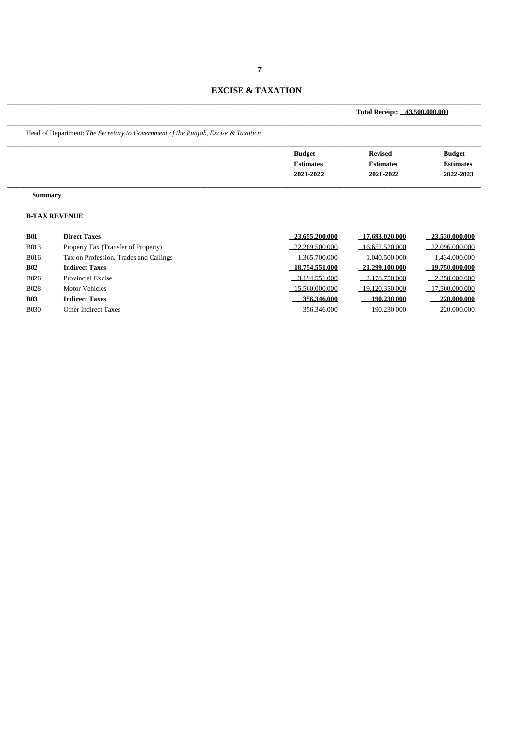## EXCISE & TAXATION

**Total Receipt: 43,500,000,000**

Head of Department: *The Secretary to Government of the Punjab, Excise & Taxation*

| | | Budget Estimates 2021-2022 | Revised Estimates 2021-2022 | Budget Estimates 2022-2023 |
|---|---|---|---|---|
| **Summary** | | | | |
| **B-TAX REVENUE** | | | | |
| **B01** | **Direct Taxes** | **23,655,200,000** | **17,693,020,000** | **23,530,000,000** |
| B013 | Property Tax (Transfer of Property) | 22,289,500,000 | 16,652,520,000 | 22,096,000,000 |
| B016 | Tax on Profession, Trades and Callings | 1,365,700,000 | 1,040,500,000 | 1,434,000,000 |
| **B02** | **Indirect Taxes** | **18,754,551,000** | **21,299,100,000** | **19,750,000,000** |
| B026 | Provincial Excise | 3,194,551,000 | 2,178,750,000 | 2,250,000,000 |
| B028 | Motor Vehicles | 15,560,000,000 | 19,120,350,000 | 17,500,000,000 |
| **B03** | **Indirect Taxes** | **356,346,000** | **190,230,000** | **220,000,000** |
| B030 | Other Indirect Taxes | 356,346,000 | 190,230,000 | 220,000,000 |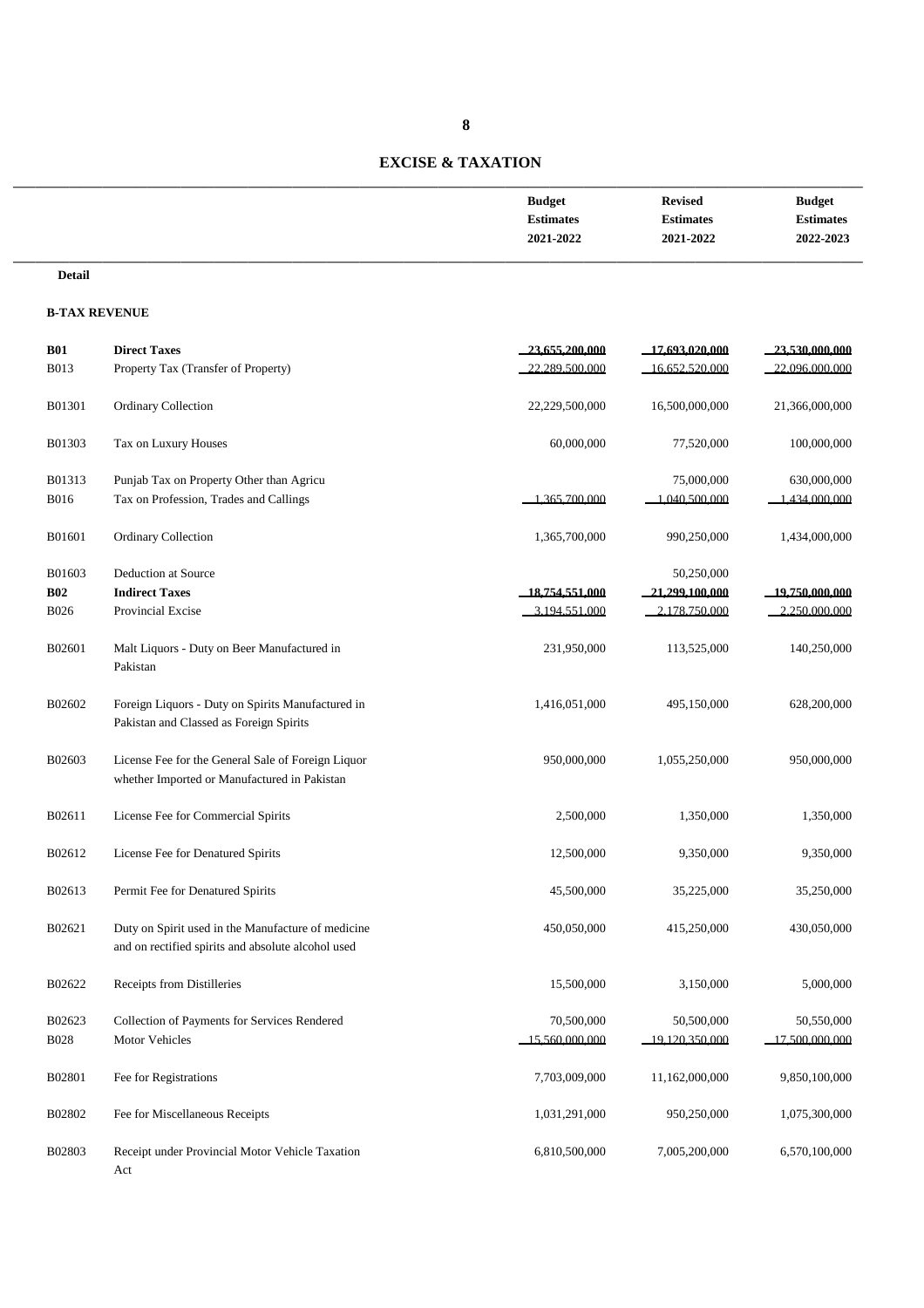## EXCISE & TAXATION

| | | Budget Estimates 2021-2022 | Revised Estimates 2021-2022 | Budget Estimates 2022-2023 |
|---|---|---|---|---|
| **Detail** | | | | |
| **B-TAX REVENUE** | | | | |
| **B01** | **Direct Taxes** | 23,655,200,000 | 17,693,020,000 | 23,530,000,000 |
| B013 | Property Tax (Transfer of Property) | 22,289,500,000 | 16,652,520,000 | 22,096,000,000 |
| B01301 | Ordinary Collection | 22,229,500,000 | 16,500,000,000 | 21,366,000,000 |
| B01303 | Tax on Luxury Houses | 60,000,000 | 77,520,000 | 100,000,000 |
| B01313 | Punjab Tax on Property Other than Agricu | | 75,000,000 | 630,000,000 |
| B016 | Tax on Profession, Trades and Callings | 1,365,700,000 | 1,040,500,000 | 1,434,000,000 |
| B01601 | Ordinary Collection | 1,365,700,000 | 990,250,000 | 1,434,000,000 |
| B01603 | Deduction at Source | | 50,250,000 | |
| **B02** | **Indirect Taxes** | 18,754,551,000 | 21,299,100,000 | 19,750,000,000 |
| B026 | Provincial Excise | 3,194,551,000 | 2,178,750,000 | 2,250,000,000 |
| B02601 | Malt Liquors - Duty on Beer Manufactured in Pakistan | 231,950,000 | 113,525,000 | 140,250,000 |
| B02602 | Foreign Liquors - Duty on Spirits Manufactured in Pakistan and Classed as Foreign Spirits | 1,416,051,000 | 495,150,000 | 628,200,000 |
| B02603 | License Fee for the General Sale of Foreign Liquor whether Imported or Manufactured in Pakistan | 950,000,000 | 1,055,250,000 | 950,000,000 |
| B02611 | License Fee for Commercial Spirits | 2,500,000 | 1,350,000 | 1,350,000 |
| B02612 | License Fee for Denatured Spirits | 12,500,000 | 9,350,000 | 9,350,000 |
| B02613 | Permit Fee for Denatured Spirits | 45,500,000 | 35,225,000 | 35,250,000 |
| B02621 | Duty on Spirit used in the Manufacture of medicine and on rectified spirits and absolute alcohol used | 450,050,000 | 415,250,000 | 430,050,000 |
| B02622 | Receipts from Distilleries | 15,500,000 | 3,150,000 | 5,000,000 |
| B02623 | Collection of Payments for Services Rendered | 70,500,000 | 50,500,000 | 50,550,000 |
| B028 | Motor Vehicles | 15,560,000,000 | 19,120,350,000 | 17,500,000,000 |
| B02801 | Fee for Registrations | 7,703,009,000 | 11,162,000,000 | 9,850,100,000 |
| B02802 | Fee for Miscellaneous Receipts | 1,031,291,000 | 950,250,000 | 1,075,300,000 |
| B02803 | Receipt under Provincial Motor Vehicle Taxation Act | 6,810,500,000 | 7,005,200,000 | 6,570,100,000 |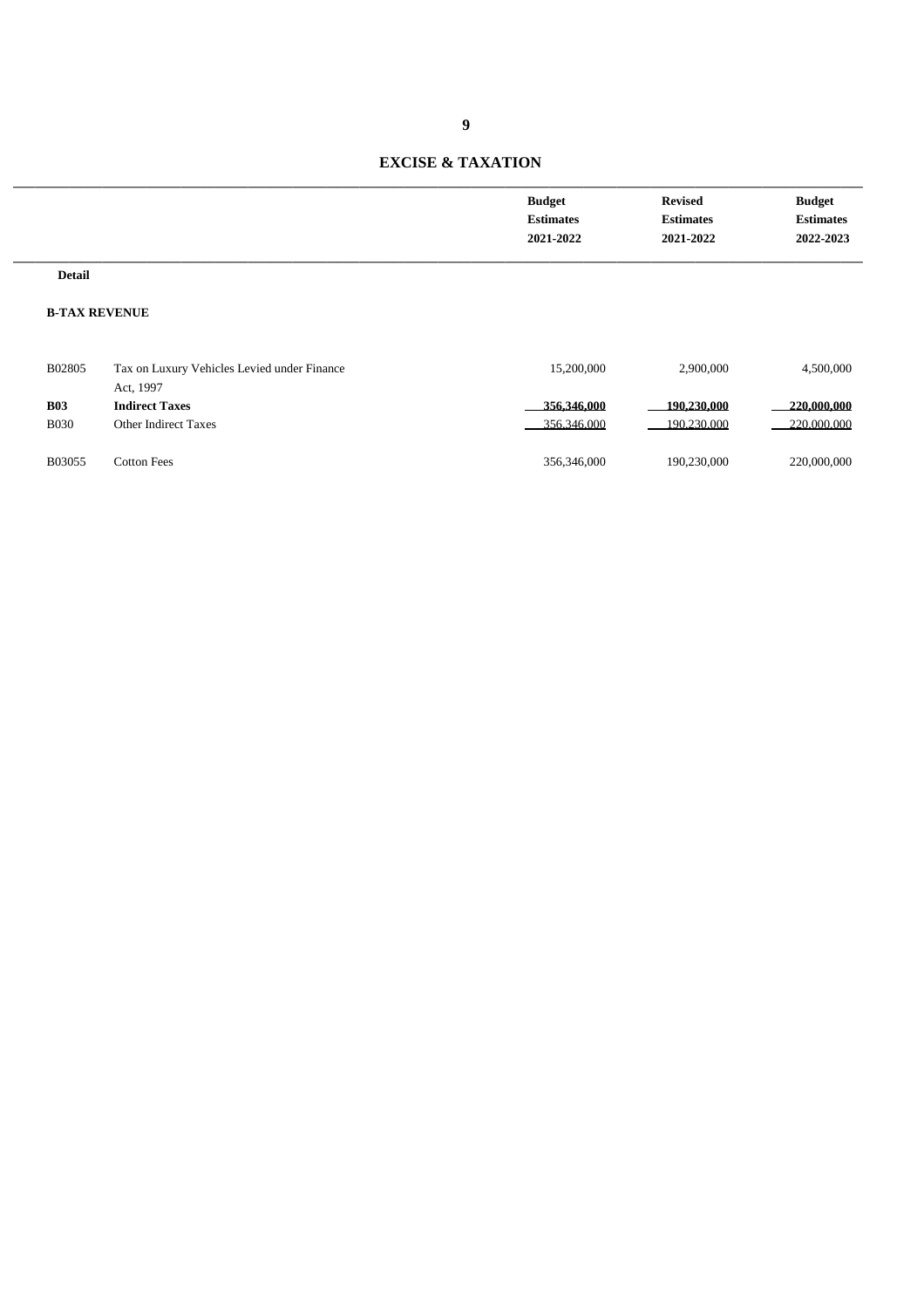## EXCISE & TAXATION

| | | Budget Estimates 2021-2022 | Revised Estimates 2021-2022 | Budget Estimates 2022-2023 |
|---|---|---|---|---|
| **Detail** | | | | |
| **B-TAX REVENUE** | | | | |
| B02805 | Tax on Luxury Vehicles Levied under Finance Act, 1997 | 15,200,000 | 2,900,000 | 4,500,000 |
| **B03** | **Indirect Taxes** | **356,346,000** | **190,230,000** | **220,000,000** |
| B030 | Other Indirect Taxes | 356,346,000 | 190,230,000 | 220,000,000 |
| B03055 | Cotton Fees | 356,346,000 | 190,230,000 | 220,000,000 |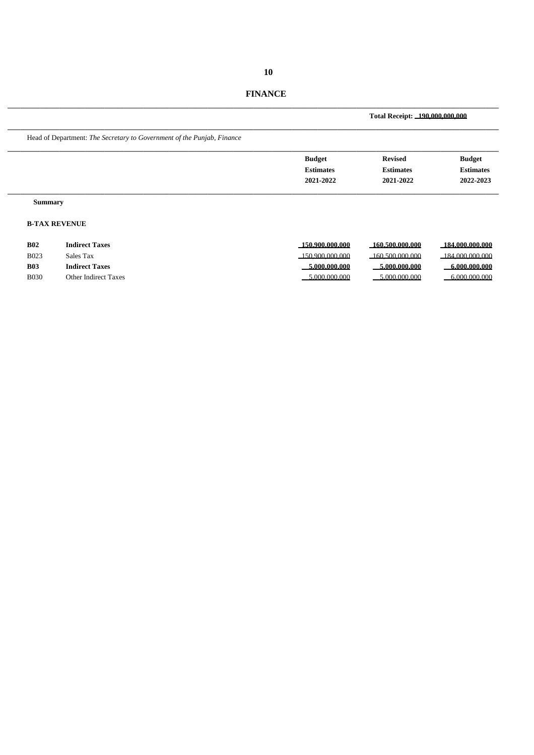# FINANCE

**Total Receipt: 190,000,000,000**

Head of Department: *The Secretary to Government of the Punjab, Finance*

| | | Budget Estimates 2021-2022 | Revised Estimates 2021-2022 | Budget Estimates 2022-2023 |
|---|---|---|---|---|
| **Summary** | | | | |
| **B-TAX REVENUE** | | | | |
| **B02** | **Indirect Taxes** | **150,900,000,000** | **160,500,000,000** | **184,000,000,000** |
| B023 | Sales Tax | 150,900,000,000 | 160,500,000,000 | 184,000,000,000 |
| **B03** | **Indirect Taxes** | **5,000,000,000** | **5,000,000,000** | **6,000,000,000** |
| B030 | Other Indirect Taxes | 5,000,000,000 | 5,000,000,000 | 6,000,000,000 |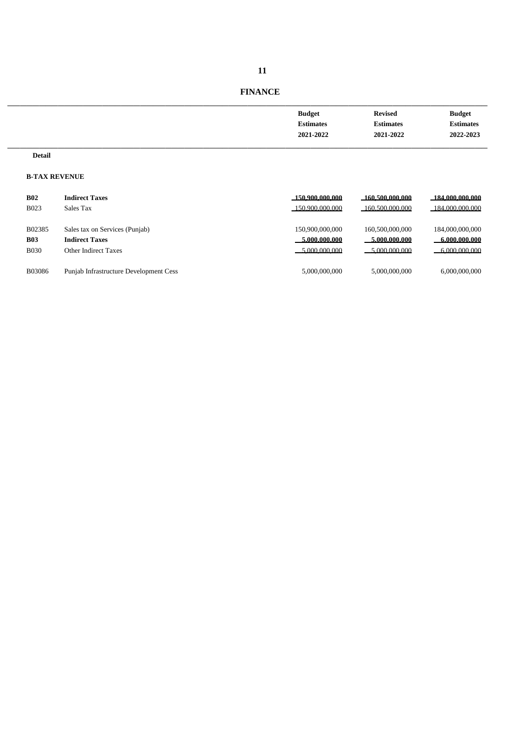## FINANCE

| | | Budget Estimates 2021-2022 | Revised Estimates 2021-2022 | Budget Estimates 2022-2023 |
|---|---|---|---|---|
| **Detail** | | | | |
| **B-TAX REVENUE** | | | | |
| **B02** | **Indirect Taxes** | **150,900,000,000** | **160,500,000,000** | **184,000,000,000** |
| B023 | Sales Tax | 150,900,000,000 | 160,500,000,000 | 184,000,000,000 |
| B02385 | Sales tax on Services (Punjab) | 150,900,000,000 | 160,500,000,000 | 184,000,000,000 |
| **B03** | **Indirect Taxes** | **5,000,000,000** | **5,000,000,000** | **6,000,000,000** |
| B030 | Other Indirect Taxes | 5,000,000,000 | 5,000,000,000 | 6,000,000,000 |
| B03086 | Punjab Infrastructure Development Cess | 5,000,000,000 | 5,000,000,000 | 6,000,000,000 |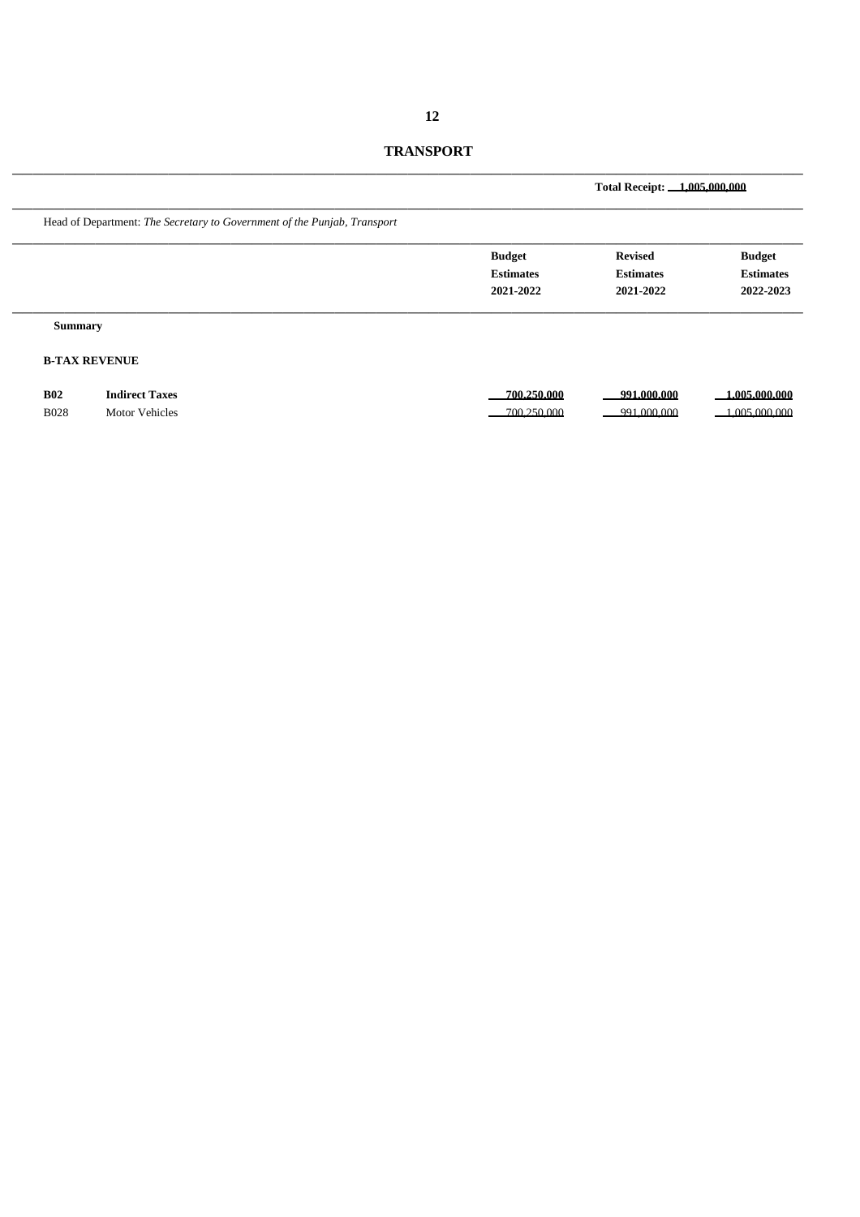# TRANSPORT

**Total Receipt: 1,005,000,000**

Head of Department: *The Secretary to Government of the Punjab, Transport*

| | | Budget Estimates 2021-2022 | Revised Estimates 2021-2022 | Budget Estimates 2022-2023 |
|---|---|---|---|---|
| **Summary** | | | | |
| **B-TAX REVENUE** | | | | |
| **B02** | **Indirect Taxes** | **700,250,000** | **991,000,000** | **1,005,000,000** |
| B028 | Motor Vehicles | 700,250,000 | 991,000,000 | 1,005,000,000 |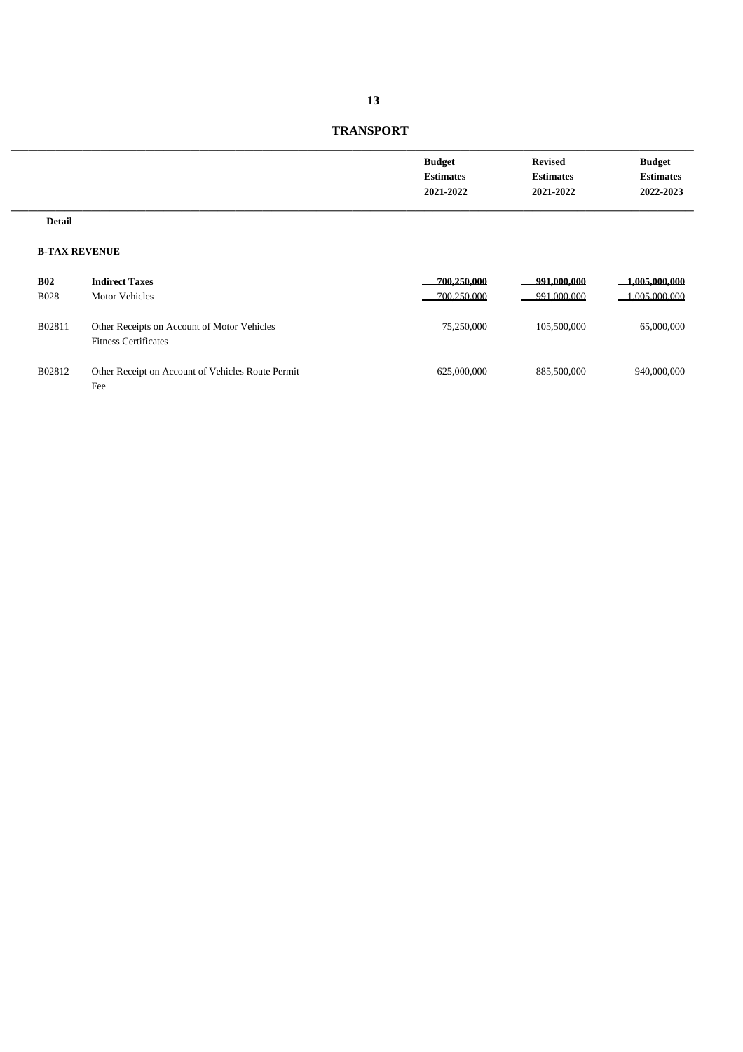# TRANSPORT

| | | Budget Estimates 2021-2022 | Revised Estimates 2021-2022 | Budget Estimates 2022-2023 |
|---|---|---|---|---|
| **Detail** | | | | |
| **B-TAX REVENUE** | | | | |
| **B02** | **Indirect Taxes** | **700,250,000** | **991,000,000** | **1,005,000,000** |
| B028 | Motor Vehicles | 700,250,000 | 991,000,000 | 1,005,000,000 |
| B02811 | Other Receipts on Account of Motor Vehicles Fitness Certificates | 75,250,000 | 105,500,000 | 65,000,000 |
| B02812 | Other Receipt on Account of Vehicles Route Permit Fee | 625,000,000 | 885,500,000 | 940,000,000 |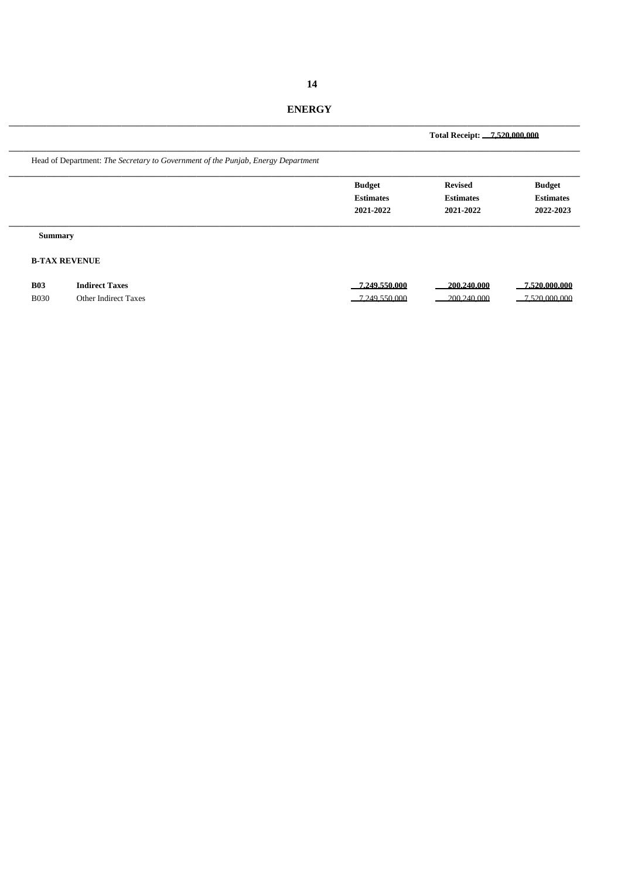# ENERGY

**Total Receipt: 7,520,000,000**

Head of Department: *The Secretary to Government of the Punjab, Energy Department*

| | | Budget Estimates 2021-2022 | Revised Estimates 2021-2022 | Budget Estimates 2022-2023 |
|---|---|---|---|---|
| **Summary** | | | | |
| **B-TAX REVENUE** | | | | |
| **B03** | **Indirect Taxes** | **7,249,550,000** | **200,240,000** | **7,520,000,000** |
| B030 | Other Indirect Taxes | 7,249,550,000 | 200,240,000 | 7,520,000,000 |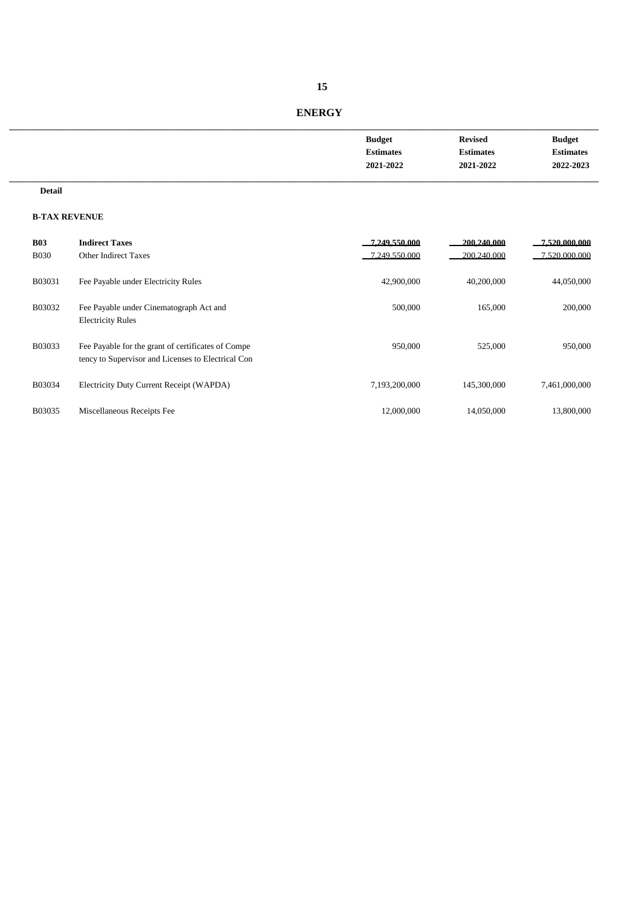# ENERGY

| | | Budget Estimates 2021-2022 | Revised Estimates 2021-2022 | Budget Estimates 2022-2023 |
|---|---|---|---|---|
| **Detail** | | | | |
| **B-TAX REVENUE** | | | | |
| **B03** | **Indirect Taxes** | **7,249,550,000** | **200,240,000** | **7,520,000,000** |
| B030 | Other Indirect Taxes | 7,249,550,000 | 200,240,000 | 7,520,000,000 |
| B03031 | Fee Payable under Electricity Rules | 42,900,000 | 40,200,000 | 44,050,000 |
| B03032 | Fee Payable under Cinematograph Act and Electricity Rules | 500,000 | 165,000 | 200,000 |
| B03033 | Fee Payable for the grant of certificates of Compe tency to Supervisor and Licenses to Electrical Con | 950,000 | 525,000 | 950,000 |
| B03034 | Electricity Duty Current Receipt (WAPDA) | 7,193,200,000 | 145,300,000 | 7,461,000,000 |
| B03035 | Miscellaneous Receipts Fee | 12,000,000 | 14,050,000 | 13,800,000 |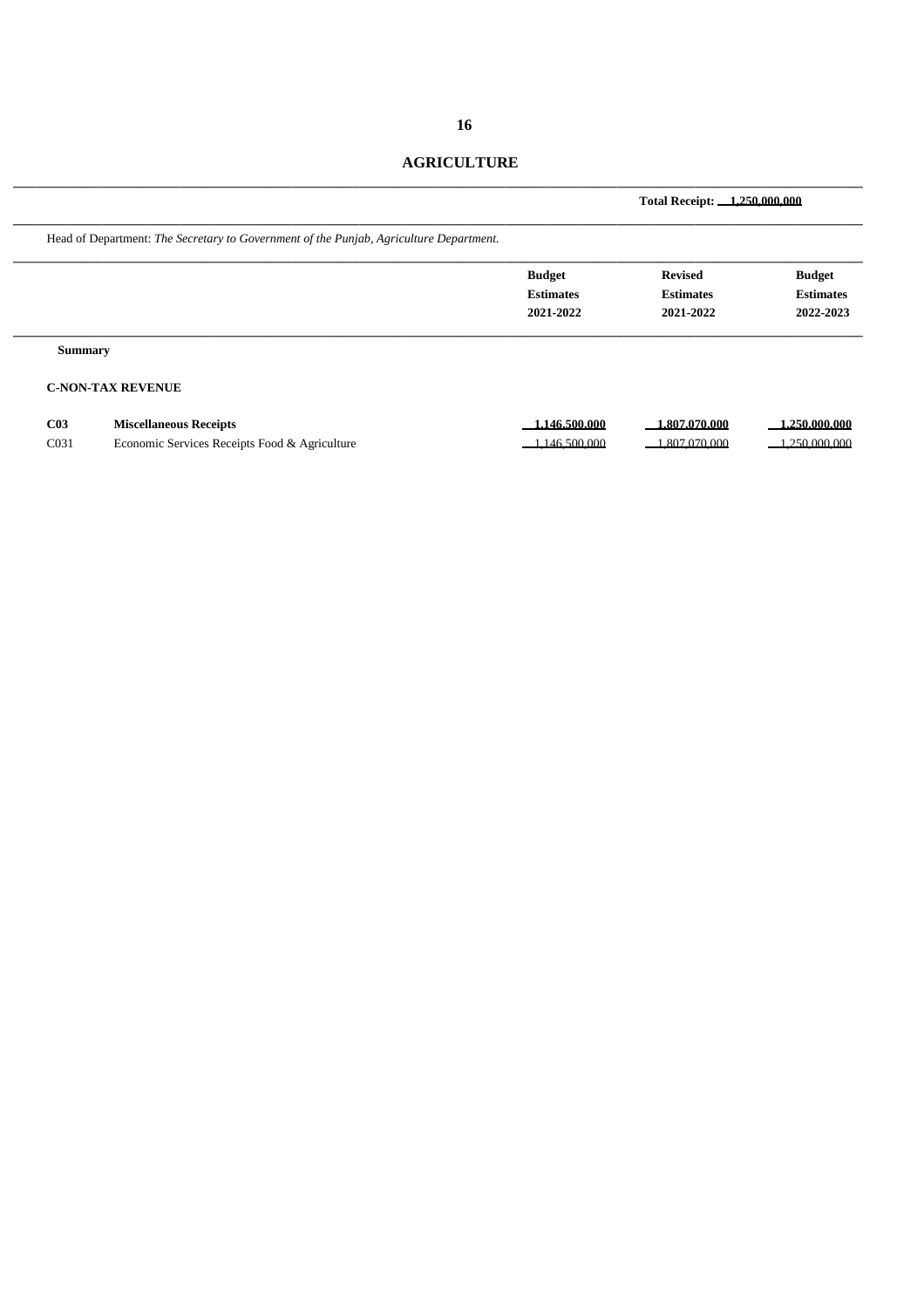# AGRICULTURE

**Total Receipt: 1,250,000,000**

Head of Department: *The Secretary to Government of the Punjab, Agriculture Department.*

| | | Budget Estimates 2021-2022 | Revised Estimates 2021-2022 | Budget Estimates 2022-2023 |
|---|---|---|---|---|
| **Summary** | | | | |
| **C-NON-TAX REVENUE** | | | | |
| **C03** | **Miscellaneous Receipts** | **1,146,500,000** | **1,807,070,000** | **1,250,000,000** |
| C031 | Economic Services Receipts Food & Agriculture | 1,146,500,000 | 1,807,070,000 | 1,250,000,000 |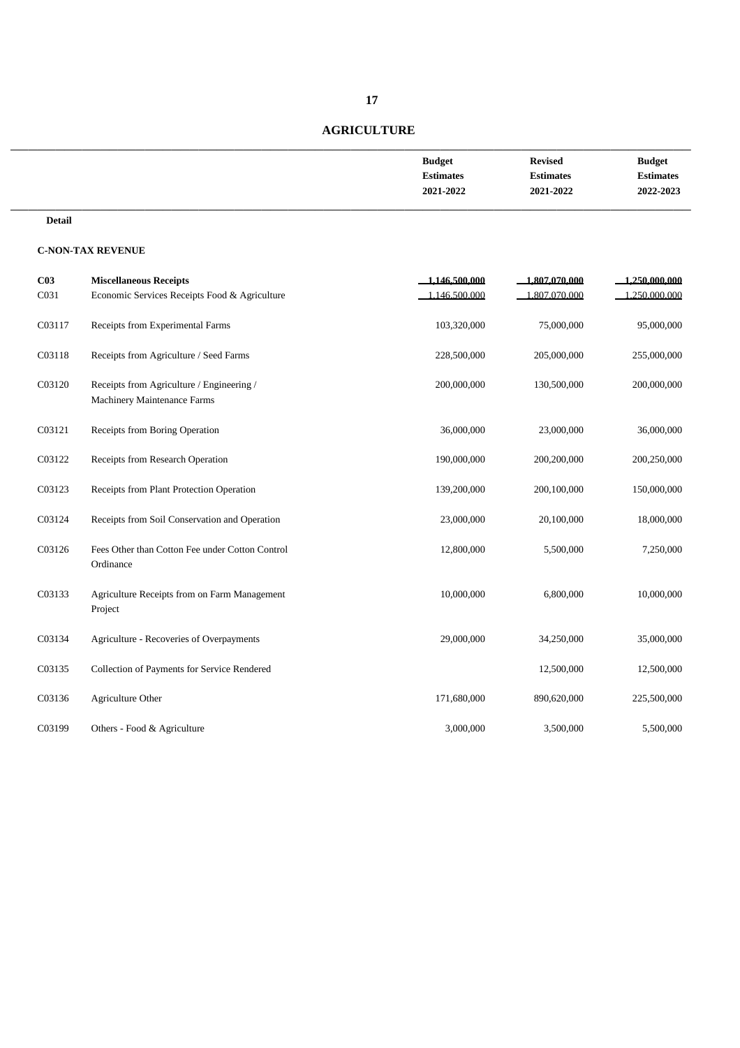# AGRICULTURE

| | | Budget Estimates 2021-2022 | Revised Estimates 2021-2022 | Budget Estimates 2022-2023 |
|---|---|---|---|---|
| **Detail** | | | | |
| **C-NON-TAX REVENUE** | | | | |
| **C03** | **Miscellaneous Receipts** | **1,146,500,000** | **1,807,070,000** | **1,250,000,000** |
| C031 | Economic Services Receipts Food & Agriculture | 1,146,500,000 | 1,807,070,000 | 1,250,000,000 |
| C03117 | Receipts from Experimental Farms | 103,320,000 | 75,000,000 | 95,000,000 |
| C03118 | Receipts from Agriculture / Seed Farms | 228,500,000 | 205,000,000 | 255,000,000 |
| C03120 | Receipts from Agriculture / Engineering / Machinery Maintenance Farms | 200,000,000 | 130,500,000 | 200,000,000 |
| C03121 | Receipts from Boring Operation | 36,000,000 | 23,000,000 | 36,000,000 |
| C03122 | Receipts from Research Operation | 190,000,000 | 200,200,000 | 200,250,000 |
| C03123 | Receipts from Plant Protection Operation | 139,200,000 | 200,100,000 | 150,000,000 |
| C03124 | Receipts from Soil Conservation and Operation | 23,000,000 | 20,100,000 | 18,000,000 |
| C03126 | Fees Other than Cotton Fee under Cotton Control Ordinance | 12,800,000 | 5,500,000 | 7,250,000 |
| C03133 | Agriculture Receipts from on Farm Management Project | 10,000,000 | 6,800,000 | 10,000,000 |
| C03134 | Agriculture - Recoveries of Overpayments | 29,000,000 | 34,250,000 | 35,000,000 |
| C03135 | Collection of Payments for Service Rendered | | 12,500,000 | 12,500,000 |
| C03136 | Agriculture Other | 171,680,000 | 890,620,000 | 225,500,000 |
| C03199 | Others - Food & Agriculture | 3,000,000 | 3,500,000 | 5,500,000 |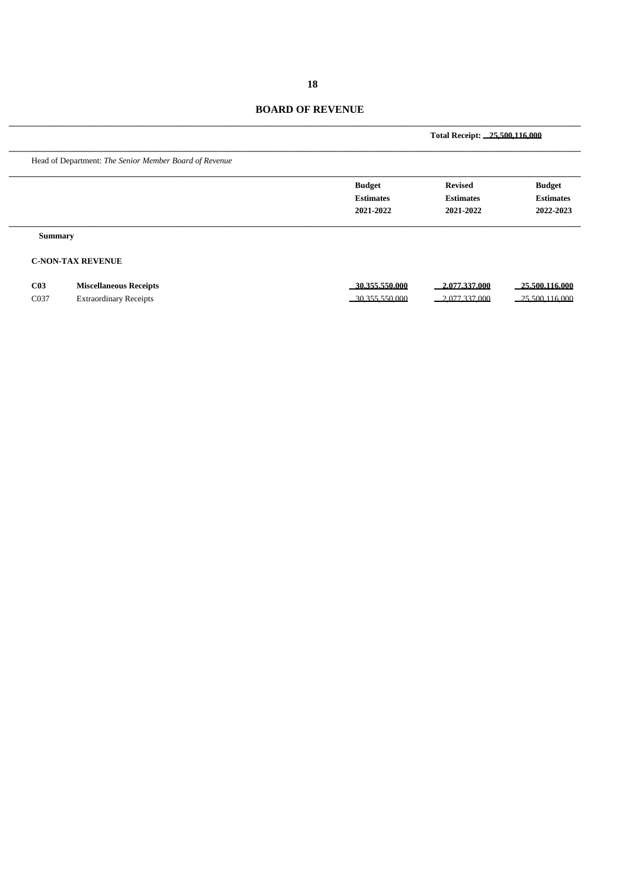# BOARD OF REVENUE

**Total Receipt: 25,500,116,000**

Head of Department: *The Senior Member Board of Revenue*

| | | Budget Estimates 2021-2022 | Revised Estimates 2021-2022 | Budget Estimates 2022-2023 |
|---|---|---|---|---|
| **Summary** | | | | |
| **C-NON-TAX REVENUE** | | | | |
| **C03** | **Miscellaneous Receipts** | **30,355,550,000** | **2,077,337,000** | **25,500,116,000** |
| C037 | Extraordinary Receipts | 30,355,550,000 | 2,077,337,000 | 25,500,116,000 |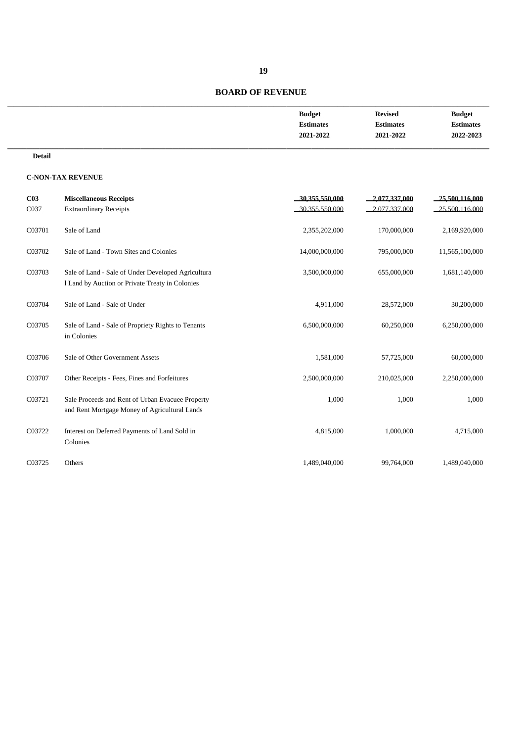# BOARD OF REVENUE

| | | Budget Estimates 2021-2022 | Revised Estimates 2021-2022 | Budget Estimates 2022-2023 |
|---|---|---|---|---|
| **Detail** | | | | |
| **C-NON-TAX REVENUE** | | | | |
| **C03** | **Miscellaneous Receipts** | **30,355,550,000** | **2,077,337,000** | **25,500,116,000** |
| C037 | Extraordinary Receipts | 30,355,550,000 | 2,077,337,000 | 25,500,116,000 |
| C03701 | Sale of Land | 2,355,202,000 | 170,000,000 | 2,169,920,000 |
| C03702 | Sale of Land - Town Sites and Colonies | 14,000,000,000 | 795,000,000 | 11,565,100,000 |
| C03703 | Sale of Land - Sale of Under Developed Agricultura l Land by Auction or Private Treaty in Colonies | 3,500,000,000 | 655,000,000 | 1,681,140,000 |
| C03704 | Sale of Land - Sale of Under | 4,911,000 | 28,572,000 | 30,200,000 |
| C03705 | Sale of Land - Sale of Propriety Rights to Tenants in Colonies | 6,500,000,000 | 60,250,000 | 6,250,000,000 |
| C03706 | Sale of Other Government Assets | 1,581,000 | 57,725,000 | 60,000,000 |
| C03707 | Other Receipts - Fees, Fines and Forfeitures | 2,500,000,000 | 210,025,000 | 2,250,000,000 |
| C03721 | Sale Proceeds and Rent of Urban Evacuee Property and Rent Mortgage Money of Agricultural Lands | 1,000 | 1,000 | 1,000 |
| C03722 | Interest on Deferred Payments of Land Sold in Colonies | 4,815,000 | 1,000,000 | 4,715,000 |
| C03725 | Others | 1,489,040,000 | 99,764,000 | 1,489,040,000 |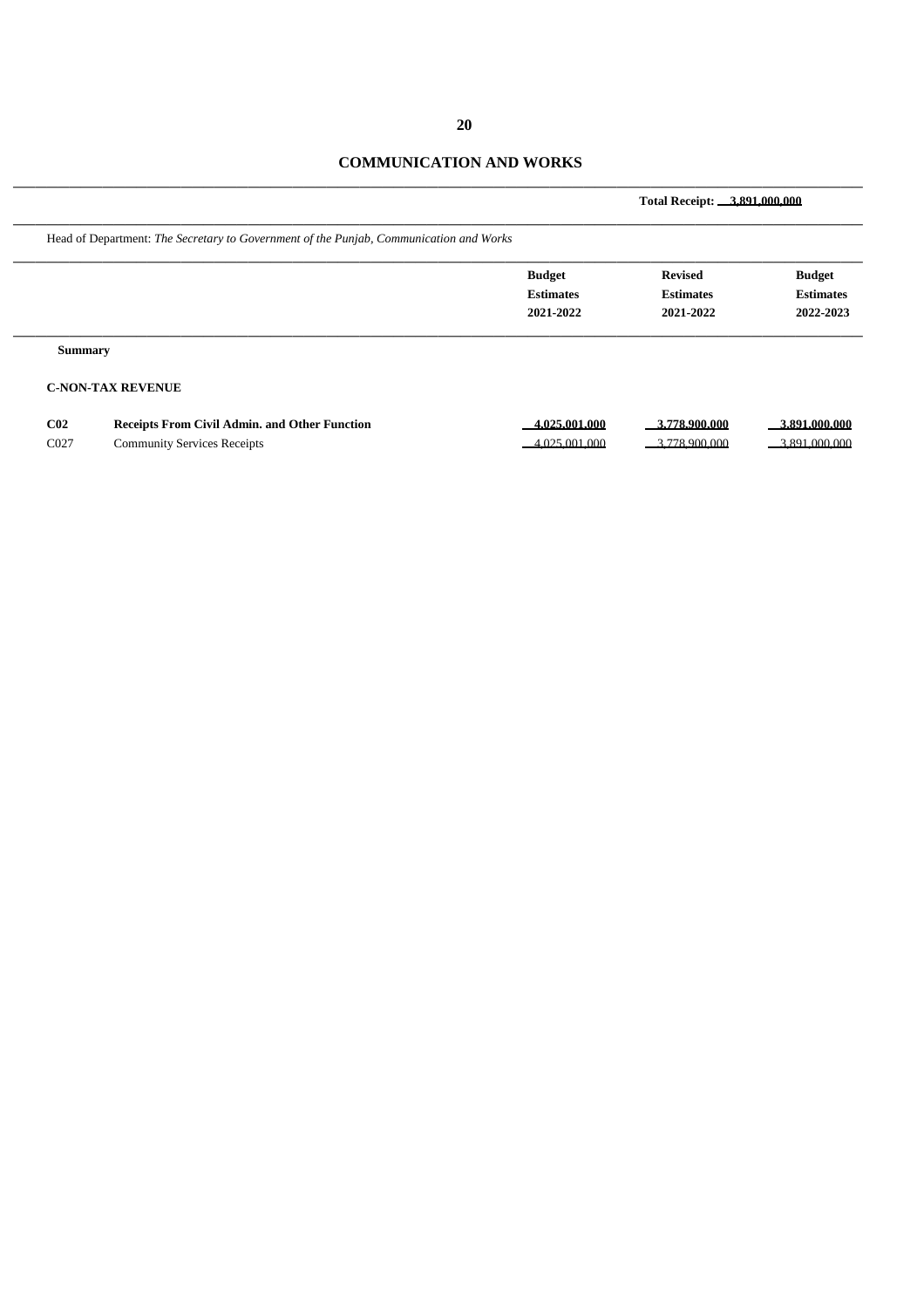# COMMUNICATION AND WORKS

**Total Receipt: 3,891,000,000**

Head of Department: *The Secretary to Government of the Punjab, Communication and Works*

| | | Budget Estimates 2021-2022 | Revised Estimates 2021-2022 | Budget Estimates 2022-2023 |
|---|---|---|---|---|
| **Summary** | | | | |
| **C-NON-TAX REVENUE** | | | | |
| **C02** | **Receipts From Civil Admin. and Other Function** | **4,025,001,000** | **3,778,900,000** | **3,891,000,000** |
| C027 | Community Services Receipts | 4,025,001,000 | 3,778,900,000 | 3,891,000,000 |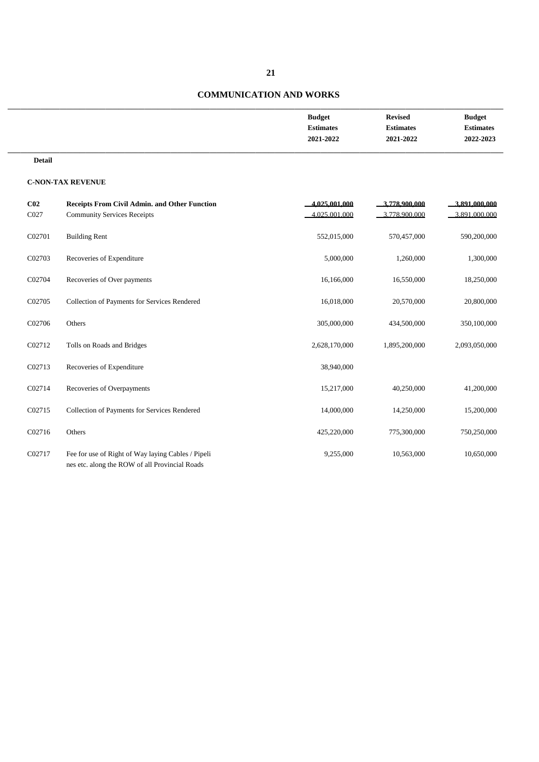# COMMUNICATION AND WORKS

| | | Budget Estimates 2021-2022 | Revised Estimates 2021-2022 | Budget Estimates 2022-2023 |
|---|---|---|---|---|
| **Detail** | | | | |
| **C-NON-TAX REVENUE** | | | | |
| **C02** | **Receipts From Civil Admin. and Other Function** | **4,025,001,000** | **3,778,900,000** | **3,891,000,000** |
| C027 | Community Services Receipts | 4,025,001,000 | 3,778,900,000 | 3,891,000,000 |
| C02701 | Building Rent | 552,015,000 | 570,457,000 | 590,200,000 |
| C02703 | Recoveries of Expenditure | 5,000,000 | 1,260,000 | 1,300,000 |
| C02704 | Recoveries of Over payments | 16,166,000 | 16,550,000 | 18,250,000 |
| C02705 | Collection of Payments for Services Rendered | 16,018,000 | 20,570,000 | 20,800,000 |
| C02706 | Others | 305,000,000 | 434,500,000 | 350,100,000 |
| C02712 | Tolls on Roads and Bridges | 2,628,170,000 | 1,895,200,000 | 2,093,050,000 |
| C02713 | Recoveries of Expenditure | 38,940,000 | | |
| C02714 | Recoveries of Overpayments | 15,217,000 | 40,250,000 | 41,200,000 |
| C02715 | Collection of Payments for Services Rendered | 14,000,000 | 14,250,000 | 15,200,000 |
| C02716 | Others | 425,220,000 | 775,300,000 | 750,250,000 |
| C02717 | Fee for use of Right of Way laying Cables / Pipelines etc. along the ROW of all Provincial Roads | 9,255,000 | 10,563,000 | 10,650,000 |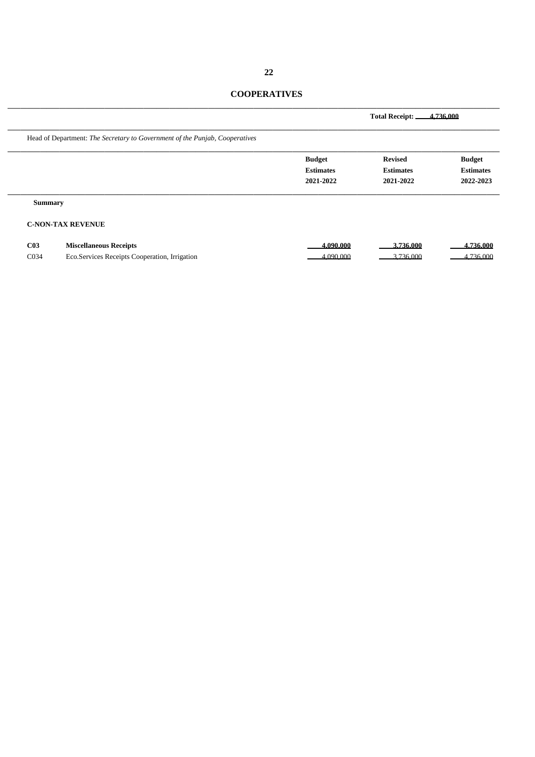# COOPERATIVES

**Total Receipt: 4,736,000**

Head of Department: *The Secretary to Government of the Punjab, Cooperatives*

| | | Budget Estimates 2021-2022 | Revised Estimates 2021-2022 | Budget Estimates 2022-2023 |
|---|---|---|---|---|
| **Summary** | | | | |
| **C-NON-TAX REVENUE** | | | | |
| **C03** | **Miscellaneous Receipts** | **4,090,000** | **3,736,000** | **4,736,000** |
| C034 | Eco.Services Receipts Cooperation, Irrigation | 4,090,000 | 3,736,000 | 4,736,000 |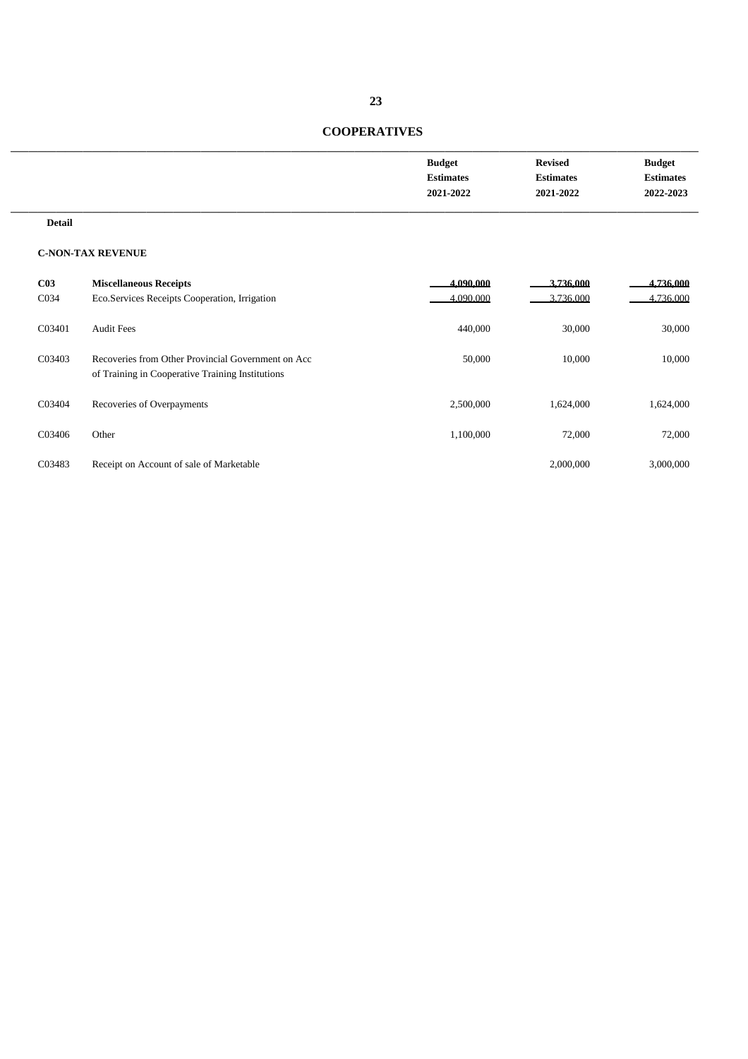# COOPERATIVES

| | | Budget Estimates 2021-2022 | Revised Estimates 2021-2022 | Budget Estimates 2022-2023 |
|---|---|---|---|---|
| **Detail** | | | | |
| **C-NON-TAX REVENUE** | | | | |
| **C03** | **Miscellaneous Receipts** | **4,090,000** | **3,736,000** | **4,736,000** |
| C034 | Eco.Services Receipts Cooperation, Irrigation | 4,090,000 | 3,736,000 | 4,736,000 |
| C03401 | Audit Fees | 440,000 | 30,000 | 30,000 |
| C03403 | Recoveries from Other Provincial Government on Acc of Training in Cooperative Training Institutions | 50,000 | 10,000 | 10,000 |
| C03404 | Recoveries of Overpayments | 2,500,000 | 1,624,000 | 1,624,000 |
| C03406 | Other | 1,100,000 | 72,000 | 72,000 |
| C03483 | Receipt on Account of sale of Marketable | | 2,000,000 | 3,000,000 |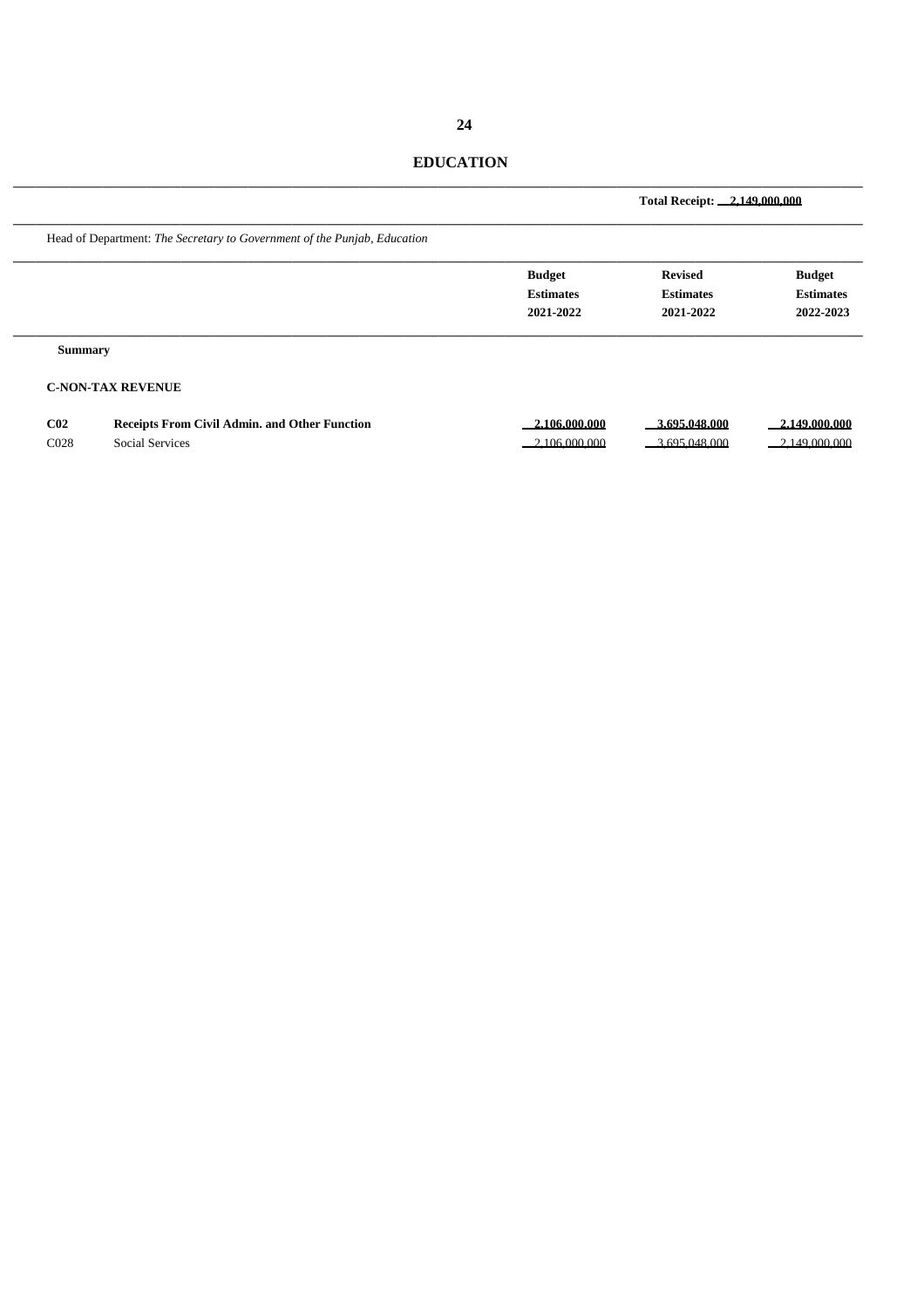# EDUCATION

**Total Receipt: 2,149,000,000**

Head of Department: *The Secretary to Government of the Punjab, Education*

| | | Budget Estimates 2021-2022 | Revised Estimates 2021-2022 | Budget Estimates 2022-2023 |
|---|---|---|---|---|
| **Summary** | | | | |
| **C-NON-TAX REVENUE** | | | | |
| **C02** | **Receipts From Civil Admin. and Other Function** | **2,106,000,000** | **3,695,048,000** | **2,149,000,000** |
| C028 | Social Services | 2,106,000,000 | 3,695,048,000 | 2,149,000,000 |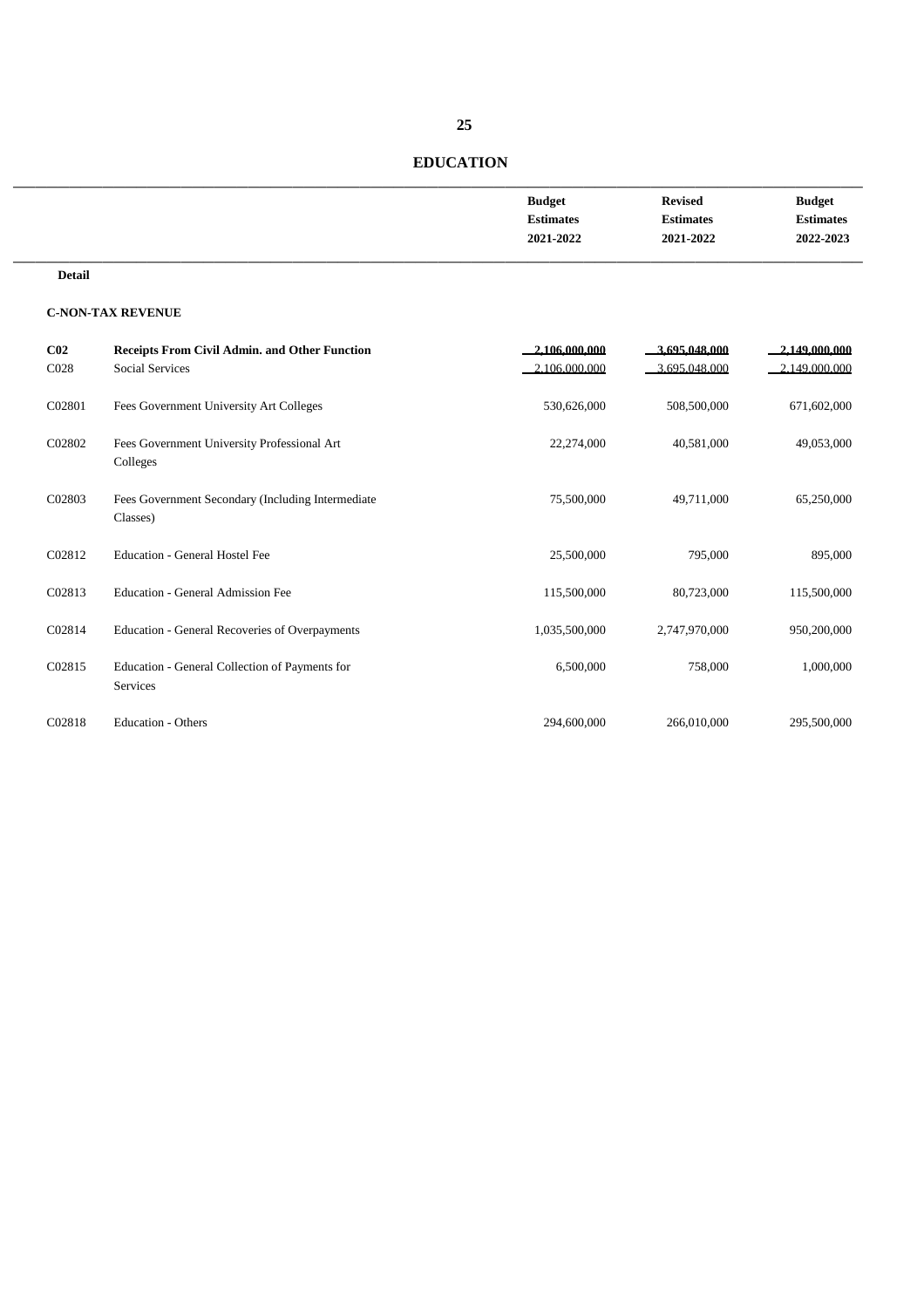# EDUCATION

| | | Budget Estimates 2021-2022 | Revised Estimates 2021-2022 | Budget Estimates 2022-2023 |
|---|---|---|---|---|
| **Detail** | | | | |
| **C-NON-TAX REVENUE** | | | | |
| **C02** | **Receipts From Civil Admin. and Other Function** | **2,106,000,000** | **3,695,048,000** | **2,149,000,000** |
| C028 | Social Services | 2,106,000,000 | 3,695,048,000 | 2,149,000,000 |
| C02801 | Fees Government University Art Colleges | 530,626,000 | 508,500,000 | 671,602,000 |
| C02802 | Fees Government University Professional Art Colleges | 22,274,000 | 40,581,000 | 49,053,000 |
| C02803 | Fees Government Secondary (Including Intermediate Classes) | 75,500,000 | 49,711,000 | 65,250,000 |
| C02812 | Education - General Hostel Fee | 25,500,000 | 795,000 | 895,000 |
| C02813 | Education - General Admission Fee | 115,500,000 | 80,723,000 | 115,500,000 |
| C02814 | Education - General Recoveries of Overpayments | 1,035,500,000 | 2,747,970,000 | 950,200,000 |
| C02815 | Education - General Collection of Payments for Services | 6,500,000 | 758,000 | 1,000,000 |
| C02818 | Education - Others | 294,600,000 | 266,010,000 | 295,500,000 |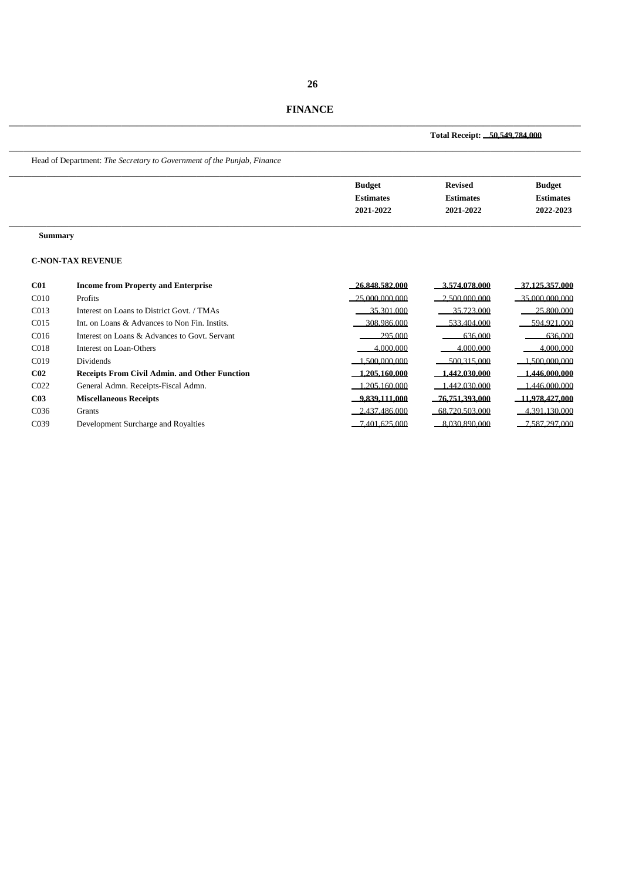# FINANCE

**Total Receipt: 50,549,784,000**

Head of Department: *The Secretary to Government of the Punjab, Finance*

| | | Budget Estimates 2021-2022 | Revised Estimates 2021-2022 | Budget Estimates 2022-2023 |
|---|---|---|---|---|
| **Summary** | | | | |
| **C-NON-TAX REVENUE** | | | | |
| **C01** | **Income from Property and Enterprise** | **26,848,582,000** | **3,574,078,000** | **37,125,357,000** |
| C010 | Profits | 25,000,000,000 | 2,500,000,000 | 35,000,000,000 |
| C013 | Interest on Loans to District Govt. / TMAs | 35,301,000 | 35,723,000 | 25,800,000 |
| C015 | Int. on Loans & Advances to Non Fin. Instits. | 308,986,000 | 533,404,000 | 594,921,000 |
| C016 | Interest on Loans & Advances to Govt. Servant | 295,000 | 636,000 | 636,000 |
| C018 | Interest on Loan-Others | 4,000,000 | 4,000,000 | 4,000,000 |
| C019 | Dividends | 1,500,000,000 | 500,315,000 | 1,500,000,000 |
| **C02** | **Receipts From Civil Admin. and Other Function** | **1,205,160,000** | **1,442,030,000** | **1,446,000,000** |
| C022 | General Admn. Receipts-Fiscal Admn. | 1,205,160,000 | 1,442,030,000 | 1,446,000,000 |
| **C03** | **Miscellaneous Receipts** | **9,839,111,000** | **76,751,393,000** | **11,978,427,000** |
| C036 | Grants | 2,437,486,000 | 68,720,503,000 | 4,391,130,000 |
| C039 | Development Surcharge and Royalties | 7,401,625,000 | 8,030,890,000 | 7,587,297,000 |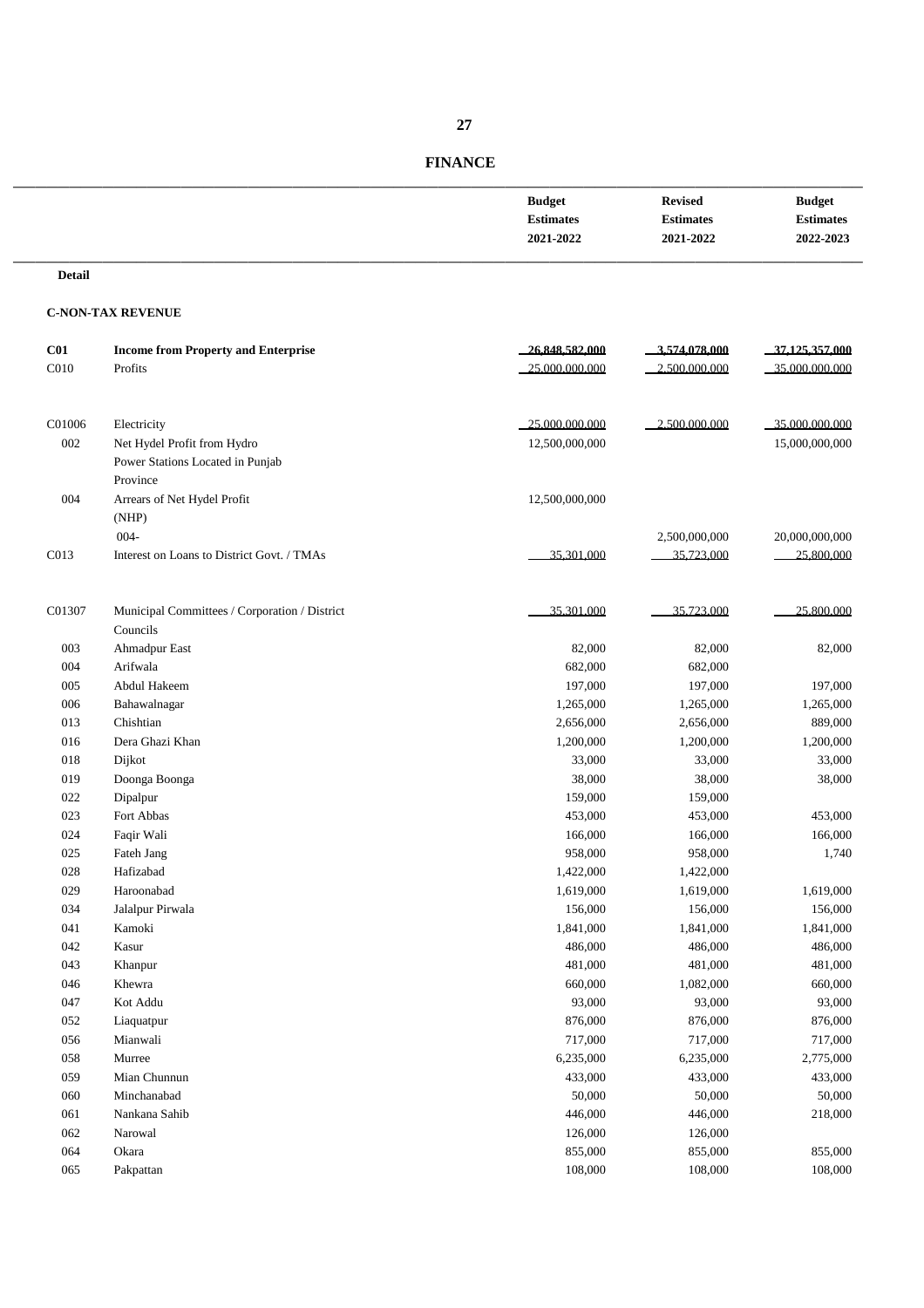# FINANCE

| | | Budget Estimates 2021-2022 | Revised Estimates 2021-2022 | Budget Estimates 2022-2023 |
|---|---|---|---|---|
| **Detail** | | | | |
| **C-NON-TAX REVENUE** | | | | |
| **C01** | **Income from Property and Enterprise** | 26,848,582,000 | 3,574,078,000 | 37,125,357,000 |
| C010 | Profits | 25,000,000,000 | 2,500,000,000 | 35,000,000,000 |
| C01006 | Electricity | 25,000,000,000 | 2,500,000,000 | 35,000,000,000 |
| 002 | Net Hydel Profit from Hydro Power Stations Located in Punjab Province | 12,500,000,000 | | 15,000,000,000 |
| 004 | Arrears of Net Hydel Profit (NHP) | 12,500,000,000 | | |
| | 004- | | 2,500,000,000 | 20,000,000,000 |
| C013 | Interest on Loans to District Govt. / TMAs | 35,301,000 | 35,723,000 | 25,800,000 |
| C01307 | Municipal Committees / Corporation / District Councils | 35,301,000 | 35,723,000 | 25,800,000 |
| 003 | Ahmadpur East | 82,000 | 82,000 | 82,000 |
| 004 | Arifwala | 682,000 | 682,000 | |
| 005 | Abdul Hakeem | 197,000 | 197,000 | 197,000 |
| 006 | Bahawalnagar | 1,265,000 | 1,265,000 | 1,265,000 |
| 013 | Chishtian | 2,656,000 | 2,656,000 | 889,000 |
| 016 | Dera Ghazi Khan | 1,200,000 | 1,200,000 | 1,200,000 |
| 018 | Dijkot | 33,000 | 33,000 | 33,000 |
| 019 | Doonga Boonga | 38,000 | 38,000 | 38,000 |
| 022 | Dipalpur | 159,000 | 159,000 | |
| 023 | Fort Abbas | 453,000 | 453,000 | 453,000 |
| 024 | Faqir Wali | 166,000 | 166,000 | 166,000 |
| 025 | Fateh Jang | 958,000 | 958,000 | 1,740 |
| 028 | Hafizabad | 1,422,000 | 1,422,000 | |
| 029 | Haroonabad | 1,619,000 | 1,619,000 | 1,619,000 |
| 034 | Jalalpur Pirwala | 156,000 | 156,000 | 156,000 |
| 041 | Kamoki | 1,841,000 | 1,841,000 | 1,841,000 |
| 042 | Kasur | 486,000 | 486,000 | 486,000 |
| 043 | Khanpur | 481,000 | 481,000 | 481,000 |
| 046 | Khewra | 660,000 | 1,082,000 | 660,000 |
| 047 | Kot Addu | 93,000 | 93,000 | 93,000 |
| 052 | Liaquatpur | 876,000 | 876,000 | 876,000 |
| 056 | Mianwali | 717,000 | 717,000 | 717,000 |
| 058 | Murree | 6,235,000 | 6,235,000 | 2,775,000 |
| 059 | Mian Chunnun | 433,000 | 433,000 | 433,000 |
| 060 | Minchanabad | 50,000 | 50,000 | 50,000 |
| 061 | Nankana Sahib | 446,000 | 446,000 | 218,000 |
| 062 | Narowal | 126,000 | 126,000 | |
| 064 | Okara | 855,000 | 855,000 | 855,000 |
| 065 | Pakpattan | 108,000 | 108,000 | 108,000 |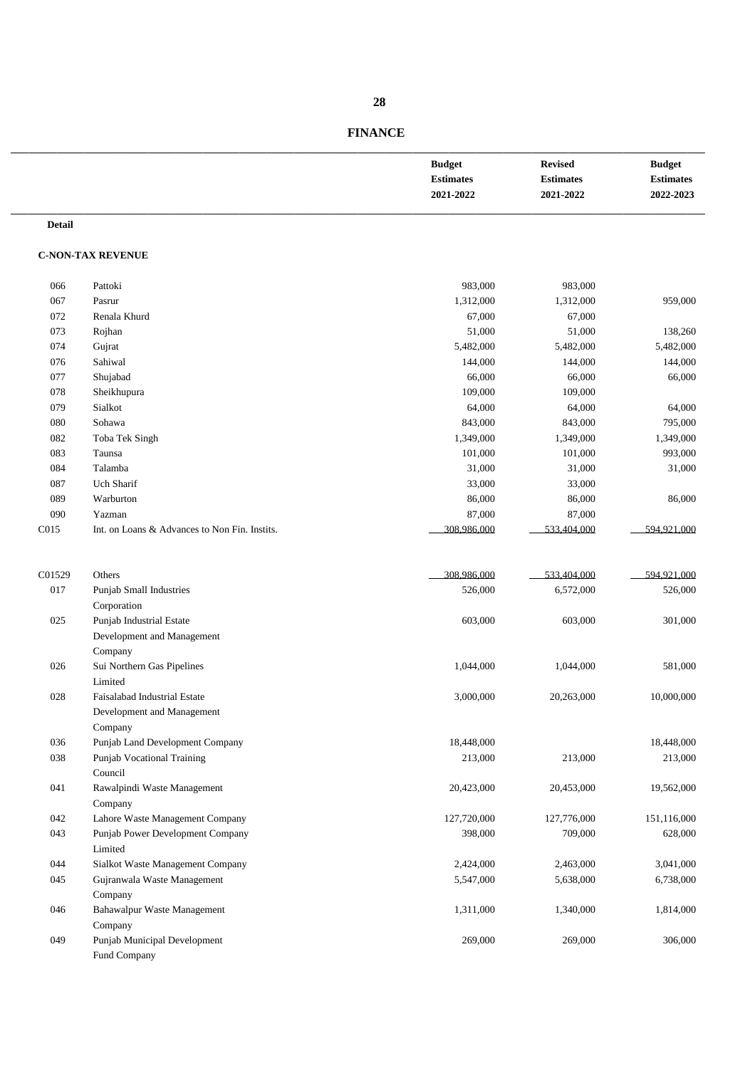# FINANCE

| | | Budget Estimates 2021-2022 | Revised Estimates 2021-2022 | Budget Estimates 2022-2023 |
|---|---|---|---|---|
| **Detail** | | | | |
| **C-NON-TAX REVENUE** | | | | |
| 066 | Pattoki | 983,000 | 983,000 | |
| 067 | Pasrur | 1,312,000 | 1,312,000 | 959,000 |
| 072 | Renala Khurd | 67,000 | 67,000 | |
| 073 | Rojhan | 51,000 | 51,000 | 138,260 |
| 074 | Gujrat | 5,482,000 | 5,482,000 | 5,482,000 |
| 076 | Sahiwal | 144,000 | 144,000 | 144,000 |
| 077 | Shujabad | 66,000 | 66,000 | 66,000 |
| 078 | Sheikhupura | 109,000 | 109,000 | |
| 079 | Sialkot | 64,000 | 64,000 | 64,000 |
| 080 | Sohawa | 843,000 | 843,000 | 795,000 |
| 082 | Toba Tek Singh | 1,349,000 | 1,349,000 | 1,349,000 |
| 083 | Taunsa | 101,000 | 101,000 | 993,000 |
| 084 | Talamba | 31,000 | 31,000 | 31,000 |
| 087 | Uch Sharif | 33,000 | 33,000 | |
| 089 | Warburton | 86,000 | 86,000 | 86,000 |
| 090 | Yazman | 87,000 | 87,000 | |
| C015 | Int. on Loans & Advances to Non Fin. Instits. | 308,986,000 | 533,404,000 | 594,921,000 |
| C01529 | Others | 308,986,000 | 533,404,000 | 594,921,000 |
| 017 | Punjab Small Industries Corporation | 526,000 | 6,572,000 | 526,000 |
| 025 | Punjab Industrial Estate Development and Management Company | 603,000 | 603,000 | 301,000 |
| 026 | Sui Northern Gas Pipelines Limited | 1,044,000 | 1,044,000 | 581,000 |
| 028 | Faisalabad Industrial Estate Development and Management Company | 3,000,000 | 20,263,000 | 10,000,000 |
| 036 | Punjab Land Development Company | 18,448,000 | | 18,448,000 |
| 038 | Punjab Vocational Training Council | 213,000 | 213,000 | 213,000 |
| 041 | Rawalpindi Waste Management Company | 20,423,000 | 20,453,000 | 19,562,000 |
| 042 | Lahore Waste Management Company | 127,720,000 | 127,776,000 | 151,116,000 |
| 043 | Punjab Power Development Company Limited | 398,000 | 709,000 | 628,000 |
| 044 | Sialkot Waste Management Company | 2,424,000 | 2,463,000 | 3,041,000 |
| 045 | Gujranwala Waste Management Company | 5,547,000 | 5,638,000 | 6,738,000 |
| 046 | Bahawalpur Waste Management Company | 1,311,000 | 1,340,000 | 1,814,000 |
| 049 | Punjab Municipal Development Fund Company | 269,000 | 269,000 | 306,000 |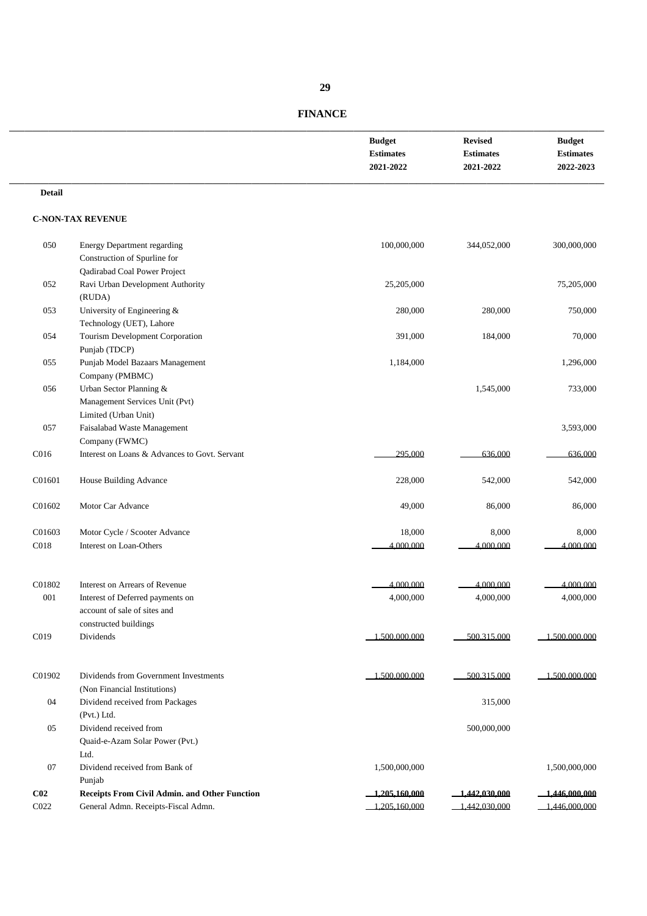## FINANCE

| | | Budget Estimates 2021-2022 | Revised Estimates 2021-2022 | Budget Estimates 2022-2023 |
|---|---|---|---|---|
| **Detail** | | | | |
| | **C-NON-TAX REVENUE** | | | |
| 050 | Energy Department regarding Construction of Spurline for Qadirabad Coal Power Project | 100,000,000 | 344,052,000 | 300,000,000 |
| 052 | Ravi Urban Development Authority (RUDA) | 25,205,000 | | 75,205,000 |
| 053 | University of Engineering & Technology (UET), Lahore | 280,000 | 280,000 | 750,000 |
| 054 | Tourism Development Corporation Punjab (TDCP) | 391,000 | 184,000 | 70,000 |
| 055 | Punjab Model Bazaars Management Company (PMBMC) | 1,184,000 | | 1,296,000 |
| 056 | Urban Sector Planning & Management Services Unit (Pvt) Limited (Urban Unit) | | 1,545,000 | 733,000 |
| 057 | Faisalabad Waste Management Company (FWMC) | | | 3,593,000 |
| C016 | Interest on Loans & Advances to Govt. Servant | 295,000 | 636,000 | 636,000 |
| C01601 | House Building Advance | 228,000 | 542,000 | 542,000 |
| C01602 | Motor Car Advance | 49,000 | 86,000 | 86,000 |
| C01603 | Motor Cycle / Scooter Advance | 18,000 | 8,000 | 8,000 |
| C018 | Interest on Loan-Others | 4,000,000 | 4,000,000 | 4,000,000 |
| C01802 | Interest on Arrears of Revenue | 4,000,000 | 4,000,000 | 4,000,000 |
| 001 | Interest of Deferred payments on account of sale of sites and constructed buildings | 4,000,000 | 4,000,000 | 4,000,000 |
| C019 | Dividends | 1,500,000,000 | 500,315,000 | 1,500,000,000 |
| C01902 | Dividends from Government Investments (Non Financial Institutions) | 1,500,000,000 | 500,315,000 | 1,500,000,000 |
| 04 | Dividend received from Packages (Pvt.) Ltd. | | 315,000 | |
| 05 | Dividend received from Quaid-e-Azam Solar Power (Pvt.) Ltd. | | 500,000,000 | |
| 07 | Dividend received from Bank of Punjab | 1,500,000,000 | | 1,500,000,000 |
| **C02** | **Receipts From Civil Admin. and Other Function** | **1,205,160,000** | **1,442,030,000** | **1,446,000,000** |
| C022 | General Admn. Receipts-Fiscal Admn. | 1,205,160,000 | 1,442,030,000 | 1,446,000,000 |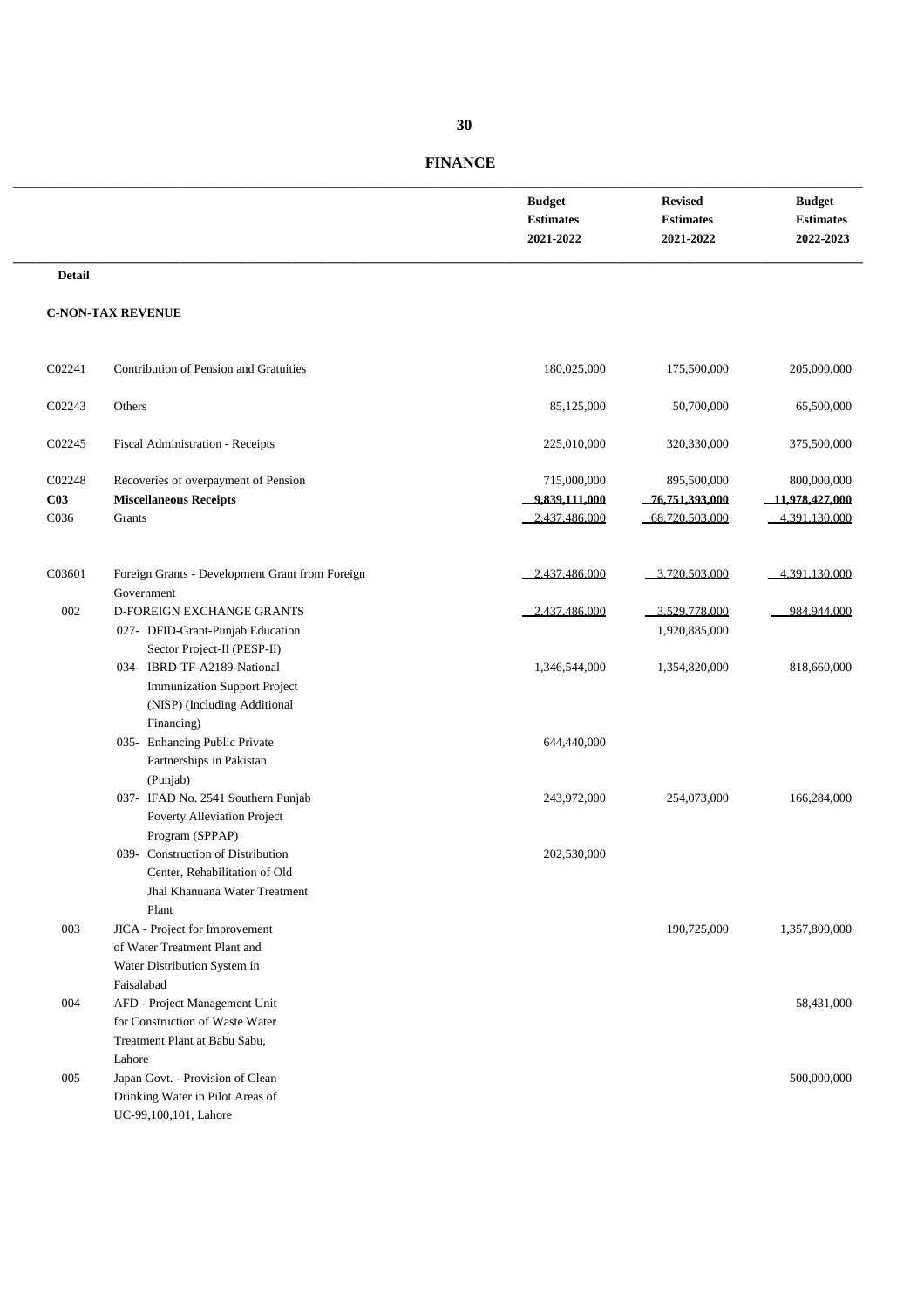## FINANCE

| | | Budget Estimates 2021-2022 | Revised Estimates 2021-2022 | Budget Estimates 2022-2023 |
|---|---|---|---|---|
| **Detail** | | | | |
| **C-NON-TAX REVENUE** | | | | |
| C02241 | Contribution of Pension and Gratuities | 180,025,000 | 175,500,000 | 205,000,000 |
| C02243 | Others | 85,125,000 | 50,700,000 | 65,500,000 |
| C02245 | Fiscal Administration - Receipts | 225,010,000 | 320,330,000 | 375,500,000 |
| C02248 | Recoveries of overpayment of Pension | 715,000,000 | 895,500,000 | 800,000,000 |
| **C03** | **Miscellaneous Receipts** | 9,839,111,000 | 76,751,393,000 | 11,978,427,000 |
| C036 | Grants | 2,437,486,000 | 68,720,503,000 | 4,391,130,000 |
| C03601 | Foreign Grants - Development Grant from Foreign Government | 2,437,486,000 | 3,720,503,000 | 4,391,130,000 |
| 002 | D-FOREIGN EXCHANGE GRANTS | 2,437,486,000 | 3,529,778,000 | 984,944,000 |
| | 027- DFID-Grant-Punjab Education Sector Project-II (PESP-II) | | 1,920,885,000 | |
| | 034- IBRD-TF-A2189-National Immunization Support Project (NISP) (Including Additional Financing) | 1,346,544,000 | 1,354,820,000 | 818,660,000 |
| | 035- Enhancing Public Private Partnerships in Pakistan (Punjab) | 644,440,000 | | |
| | 037- IFAD No. 2541 Southern Punjab Poverty Alleviation Project Program (SPPAP) | 243,972,000 | 254,073,000 | 166,284,000 |
| | 039- Construction of Distribution Center, Rehabilitation of Old Jhal Khanuana Water Treatment Plant | 202,530,000 | | |
| 003 | JICA - Project for Improvement of Water Treatment Plant and Water Distribution System in Faisalabad | | 190,725,000 | 1,357,800,000 |
| 004 | AFD - Project Management Unit for Construction of Waste Water Treatment Plant at Babu Sabu, Lahore | | | 58,431,000 |
| 005 | Japan Govt. - Provision of Clean Drinking Water in Pilot Areas of UC-99,100,101, Lahore | | | 500,000,000 |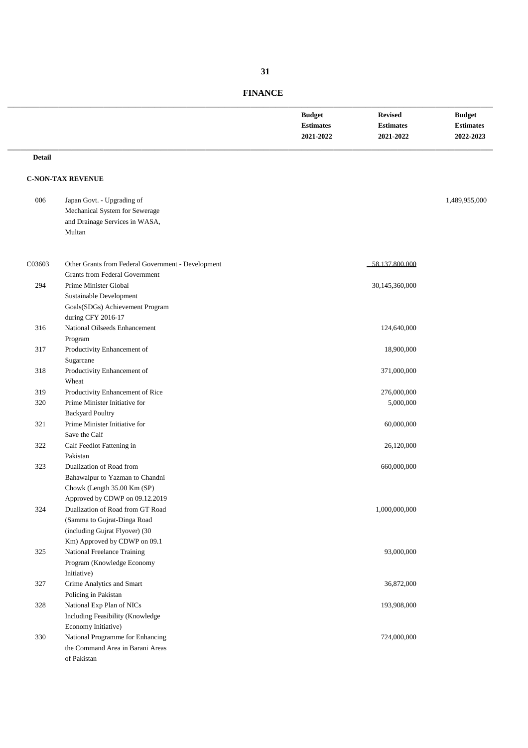# FINANCE

| | | Budget Estimates 2021-2022 | Revised Estimates 2021-2022 | Budget Estimates 2022-2023 |
|---|---|---|---|---|
| **Detail** | | | | |
| **C-NON-TAX REVENUE** | | | | |
| 006 | Japan Govt. - Upgrading of Mechanical System for Sewerage and Drainage Services in WASA, Multan | | | 1,489,955,000 |
| C03603 | Other Grants from Federal Government - Development Grants from Federal Government | | 58,137,800,000 | |
| 294 | Prime Minister Global Sustainable Development Goals(SDGs) Achievement Program during CFY 2016-17 | | 30,145,360,000 | |
| 316 | National Oilseeds Enhancement Program | | 124,640,000 | |
| 317 | Productivity Enhancement of Sugarcane | | 18,900,000 | |
| 318 | Productivity Enhancement of Wheat | | 371,000,000 | |
| 319 | Productivity Enhancement of Rice | | 276,000,000 | |
| 320 | Prime Minister Initiative for Backyard Poultry | | 5,000,000 | |
| 321 | Prime Minister Initiative for Save the Calf | | 60,000,000 | |
| 322 | Calf Feedlot Fattening in Pakistan | | 26,120,000 | |
| 323 | Dualization of Road from Bahawalpur to Yazman to Chandni Chowk (Length 35.00 Km (SP) Approved by CDWP on 09.12.2019 | | 660,000,000 | |
| 324 | Dualization of Road from GT Road (Samma to Gujrat-Dinga Road (including Gujrat Flyover) (30 Km) Approved by CDWP on 09.1 | | 1,000,000,000 | |
| 325 | National Freelance Training Program (Knowledge Economy Initiative) | | 93,000,000 | |
| 327 | Crime Analytics and Smart Policing in Pakistan | | 36,872,000 | |
| 328 | National Exp Plan of NICs Including Feasibility (Knowledge Economy Initiative) | | 193,908,000 | |
| 330 | National Programme for Enhancing the Command Area in Barani Areas of Pakistan | | 724,000,000 | |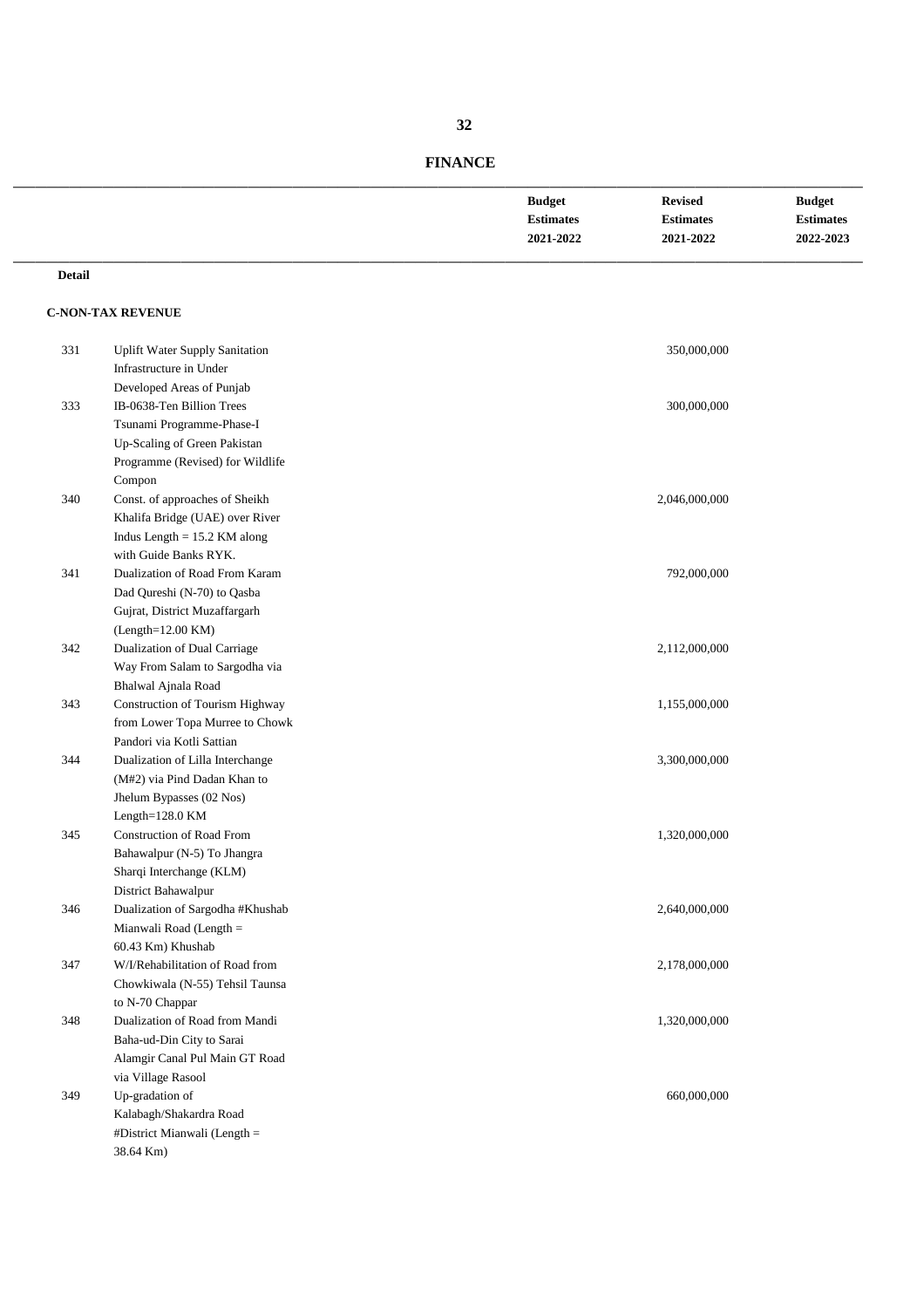## FINANCE

| | | Budget Estimates 2021-2022 | Revised Estimates 2021-2022 | Budget Estimates 2022-2023 |
|---|---|---|---|---|
| **Detail** | | | | |
| **C-NON-TAX REVENUE** | | | | |
| 331 | Uplift Water Supply Sanitation Infrastructure in Under Developed Areas of Punjab | | 350,000,000 | |
| 333 | IB-0638-Ten Billion Trees Tsunami Programme-Phase-I Up-Scaling of Green Pakistan Programme (Revised) for Wildlife Compon | | 300,000,000 | |
| 340 | Const. of approaches of Sheikh Khalifa Bridge (UAE) over River Indus Length = 15.2 KM along with Guide Banks RYK. | | 2,046,000,000 | |
| 341 | Dualization of Road From Karam Dad Qureshi (N-70) to Qasba Gujrat, District Muzaffargarh (Length=12.00 KM) | | 792,000,000 | |
| 342 | Dualization of Dual Carriage Way From Salam to Sargodha via Bhalwal Ajnala Road | | 2,112,000,000 | |
| 343 | Construction of Tourism Highway from Lower Topa Murree to Chowk Pandori via Kotli Sattian | | 1,155,000,000 | |
| 344 | Dualization of Lilla Interchange (M#2) via Pind Dadan Khan to Jhelum Bypasses (02 Nos) Length=128.0 KM | | 3,300,000,000 | |
| 345 | Construction of Road From Bahawalpur (N-5) To Jhangra Sharqi Interchange (KLM) District Bahawalpur | | 1,320,000,000 | |
| 346 | Dualization of Sargodha #Khushab Mianwali Road (Length = 60.43 Km) Khushab | | 2,640,000,000 | |
| 347 | W/I/Rehabilitation of Road from Chowkiwala (N-55) Tehsil Taunsa to N-70 Chappar | | 2,178,000,000 | |
| 348 | Dualization of Road from Mandi Baha-ud-Din City to Sarai Alamgir Canal Pul Main GT Road via Village Rasool | | 1,320,000,000 | |
| 349 | Up-gradation of Kalabagh/Shakardra Road #District Mianwali (Length = 38.64 Km) | | 660,000,000 | |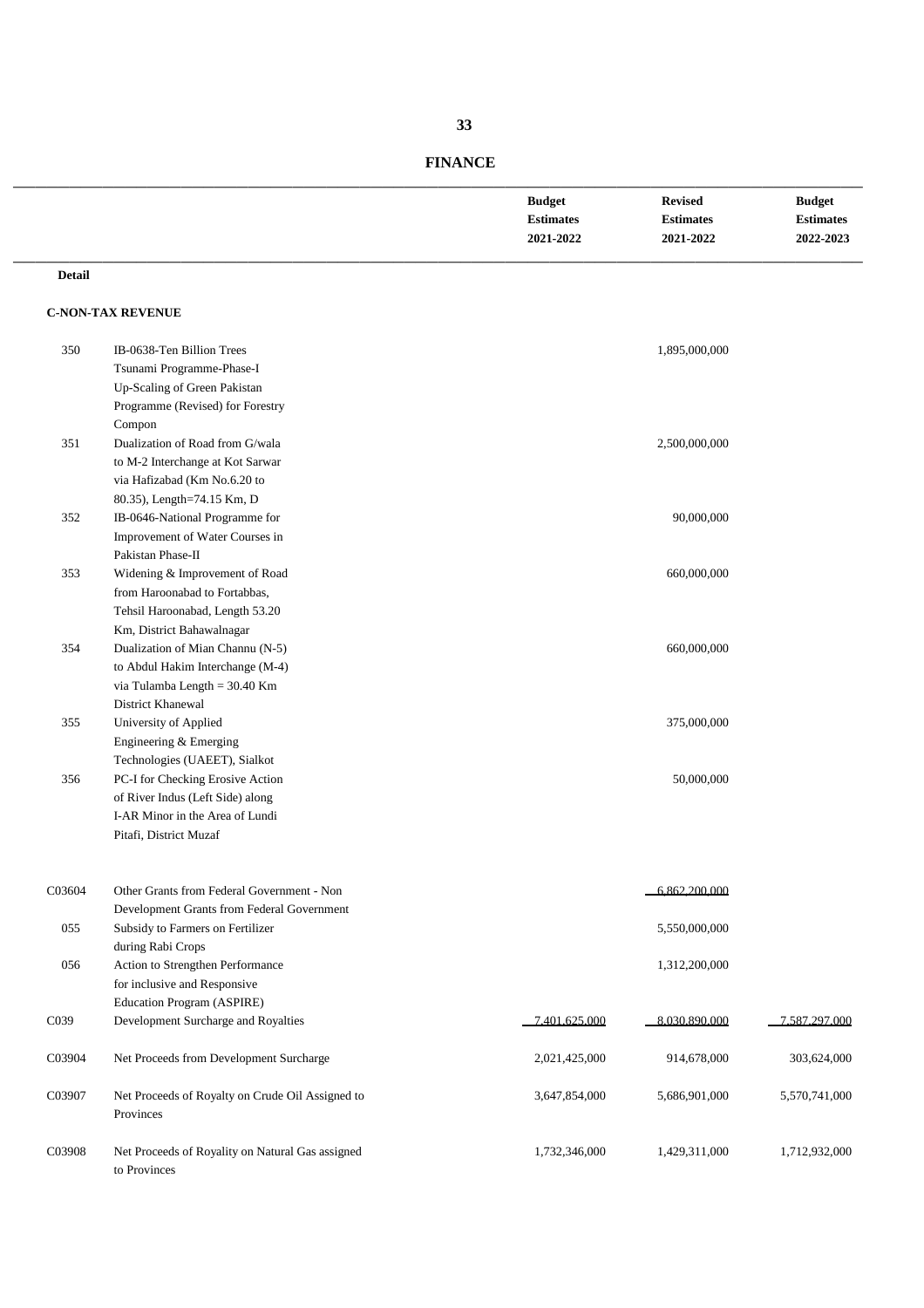## FINANCE

| | | Budget Estimates 2021-2022 | Revised Estimates 2021-2022 | Budget Estimates 2022-2023 |
|---|---|---|---|---|
| **Detail** | | | | |
| **C-NON-TAX REVENUE** | | | | |
| 350 | IB-0638-Ten Billion Trees Tsunami Programme-Phase-I Up-Scaling of Green Pakistan Programme (Revised) for Forestry Compon | | 1,895,000,000 | |
| 351 | Dualization of Road from G/wala to M-2 Interchange at Kot Sarwar via Hafizabad (Km No.6.20 to 80.35), Length=74.15 Km, D | | 2,500,000,000 | |
| 352 | IB-0646-National Programme for Improvement of Water Courses in Pakistan Phase-II | | 90,000,000 | |
| 353 | Widening & Improvement of Road from Haroonabad to Fortabbas, Tehsil Haroonabad, Length 53.20 Km, District Bahawalnagar | | 660,000,000 | |
| 354 | Dualization of Mian Channu (N-5) to Abdul Hakim Interchange (M-4) via Tulamba Length = 30.40 Km District Khanewal | | 660,000,000 | |
| 355 | University of Applied Engineering & Emerging Technologies (UAEET), Sialkot | | 375,000,000 | |
| 356 | PC-I for Checking Erosive Action of River Indus (Left Side) along I-AR Minor in the Area of Lundi Pitafi, District Muzaf | | 50,000,000 | |
| C03604 | Other Grants from Federal Government - Non Development Grants from Federal Government | | 6,862,200,000 | |
| 055 | Subsidy to Farmers on Fertilizer during Rabi Crops | | 5,550,000,000 | |
| 056 | Action to Strengthen Performance for inclusive and Responsive Education Program (ASPIRE) | | 1,312,200,000 | |
| C039 | Development Surcharge and Royalties | 7,401,625,000 | 8,030,890,000 | 7,587,297,000 |
| C03904 | Net Proceeds from Development Surcharge | 2,021,425,000 | 914,678,000 | 303,624,000 |
| C03907 | Net Proceeds of Royalty on Crude Oil Assigned to Provinces | 3,647,854,000 | 5,686,901,000 | 5,570,741,000 |
| C03908 | Net Proceeds of Royality on Natural Gas assigned to Provinces | 1,732,346,000 | 1,429,311,000 | 1,712,932,000 |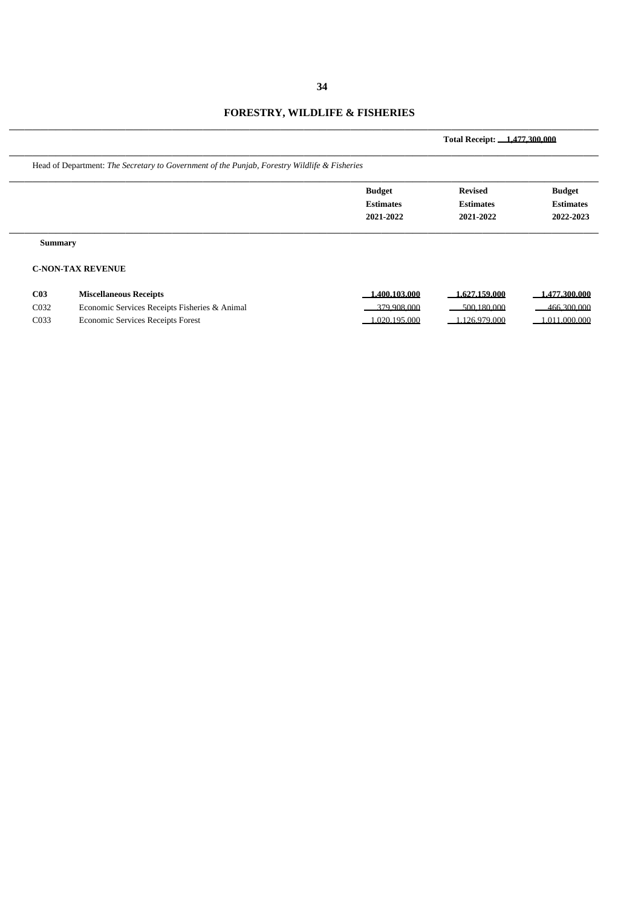# FORESTRY, WILDLIFE & FISHERIES

**Total Receipt: 1,477,300,000**

Head of Department: *The Secretary to Government of the Punjab, Forestry Wildlife & Fisheries*

| | | Budget Estimates 2021-2022 | Revised Estimates 2021-2022 | Budget Estimates 2022-2023 |
|---|---|---|---|---|
| **Summary** | | | | |
| **C-NON-TAX REVENUE** | | | | |
| **C03** | **Miscellaneous Receipts** | **1,400,103,000** | **1,627,159,000** | **1,477,300,000** |
| C032 | Economic Services Receipts Fisheries & Animal | 379,908,000 | 500,180,000 | 466,300,000 |
| C033 | Economic Services Receipts Forest | 1,020,195,000 | 1,126,979,000 | 1,011,000,000 |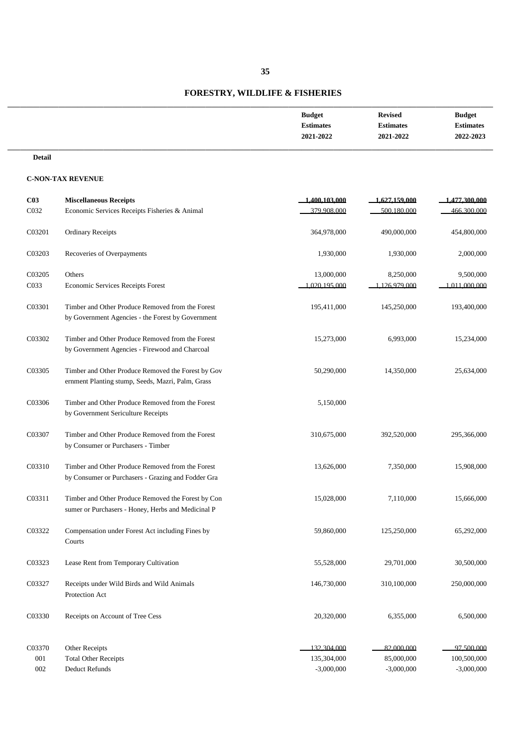## FORESTRY, WILDLIFE & FISHERIES

| | | Budget Estimates 2021-2022 | Revised Estimates 2021-2022 | Budget Estimates 2022-2023 |
|---|---|---|---|---|
| **Detail** | | | | |
| **C-NON-TAX REVENUE** | | | | |
| **C03** | **Miscellaneous Receipts** | 1,400,103,000 | 1,627,159,000 | 1,477,300,000 |
| C032 | Economic Services Receipts Fisheries & Animal | 379,908,000 | 500,180,000 | 466,300,000 |
| C03201 | Ordinary Receipts | 364,978,000 | 490,000,000 | 454,800,000 |
| C03203 | Recoveries of Overpayments | 1,930,000 | 1,930,000 | 2,000,000 |
| C03205 | Others | 13,000,000 | 8,250,000 | 9,500,000 |
| C033 | Economic Services Receipts Forest | 1,020,195,000 | 1,126,979,000 | 1,011,000,000 |
| C03301 | Timber and Other Produce Removed from the Forest by Government Agencies - the Forest by Government | 195,411,000 | 145,250,000 | 193,400,000 |
| C03302 | Timber and Other Produce Removed from the Forest by Government Agencies - Firewood and Charcoal | 15,273,000 | 6,993,000 | 15,234,000 |
| C03305 | Timber and Other Produce Removed from the Forest by Gov ernment Planting stump, Seeds, Mazri, Palm, Grass | 50,290,000 | 14,350,000 | 25,634,000 |
| C03306 | Timber and Other Produce Removed from the Forest by Government Sericulture Receipts | 5,150,000 | | |
| C03307 | Timber and Other Produce Removed from the Forest by Consumer or Purchasers - Timber | 310,675,000 | 392,520,000 | 295,366,000 |
| C03310 | Timber and Other Produce Removed from the Forest by Consumer or Purchasers - Grazing and Fodder Gra | 13,626,000 | 7,350,000 | 15,908,000 |
| C03311 | Timber and Other Produce Removed from the Forest by Con sumer or Purchasers - Honey, Herbs and Medicinal P | 15,028,000 | 7,110,000 | 15,666,000 |
| C03322 | Compensation under Forest Act including Fines by Courts | 59,860,000 | 125,250,000 | 65,292,000 |
| C03323 | Lease Rent from Temporary Cultivation | 55,528,000 | 29,701,000 | 30,500,000 |
| C03327 | Receipts under Wild Birds and Wild Animals Protection Act | 146,730,000 | 310,100,000 | 250,000,000 |
| C03330 | Receipts on Account of Tree Cess | 20,320,000 | 6,355,000 | 6,500,000 |
| C03370 | Other Receipts | 132,304,000 | 82,000,000 | 97,500,000 |
| 001 | Total Other Receipts | 135,304,000 | 85,000,000 | 100,500,000 |
| 002 | Deduct Refunds | -3,000,000 | -3,000,000 | -3,000,000 |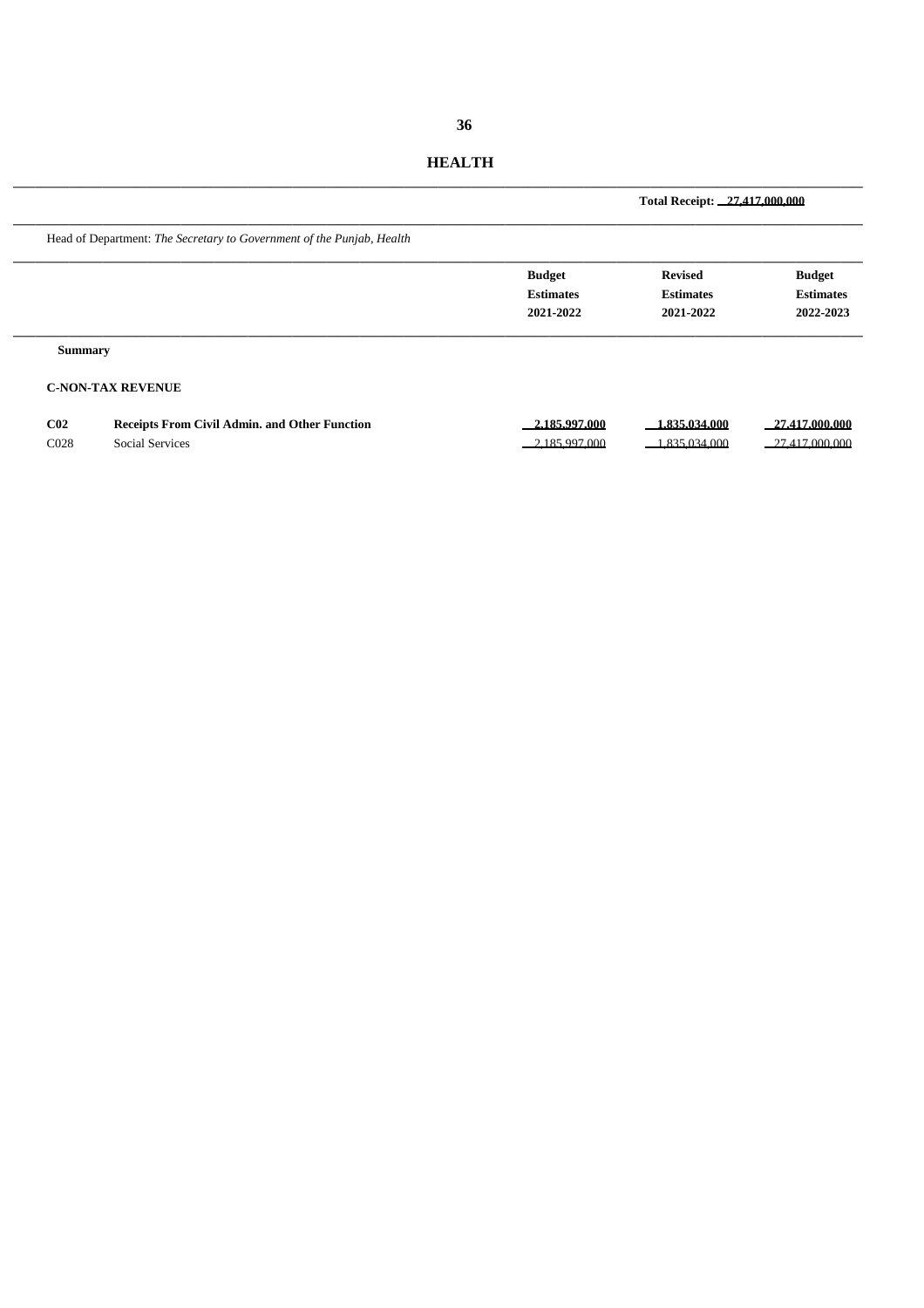# HEALTH

**Total Receipt: 27,417,000,000**

Head of Department: *The Secretary to Government of the Punjab, Health*

| | | Budget Estimates 2021-2022 | Revised Estimates 2021-2022 | Budget Estimates 2022-2023 |
|---|---|---|---|---|
| **Summary** | | | | |
| **C-NON-TAX REVENUE** | | | | |
| **C02** | **Receipts From Civil Admin. and Other Function** | **2,185,997,000** | **1,835,034,000** | **27,417,000,000** |
| C028 | Social Services | 2,185,997,000 | 1,835,034,000 | 27,417,000,000 |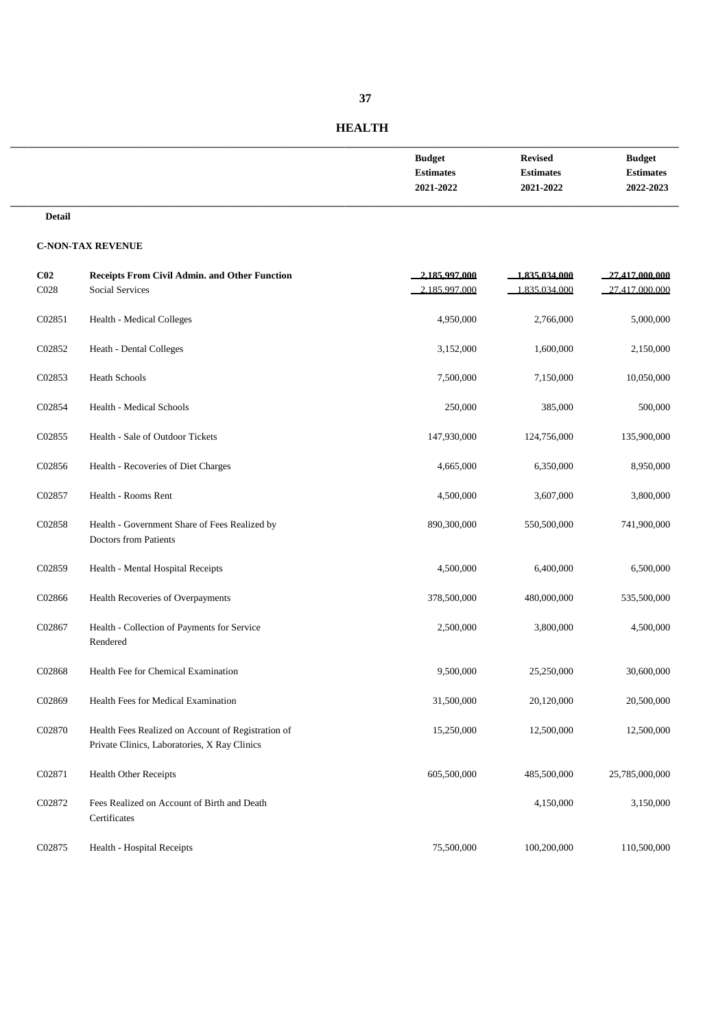## HEALTH

| | | Budget Estimates 2021-2022 | Revised Estimates 2021-2022 | Budget Estimates 2022-2023 |
|---|---|---|---|---|
| **Detail** | | | | |
| **C-NON-TAX REVENUE** | | | | |
| **C02** | **Receipts From Civil Admin. and Other Function** | 2,185,997,000 | 1,835,034,000 | 27,417,000,000 |
| C028 | Social Services | 2,185,997,000 | 1,835,034,000 | 27,417,000,000 |
| C02851 | Health - Medical Colleges | 4,950,000 | 2,766,000 | 5,000,000 |
| C02852 | Heath - Dental Colleges | 3,152,000 | 1,600,000 | 2,150,000 |
| C02853 | Heath Schools | 7,500,000 | 7,150,000 | 10,050,000 |
| C02854 | Health - Medical Schools | 250,000 | 385,000 | 500,000 |
| C02855 | Health - Sale of Outdoor Tickets | 147,930,000 | 124,756,000 | 135,900,000 |
| C02856 | Health - Recoveries of Diet Charges | 4,665,000 | 6,350,000 | 8,950,000 |
| C02857 | Health - Rooms Rent | 4,500,000 | 3,607,000 | 3,800,000 |
| C02858 | Health - Government Share of Fees Realized by Doctors from Patients | 890,300,000 | 550,500,000 | 741,900,000 |
| C02859 | Health - Mental Hospital Receipts | 4,500,000 | 6,400,000 | 6,500,000 |
| C02866 | Health Recoveries of Overpayments | 378,500,000 | 480,000,000 | 535,500,000 |
| C02867 | Health - Collection of Payments for Service Rendered | 2,500,000 | 3,800,000 | 4,500,000 |
| C02868 | Health Fee for Chemical Examination | 9,500,000 | 25,250,000 | 30,600,000 |
| C02869 | Health Fees for Medical Examination | 31,500,000 | 20,120,000 | 20,500,000 |
| C02870 | Health Fees Realized on Account of Registration of Private Clinics, Laboratories, X Ray Clinics | 15,250,000 | 12,500,000 | 12,500,000 |
| C02871 | Health Other Receipts | 605,500,000 | 485,500,000 | 25,785,000,000 |
| C02872 | Fees Realized on Account of Birth and Death Certificates | | 4,150,000 | 3,150,000 |
| C02875 | Health - Hospital Receipts | 75,500,000 | 100,200,000 | 110,500,000 |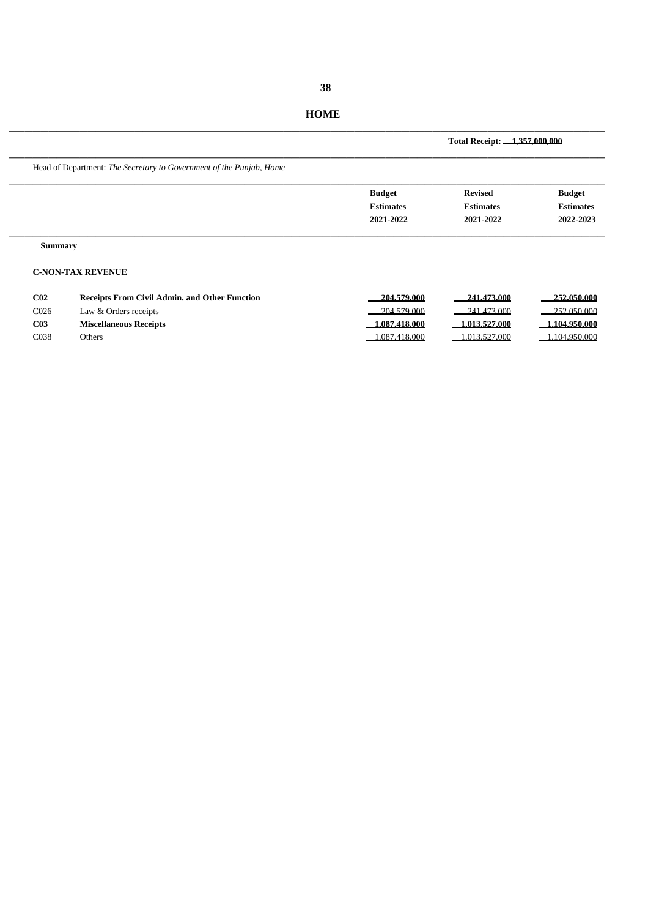# HOME

**Total Receipt: 1,357,000,000**

Head of Department: *The Secretary to Government of the Punjab, Home*

| | | Budget Estimates 2021-2022 | Revised Estimates 2021-2022 | Budget Estimates 2022-2023 |
|---|---|---|---|---|
| **Summary** | | | | |
| **C-NON-TAX REVENUE** | | | | |
| **C02** | **Receipts From Civil Admin. and Other Function** | **204,579,000** | **241,473,000** | **252,050,000** |
| C026 | Law & Orders receipts | 204,579,000 | 241,473,000 | 252,050,000 |
| **C03** | **Miscellaneous Receipts** | **1,087,418,000** | **1,013,527,000** | **1,104,950,000** |
| C038 | Others | 1,087,418,000 | 1,013,527,000 | 1,104,950,000 |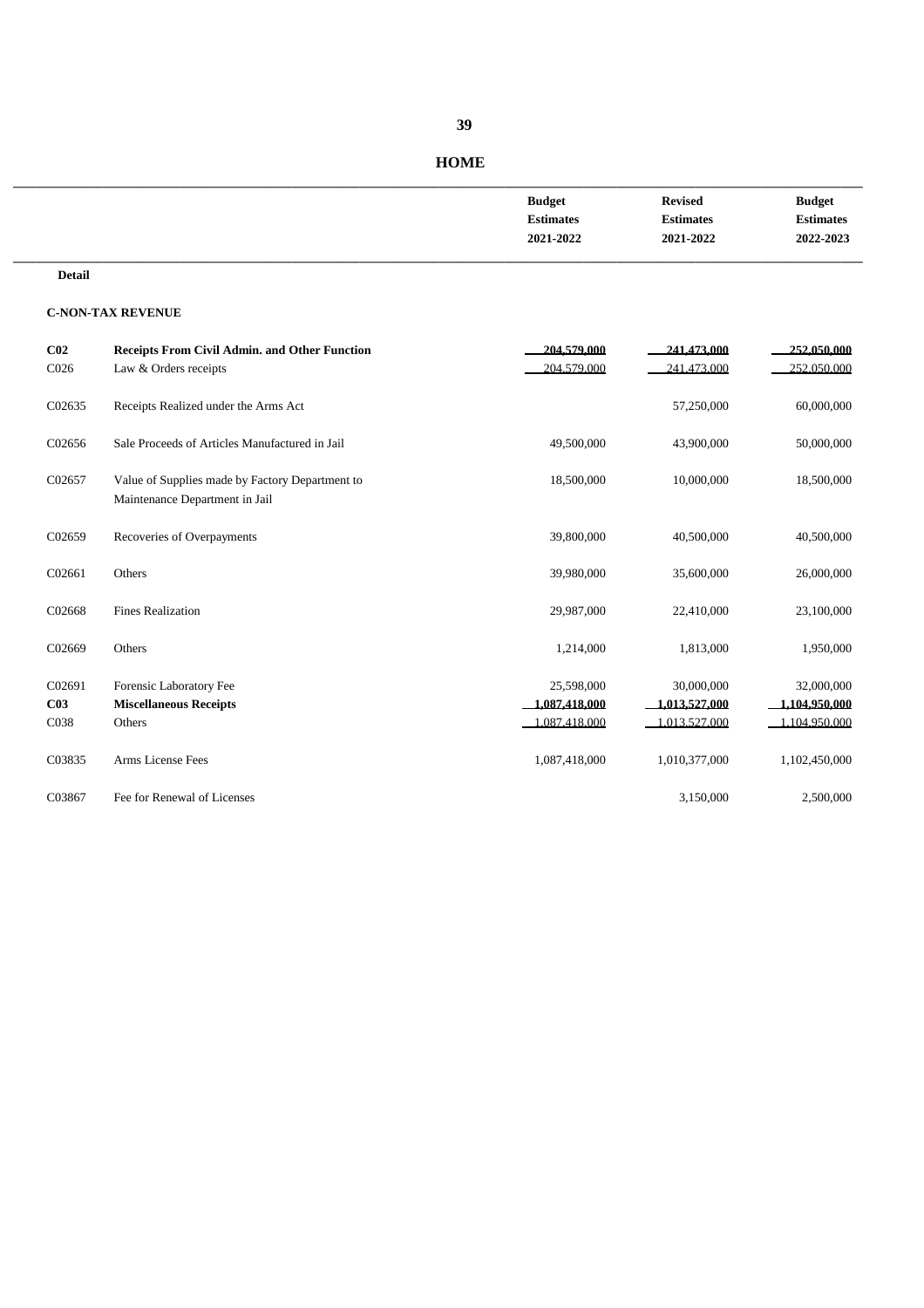# HOME

| | | Budget Estimates 2021-2022 | Revised Estimates 2021-2022 | Budget Estimates 2022-2023 |
|---|---|---|---|---|
| **Detail** | | | | |
| **C-NON-TAX REVENUE** | | | | |
| **C02** | **Receipts From Civil Admin. and Other Function** | **204,579,000** | **241,473,000** | **252,050,000** |
| C026 | Law & Orders receipts | 204,579,000 | 241,473,000 | 252,050,000 |
| C02635 | Receipts Realized under the Arms Act | | 57,250,000 | 60,000,000 |
| C02656 | Sale Proceeds of Articles Manufactured in Jail | 49,500,000 | 43,900,000 | 50,000,000 |
| C02657 | Value of Supplies made by Factory Department to Maintenance Department in Jail | 18,500,000 | 10,000,000 | 18,500,000 |
| C02659 | Recoveries of Overpayments | 39,800,000 | 40,500,000 | 40,500,000 |
| C02661 | Others | 39,980,000 | 35,600,000 | 26,000,000 |
| C02668 | Fines Realization | 29,987,000 | 22,410,000 | 23,100,000 |
| C02669 | Others | 1,214,000 | 1,813,000 | 1,950,000 |
| C02691 | Forensic Laboratory Fee | 25,598,000 | 30,000,000 | 32,000,000 |
| **C03** | **Miscellaneous Receipts** | **1,087,418,000** | **1,013,527,000** | **1,104,950,000** |
| C038 | Others | 1,087,418,000 | 1,013,527,000 | 1,104,950,000 |
| C03835 | Arms License Fees | 1,087,418,000 | 1,010,377,000 | 1,102,450,000 |
| C03867 | Fee for Renewal of Licenses | | 3,150,000 | 2,500,000 |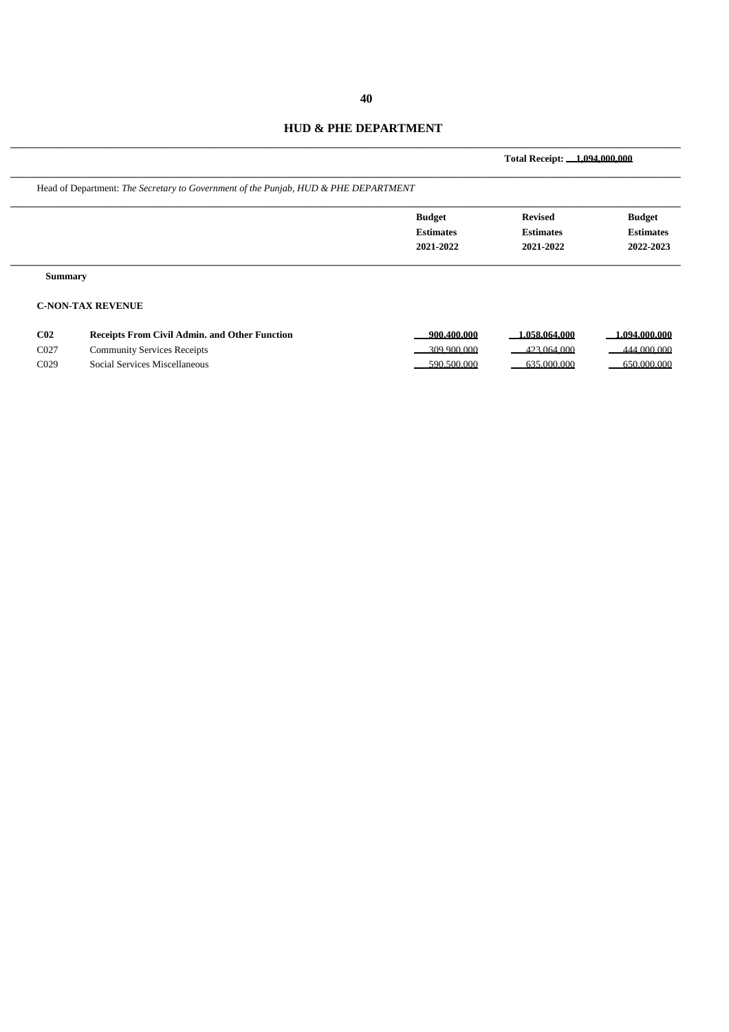## HUD & PHE DEPARTMENT

**Total Receipt: 1,094,000,000**

Head of Department: *The Secretary to Government of the Punjab, HUD & PHE DEPARTMENT*

| | | Budget Estimates 2021-2022 | Revised Estimates 2021-2022 | Budget Estimates 2022-2023 |
|---|---|---|---|---|
| **Summary** | | | | |
| **C-NON-TAX REVENUE** | | | | |
| **C02** | **Receipts From Civil Admin. and Other Function** | **900,400,000** | **1,058,064,000** | **1,094,000,000** |
| C027 | Community Services Receipts | 309,900,000 | 423,064,000 | 444,000,000 |
| C029 | Social Services Miscellaneous | 590,500,000 | 635,000,000 | 650,000,000 |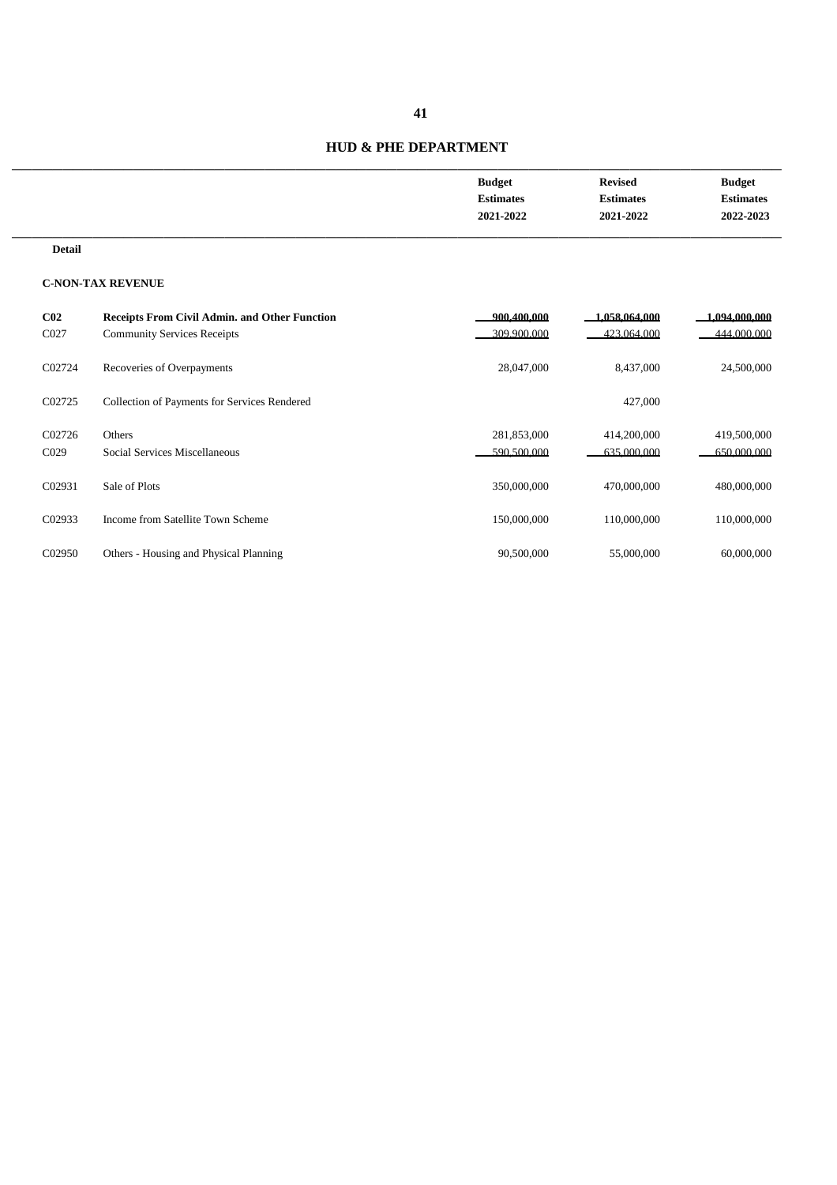## HUD & PHE DEPARTMENT

| | | Budget Estimates 2021-2022 | Revised Estimates 2021-2022 | Budget Estimates 2022-2023 |
|---|---|---|---|---|
| **Detail** | | | | |
| **C-NON-TAX REVENUE** | | | | |
| **C02** | **Receipts From Civil Admin. and Other Function** | **900,400,000** | **1,058,064,000** | **1,094,000,000** |
| C027 | Community Services Receipts | 309,900,000 | 423,064,000 | 444,000,000 |
| C02724 | Recoveries of Overpayments | 28,047,000 | 8,437,000 | 24,500,000 |
| C02725 | Collection of Payments for Services Rendered | | 427,000 | |
| C02726 | Others | 281,853,000 | 414,200,000 | 419,500,000 |
| C029 | Social Services Miscellaneous | 590,500,000 | 635,000,000 | 650,000,000 |
| C02931 | Sale of Plots | 350,000,000 | 470,000,000 | 480,000,000 |
| C02933 | Income from Satellite Town Scheme | 150,000,000 | 110,000,000 | 110,000,000 |
| C02950 | Others - Housing and Physical Planning | 90,500,000 | 55,000,000 | 60,000,000 |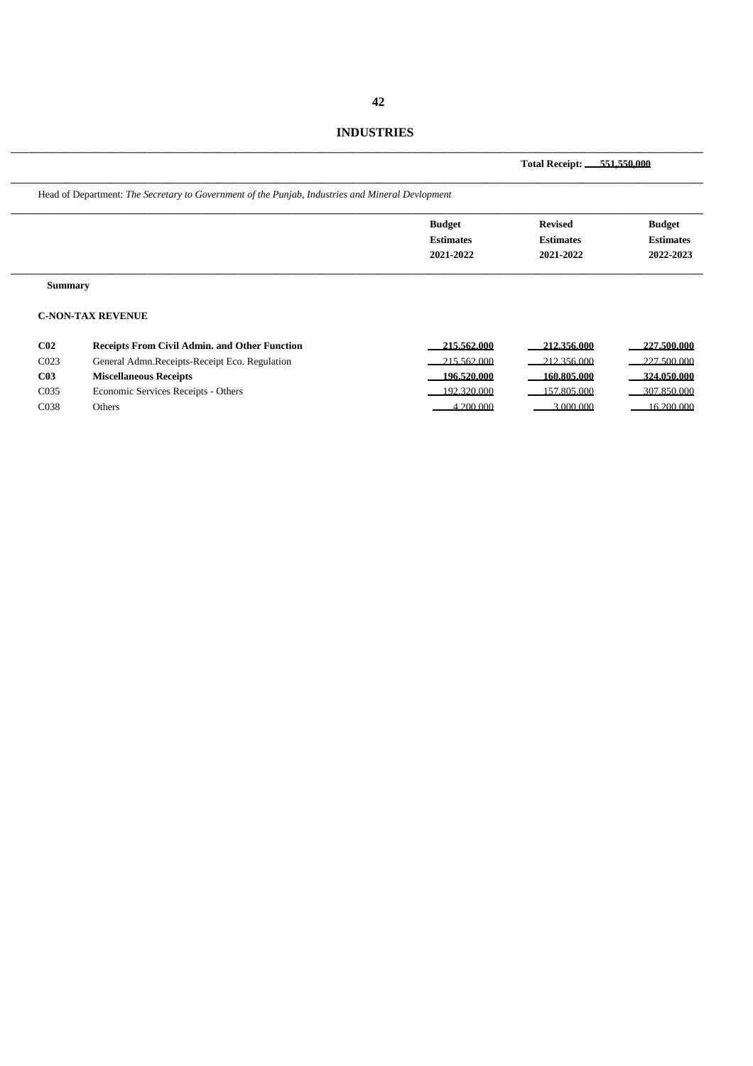# INDUSTRIES

**Total Receipt: 551,550,000**

Head of Department: *The Secretary to Government of the Punjab, Industries and Mineral Devlopment*

| | | Budget Estimates 2021-2022 | Revised Estimates 2021-2022 | Budget Estimates 2022-2023 |
|---|---|---|---|---|
| **Summary** | | | | |
| **C-NON-TAX REVENUE** | | | | |
| **C02** | **Receipts From Civil Admin. and Other Function** | **215,562,000** | **212,356,000** | **227,500,000** |
| C023 | General Admn.Receipts-Receipt Eco. Regulation | 215,562,000 | 212,356,000 | 227,500,000 |
| **C03** | **Miscellaneous Receipts** | **196,520,000** | **160,805,000** | **324,050,000** |
| C035 | Economic Services Receipts - Others | 192,320,000 | 157,805,000 | 307,850,000 |
| C038 | Others | 4,200,000 | 3,000,000 | 16,200,000 |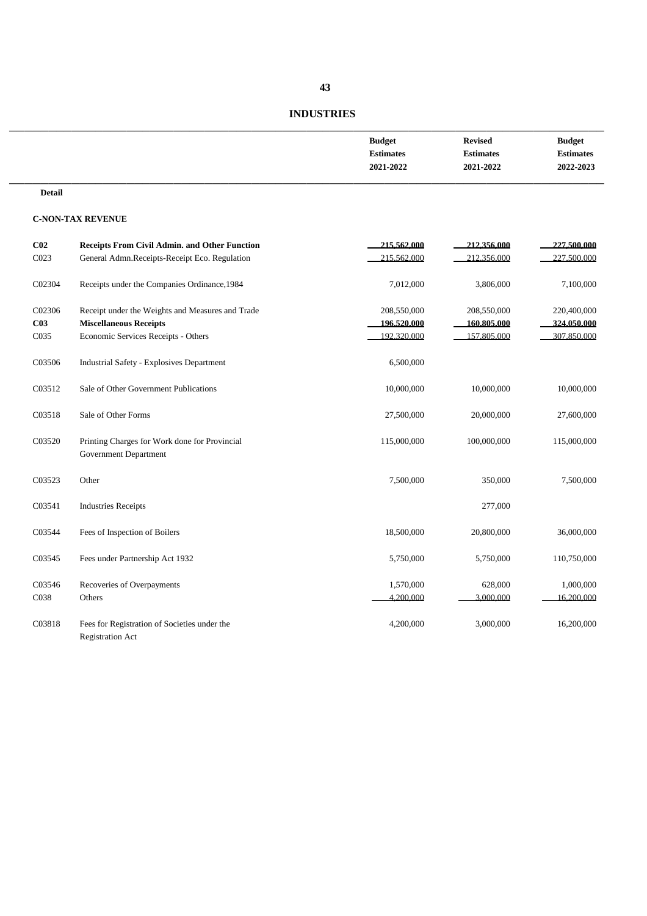# INDUSTRIES

| | | Budget Estimates 2021-2022 | Revised Estimates 2021-2022 | Budget Estimates 2022-2023 |
|---|---|---|---|---|
| **Detail** | | | | |
| **C-NON-TAX REVENUE** | | | | |
| **C02** | **Receipts From Civil Admin. and Other Function** | **215,562,000** | **212,356,000** | **227,500,000** |
| C023 | General Admn.Receipts-Receipt Eco. Regulation | 215,562,000 | 212,356,000 | 227,500,000 |
| C02304 | Receipts under the Companies Ordinance,1984 | 7,012,000 | 3,806,000 | 7,100,000 |
| C02306 | Receipt under the Weights and Measures and Trade | 208,550,000 | 208,550,000 | 220,400,000 |
| **C03** | **Miscellaneous Receipts** | **196,520,000** | **160,805,000** | **324,050,000** |
| C035 | Economic Services Receipts - Others | 192,320,000 | 157,805,000 | 307,850,000 |
| C03506 | Industrial Safety - Explosives Department | 6,500,000 | | |
| C03512 | Sale of Other Government Publications | 10,000,000 | 10,000,000 | 10,000,000 |
| C03518 | Sale of Other Forms | 27,500,000 | 20,000,000 | 27,600,000 |
| C03520 | Printing Charges for Work done for Provincial Government Department | 115,000,000 | 100,000,000 | 115,000,000 |
| C03523 | Other | 7,500,000 | 350,000 | 7,500,000 |
| C03541 | Industries Receipts | | 277,000 | |
| C03544 | Fees of Inspection of Boilers | 18,500,000 | 20,800,000 | 36,000,000 |
| C03545 | Fees under Partnership Act 1932 | 5,750,000 | 5,750,000 | 110,750,000 |
| C03546 | Recoveries of Overpayments | 1,570,000 | 628,000 | 1,000,000 |
| C038 | Others | 4,200,000 | 3,000,000 | 16,200,000 |
| C03818 | Fees for Registration of Societies under the Registration Act | 4,200,000 | 3,000,000 | 16,200,000 |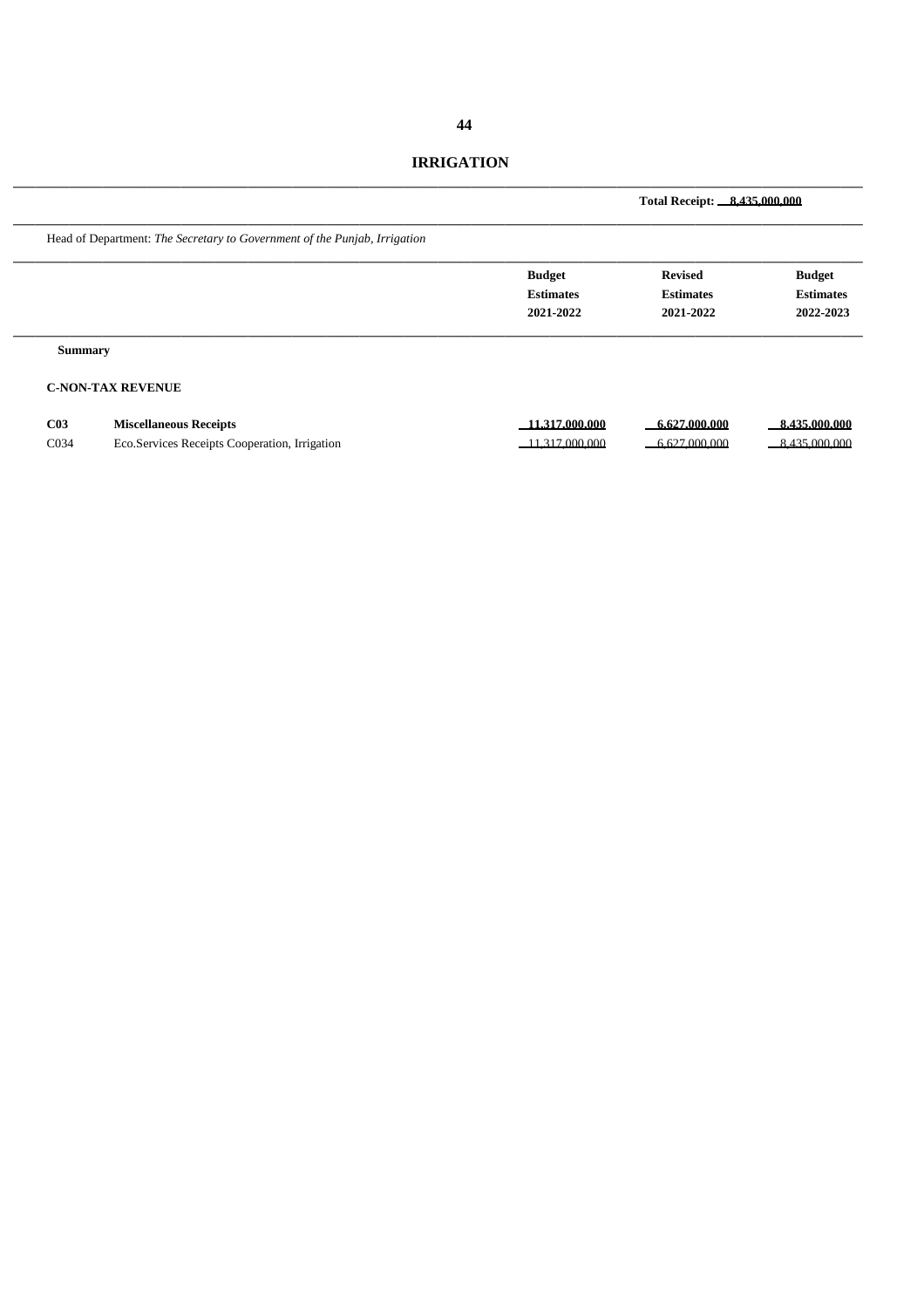# IRRIGATION

**Total Receipt: 8,435,000,000**

Head of Department: *The Secretary to Government of the Punjab, Irrigation*

| | | Budget Estimates 2021-2022 | Revised Estimates 2021-2022 | Budget Estimates 2022-2023 |
|---|---|---|---|---|
| **Summary** | | | | |
| **C-NON-TAX REVENUE** | | | | |
| **C03** | **Miscellaneous Receipts** | **11,317,000,000** | **6,627,000,000** | **8,435,000,000** |
| C034 | Eco.Services Receipts Cooperation, Irrigation | 11,317,000,000 | 6,627,000,000 | 8,435,000,000 |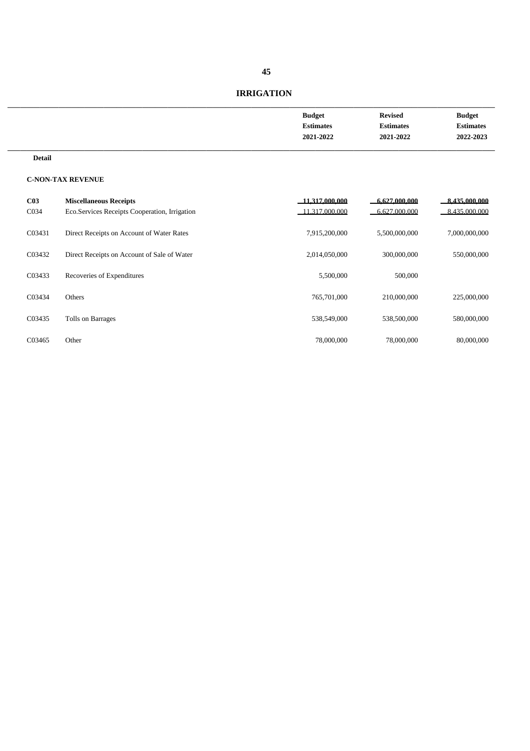# IRRIGATION

| | | Budget Estimates 2021-2022 | Revised Estimates 2021-2022 | Budget Estimates 2022-2023 |
|---|---|---|---|---|
| **Detail** | | | | |
| **C-NON-TAX REVENUE** | | | | |
| **C03** | **Miscellaneous Receipts** | **11,317,000,000** | **6,627,000,000** | **8,435,000,000** |
| C034 | Eco.Services Receipts Cooperation, Irrigation | 11,317,000,000 | 6,627,000,000 | 8,435,000,000 |
| C03431 | Direct Receipts on Account of Water Rates | 7,915,200,000 | 5,500,000,000 | 7,000,000,000 |
| C03432 | Direct Receipts on Account of Sale of Water | 2,014,050,000 | 300,000,000 | 550,000,000 |
| C03433 | Recoveries of Expenditures | 5,500,000 | 500,000 | |
| C03434 | Others | 765,701,000 | 210,000,000 | 225,000,000 |
| C03435 | Tolls on Barrages | 538,549,000 | 538,500,000 | 580,000,000 |
| C03465 | Other | 78,000,000 | 78,000,000 | 80,000,000 |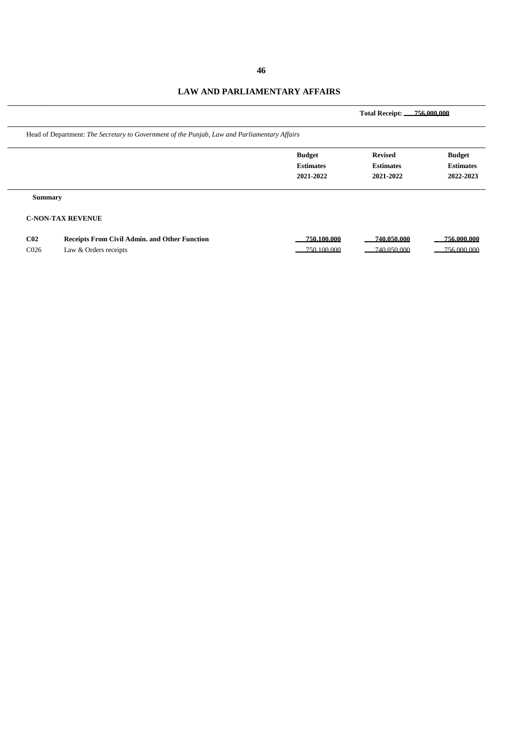# LAW AND PARLIAMENTARY AFFAIRS

**Total Receipt: 756,000,000**

Head of Department: *The Secretary to Government of the Punjab, Law and Parliamentary Affairs*

| | | Budget Estimates 2021-2022 | Revised Estimates 2021-2022 | Budget Estimates 2022-2023 |
|---|---|---|---|---|
| **Summary** | | | | |
| **C-NON-TAX REVENUE** | | | | |
| **C02** | **Receipts From Civil Admin. and Other Function** | **750,100,000** | **740,050,000** | **756,000,000** |
| C026 | Law & Orders receipts | 750,100,000 | 740,050,000 | 756,000,000 |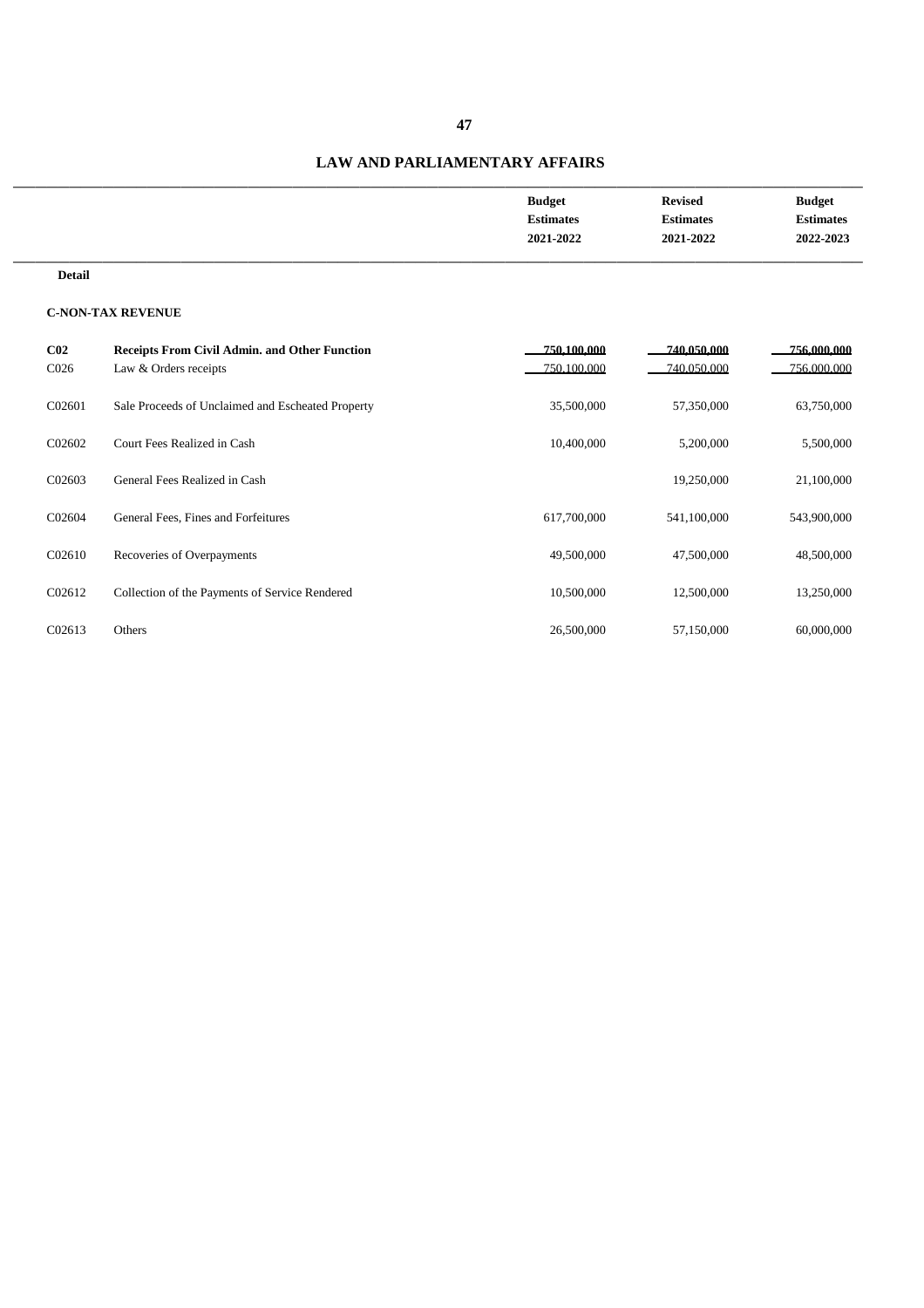## LAW AND PARLIAMENTARY AFFAIRS

| | | Budget Estimates 2021-2022 | Revised Estimates 2021-2022 | Budget Estimates 2022-2023 |
|---|---|---|---|---|
| **Detail** | | | | |
| **C-NON-TAX REVENUE** | | | | |
| **C02** | **Receipts From Civil Admin. and Other Function** | **750,100,000** | **740,050,000** | **756,000,000** |
| C026 | Law & Orders receipts | 750,100,000 | 740,050,000 | 756,000,000 |
| C02601 | Sale Proceeds of Unclaimed and Escheated Property | 35,500,000 | 57,350,000 | 63,750,000 |
| C02602 | Court Fees Realized in Cash | 10,400,000 | 5,200,000 | 5,500,000 |
| C02603 | General Fees Realized in Cash | | 19,250,000 | 21,100,000 |
| C02604 | General Fees, Fines and Forfeitures | 617,700,000 | 541,100,000 | 543,900,000 |
| C02610 | Recoveries of Overpayments | 49,500,000 | 47,500,000 | 48,500,000 |
| C02612 | Collection of the Payments of Service Rendered | 10,500,000 | 12,500,000 | 13,250,000 |
| C02613 | Others | 26,500,000 | 57,150,000 | 60,000,000 |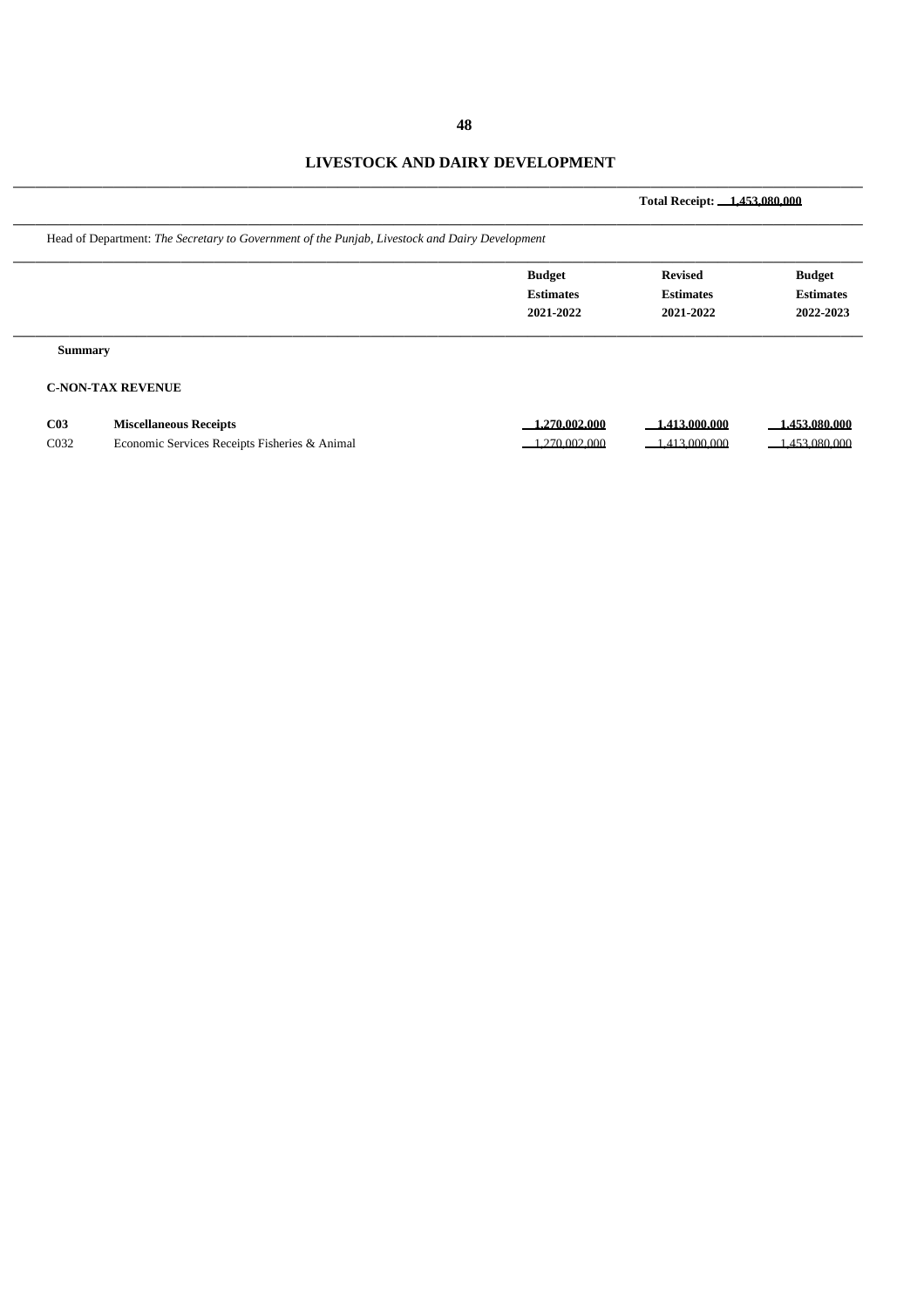# LIVESTOCK AND DAIRY DEVELOPMENT

**Total Receipt: 1,453,080,000**

Head of Department: *The Secretary to Government of the Punjab, Livestock and Dairy Development*

| | | Budget Estimates 2021-2022 | Revised Estimates 2021-2022 | Budget Estimates 2022-2023 |
|---|---|---|---|---|
| **Summary** | | | | |
| **C-NON-TAX REVENUE** | | | | |
| **C03** | **Miscellaneous Receipts** | **1,270,002,000** | **1,413,000,000** | **1,453,080,000** |
| C032 | Economic Services Receipts Fisheries & Animal | 1,270,002,000 | 1,413,000,000 | 1,453,080,000 |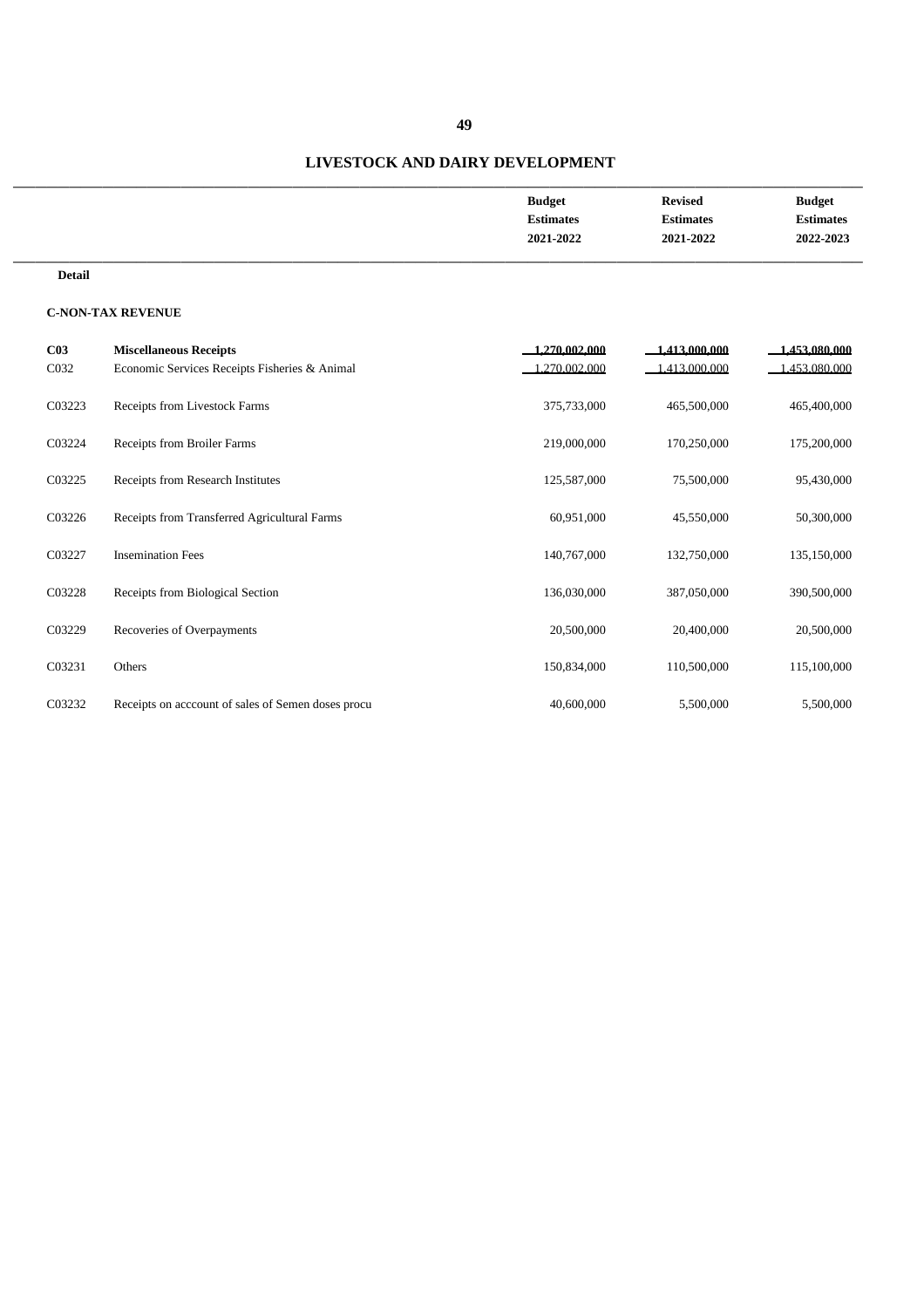# LIVESTOCK AND DAIRY DEVELOPMENT

| | | Budget Estimates 2021-2022 | Revised Estimates 2021-2022 | Budget Estimates 2022-2023 |
|---|---|---|---|---|
| **Detail** | | | | |
| **C-NON-TAX REVENUE** | | | | |
| **C03** | **Miscellaneous Receipts** | **1,270,002,000** | **1,413,000,000** | **1,453,080,000** |
| C032 | Economic Services Receipts Fisheries & Animal | 1,270,002,000 | 1,413,000,000 | 1,453,080,000 |
| C03223 | Receipts from Livestock Farms | 375,733,000 | 465,500,000 | 465,400,000 |
| C03224 | Receipts from Broiler Farms | 219,000,000 | 170,250,000 | 175,200,000 |
| C03225 | Receipts from Research Institutes | 125,587,000 | 75,500,000 | 95,430,000 |
| C03226 | Receipts from Transferred Agricultural Farms | 60,951,000 | 45,550,000 | 50,300,000 |
| C03227 | Insemination Fees | 140,767,000 | 132,750,000 | 135,150,000 |
| C03228 | Receipts from Biological Section | 136,030,000 | 387,050,000 | 390,500,000 |
| C03229 | Recoveries of Overpayments | 20,500,000 | 20,400,000 | 20,500,000 |
| C03231 | Others | 150,834,000 | 110,500,000 | 115,100,000 |
| C03232 | Receipts on acccount of sales of Semen doses procu | 40,600,000 | 5,500,000 | 5,500,000 |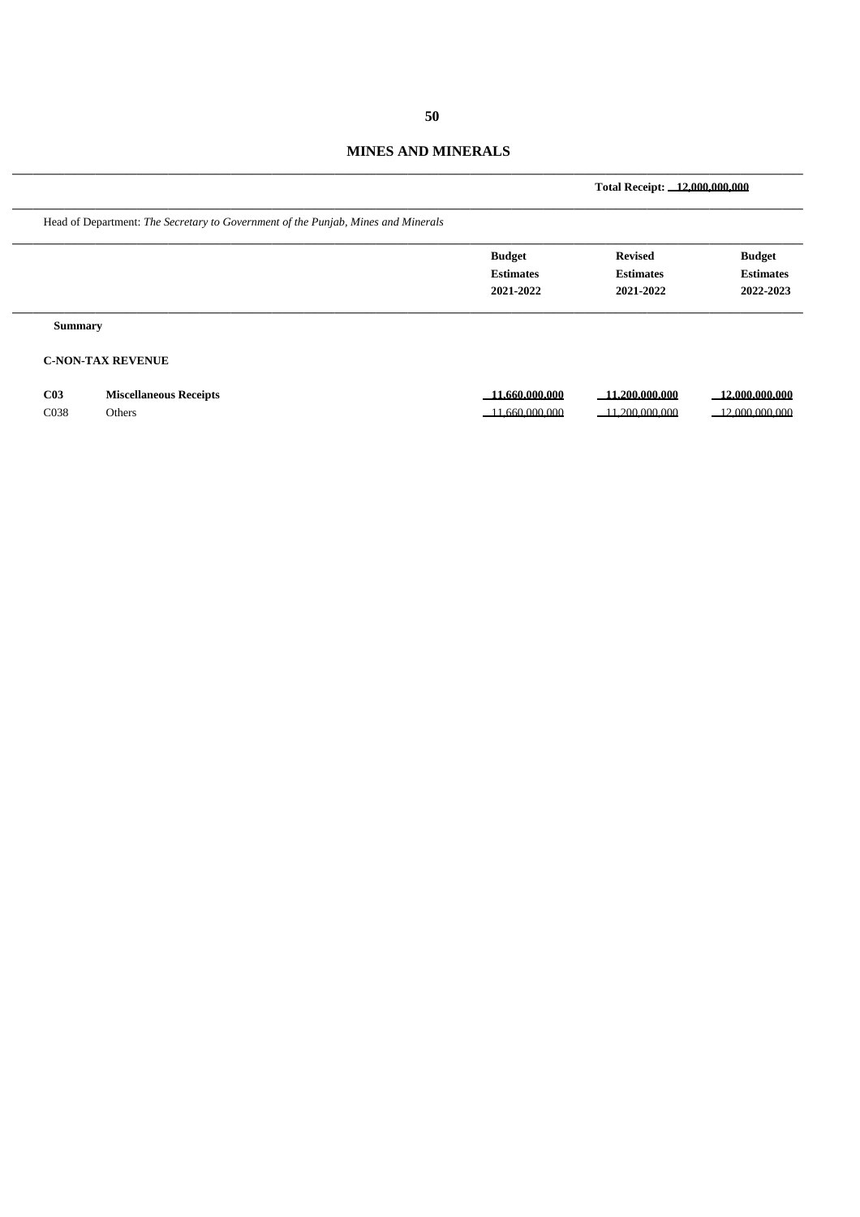# MINES AND MINERALS

**Total Receipt: 12,000,000,000**

Head of Department: *The Secretary to Government of the Punjab, Mines and Minerals*

| | | Budget Estimates 2021-2022 | Revised Estimates 2021-2022 | Budget Estimates 2022-2023 |
|---|---|---|---|---|
| **Summary** | | | | |
| **C-NON-TAX REVENUE** | | | | |
| **C03** | **Miscellaneous Receipts** | **11,660,000,000** | **11,200,000,000** | **12,000,000,000** |
| C038 | Others | 11,660,000,000 | 11,200,000,000 | 12,000,000,000 |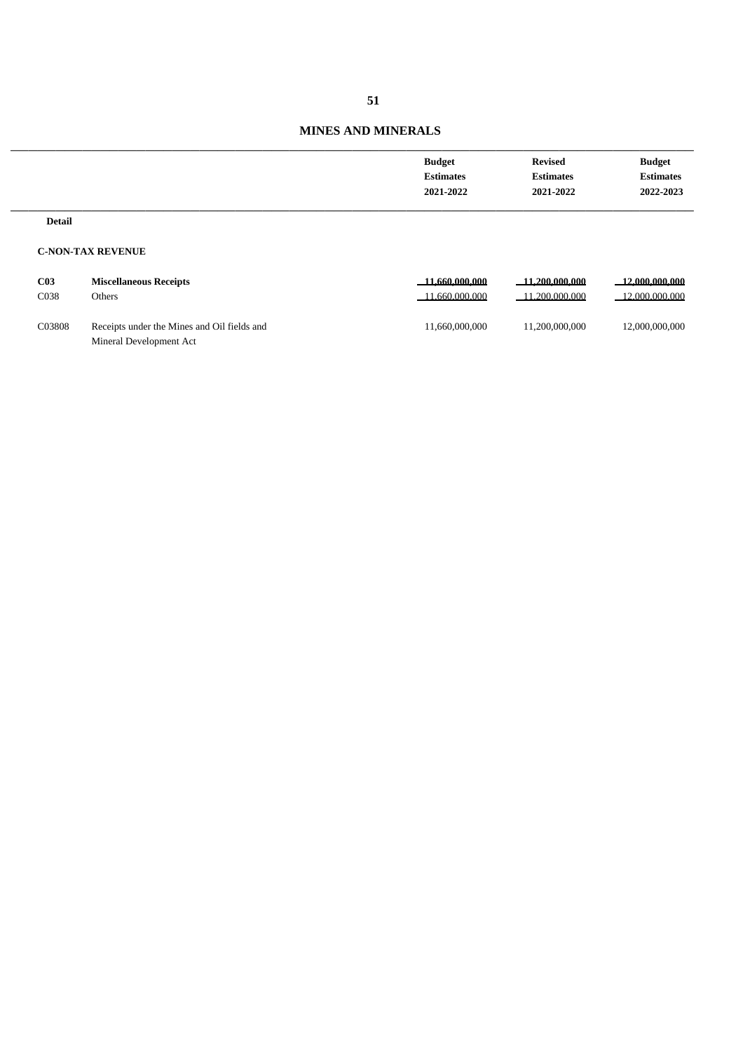# MINES AND MINERALS

| | | Budget Estimates 2021-2022 | Revised Estimates 2021-2022 | Budget Estimates 2022-2023 |
|---|---|---|---|---|
| **Detail** | | | | |
| **C-NON-TAX REVENUE** | | | | |
| **C03** | **Miscellaneous Receipts** | **11,660,000,000** | **11,200,000,000** | **12,000,000,000** |
| C038 | Others | 11,660,000,000 | 11,200,000,000 | 12,000,000,000 |
| C03808 | Receipts under the Mines and Oil fields and Mineral Development Act | 11,660,000,000 | 11,200,000,000 | 12,000,000,000 |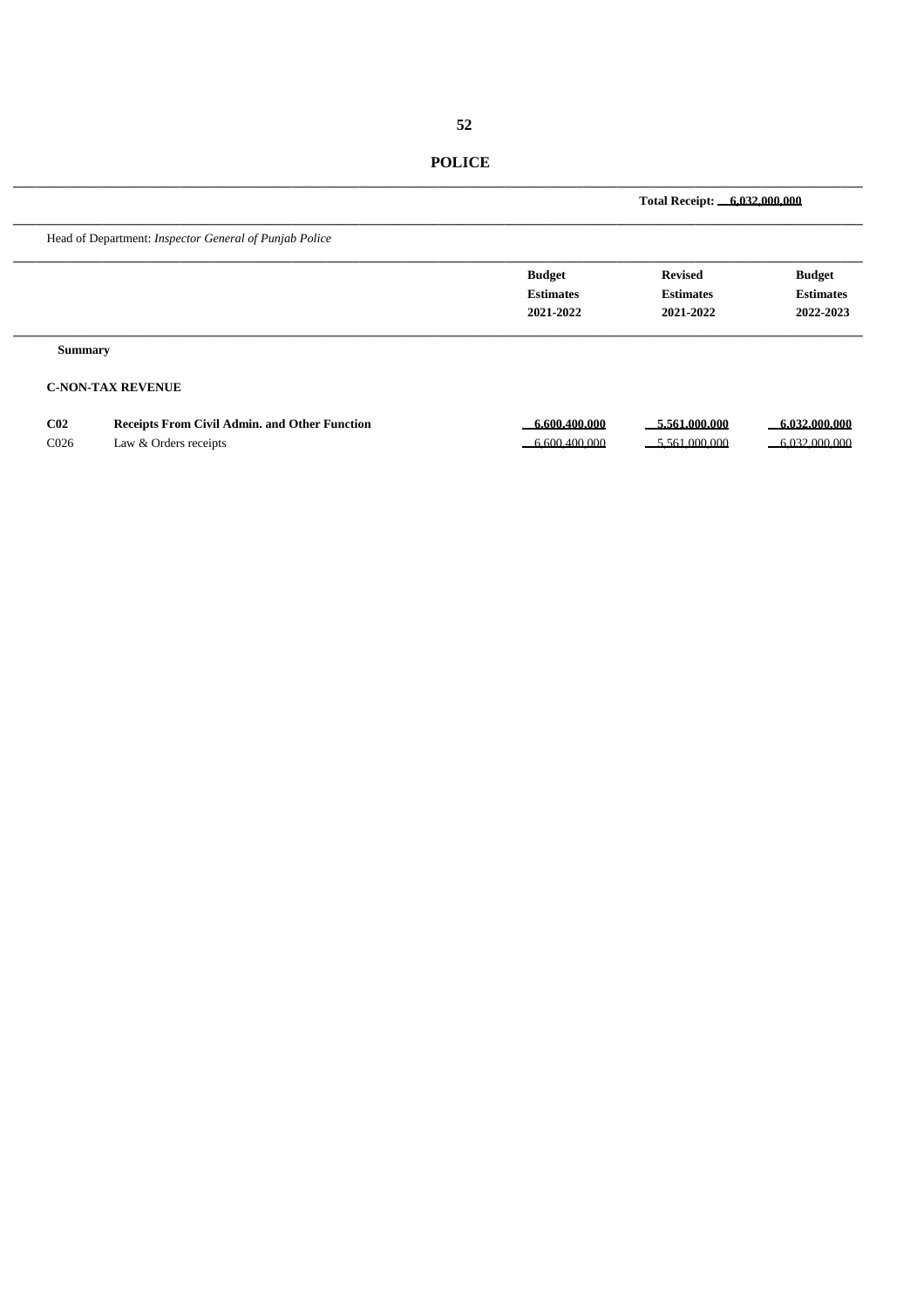# POLICE

**Total Receipt: 6,032,000,000**

Head of Department: *Inspector General of Punjab Police*

| | | Budget Estimates 2021-2022 | Revised Estimates 2021-2022 | Budget Estimates 2022-2023 |
|---|---|---|---|---|
| **Summary** | | | | |
| **C-NON-TAX REVENUE** | | | | |
| **C02** | **Receipts From Civil Admin. and Other Function** | **6,600,400,000** | **5,561,000,000** | **6,032,000,000** |
| C026 | Law & Orders receipts | 6,600,400,000 | 5,561,000,000 | 6,032,000,000 |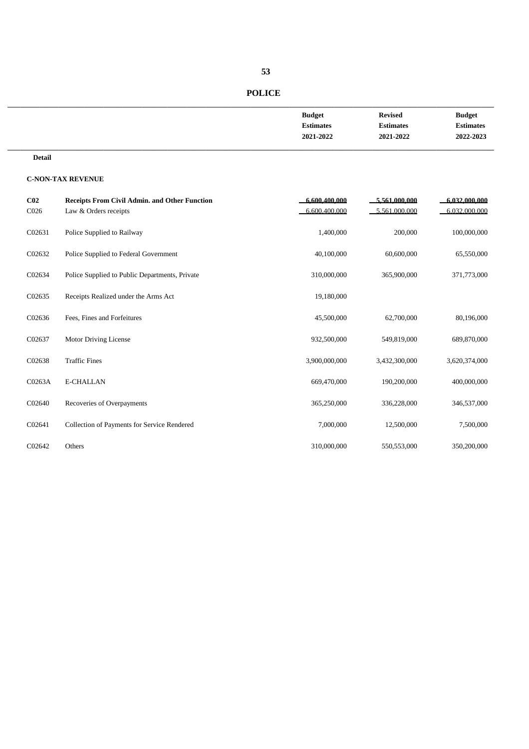# POLICE

| | | Budget Estimates 2021-2022 | Revised Estimates 2021-2022 | Budget Estimates 2022-2023 |
|---|---|---|---|---|
| **Detail** | | | | |
| **C-NON-TAX REVENUE** | | | | |
| **C02** | **Receipts From Civil Admin. and Other Function** | **6,600,400,000** | **5,561,000,000** | **6,032,000,000** |
| C026 | Law & Orders receipts | 6,600,400,000 | 5,561,000,000 | 6,032,000,000 |
| C02631 | Police Supplied to Railway | 1,400,000 | 200,000 | 100,000,000 |
| C02632 | Police Supplied to Federal Government | 40,100,000 | 60,600,000 | 65,550,000 |
| C02634 | Police Supplied to Public Departments, Private | 310,000,000 | 365,900,000 | 371,773,000 |
| C02635 | Receipts Realized under the Arms Act | 19,180,000 | | |
| C02636 | Fees, Fines and Forfeitures | 45,500,000 | 62,700,000 | 80,196,000 |
| C02637 | Motor Driving License | 932,500,000 | 549,819,000 | 689,870,000 |
| C02638 | Traffic Fines | 3,900,000,000 | 3,432,300,000 | 3,620,374,000 |
| C0263A | E-CHALLAN | 669,470,000 | 190,200,000 | 400,000,000 |
| C02640 | Recoveries of Overpayments | 365,250,000 | 336,228,000 | 346,537,000 |
| C02641 | Collection of Payments for Service Rendered | 7,000,000 | 12,500,000 | 7,500,000 |
| C02642 | Others | 310,000,000 | 550,553,000 | 350,200,000 |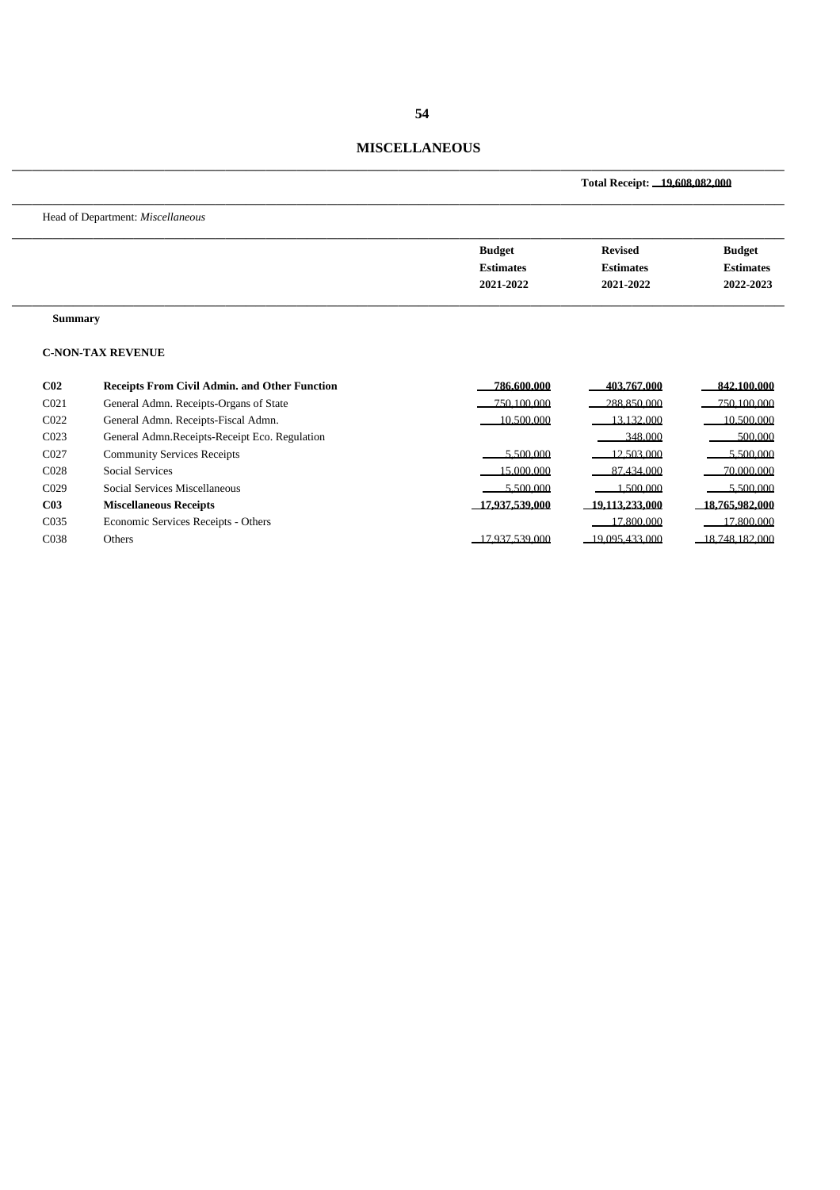# MISCELLANEOUS

**Total Receipt: 19,608,082,000**

Head of Department: *Miscellaneous*

| | | Budget Estimates 2021-2022 | Revised Estimates 2021-2022 | Budget Estimates 2022-2023 |
|---|---|---|---|---|
| **Summary** | | | | |
| **C-NON-TAX REVENUE** | | | | |
| **C02** | **Receipts From Civil Admin. and Other Function** | **786,600,000** | **403,767,000** | **842,100,000** |
| C021 | General Admn. Receipts-Organs of State | 750,100,000 | 288,850,000 | 750,100,000 |
| C022 | General Admn. Receipts-Fiscal Admn. | 10,500,000 | 13,132,000 | 10,500,000 |
| C023 | General Admn.Receipts-Receipt Eco. Regulation | | 348,000 | 500,000 |
| C027 | Community Services Receipts | 5,500,000 | 12,503,000 | 5,500,000 |
| C028 | Social Services | 15,000,000 | 87,434,000 | 70,000,000 |
| C029 | Social Services Miscellaneous | 5,500,000 | 1,500,000 | 5,500,000 |
| **C03** | **Miscellaneous Receipts** | **17,937,539,000** | **19,113,233,000** | **18,765,982,000** |
| C035 | Economic Services Receipts - Others | | 17,800,000 | 17,800,000 |
| C038 | Others | 17,937,539,000 | 19,095,433,000 | 18,748,182,000 |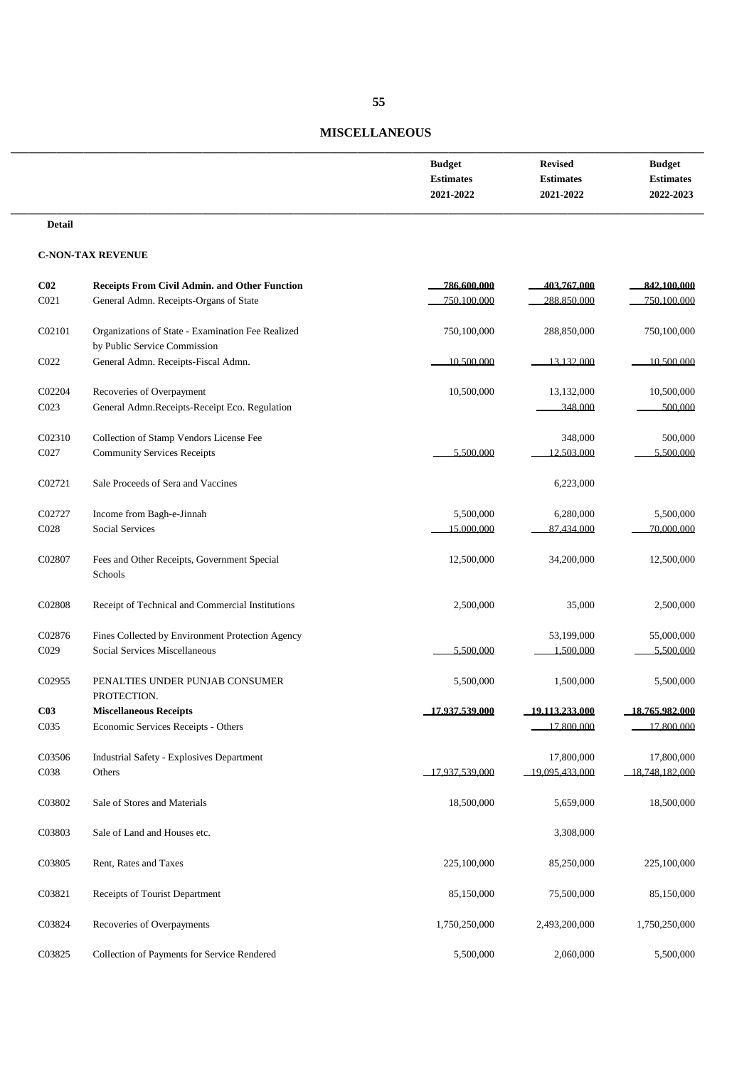# MISCELLANEOUS

| | | Budget Estimates 2021-2022 | Revised Estimates 2021-2022 | Budget Estimates 2022-2023 |
|---|---|---|---|---|
| **Detail** | | | | |
| **C-NON-TAX REVENUE** | | | | |
| **C02** | **Receipts From Civil Admn. and Other Function** | **786,600,000** | **403,767,000** | **842,100,000** |
| C021 | General Admn. Receipts-Organs of State | 750,100,000 | 288,850,000 | 750,100,000 |
| C02101 | Organizations of State - Examination Fee Realized by Public Service Commission | 750,100,000 | 288,850,000 | 750,100,000 |
| C022 | General Admn. Receipts-Fiscal Admn. | 10,500,000 | 13,132,000 | 10,500,000 |
| C02204 | Recoveries of Overpayment | 10,500,000 | 13,132,000 | 10,500,000 |
| C023 | General Admn.Receipts-Receipt Eco. Regulation | | 348,000 | 500,000 |
| C02310 | Collection of Stamp Vendors License Fee | | 348,000 | 500,000 |
| C027 | Community Services Receipts | 5,500,000 | 12,503,000 | 5,500,000 |
| C02721 | Sale Proceeds of Sera and Vaccines | | 6,223,000 | |
| C02727 | Income from Bagh-e-Jinnah | 5,500,000 | 6,280,000 | 5,500,000 |
| C028 | Social Services | 15,000,000 | 87,434,000 | 70,000,000 |
| C02807 | Fees and Other Receipts, Government Special Schools | 12,500,000 | 34,200,000 | 12,500,000 |
| C02808 | Receipt of Technical and Commercial Institutions | 2,500,000 | 35,000 | 2,500,000 |
| C02876 | Fines Collected by Environment Protection Agency | | 53,199,000 | 55,000,000 |
| C029 | Social Services Miscellaneous | 5,500,000 | 1,500,000 | 5,500,000 |
| C02955 | PENALTIES UNDER PUNJAB CONSUMER PROTECTION. | 5,500,000 | 1,500,000 | 5,500,000 |
| **C03** | **Miscellaneous Receipts** | **17,937,539,000** | **19,113,233,000** | **18,765,982,000** |
| C035 | Economic Services Receipts - Others | | 17,800,000 | 17,800,000 |
| C03506 | Industrial Safety - Explosives Department | | 17,800,000 | 17,800,000 |
| C038 | Others | 17,937,539,000 | 19,095,433,000 | 18,748,182,000 |
| C03802 | Sale of Stores and Materials | 18,500,000 | 5,659,000 | 18,500,000 |
| C03803 | Sale of Land and Houses etc. | | 3,308,000 | |
| C03805 | Rent, Rates and Taxes | 225,100,000 | 85,250,000 | 225,100,000 |
| C03821 | Receipts of Tourist Department | 85,150,000 | 75,500,000 | 85,150,000 |
| C03824 | Recoveries of Overpayments | 1,750,250,000 | 2,493,200,000 | 1,750,250,000 |
| C03825 | Collection of Payments for Service Rendered | 5,500,000 | 2,060,000 | 5,500,000 |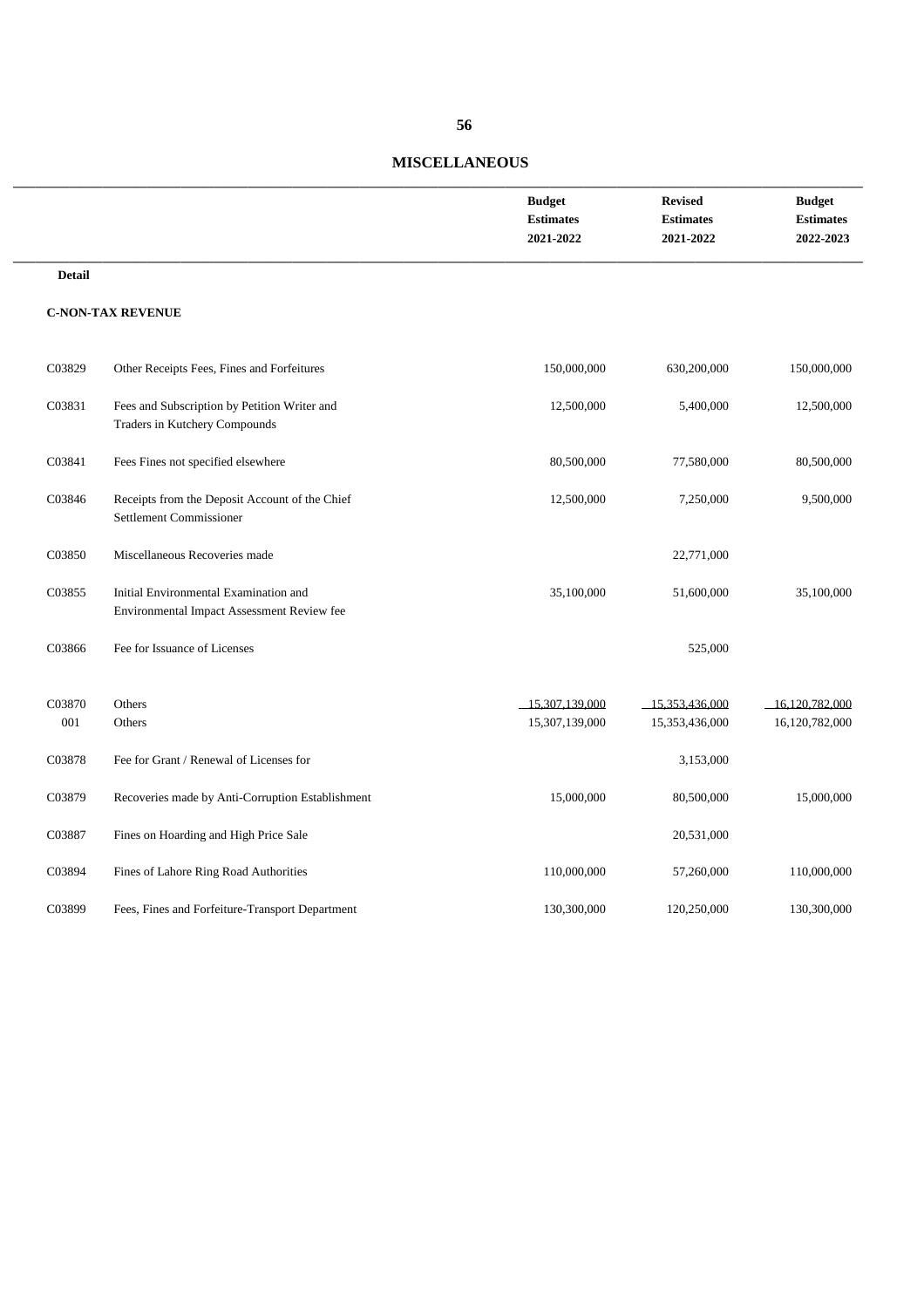## MISCELLANEOUS

| | | Budget Estimates 2021-2022 | Revised Estimates 2021-2022 | Budget Estimates 2022-2023 |
|---|---|---|---|---|
| **Detail** | | | | |
| **C-NON-TAX REVENUE** | | | | |
| C03829 | Other Receipts Fees, Fines and Forfeitures | 150,000,000 | 630,200,000 | 150,000,000 |
| C03831 | Fees and Subscription by Petition Writer and Traders in Kutchery Compounds | 12,500,000 | 5,400,000 | 12,500,000 |
| C03841 | Fees Fines not specified elsewhere | 80,500,000 | 77,580,000 | 80,500,000 |
| C03846 | Receipts from the Deposit Account of the Chief Settlement Commissioner | 12,500,000 | 7,250,000 | 9,500,000 |
| C03850 | Miscellaneous Recoveries made | | 22,771,000 | |
| C03855 | Initial Environmental Examination and Environmental Impact Assessment Review fee | 35,100,000 | 51,600,000 | 35,100,000 |
| C03866 | Fee for Issuance of Licenses | | 525,000 | |
| C03870 | Others | 15,307,139,000 | 15,353,436,000 | 16,120,782,000 |
| 001 | Others | 15,307,139,000 | 15,353,436,000 | 16,120,782,000 |
| C03878 | Fee for Grant / Renewal of Licenses for | | 3,153,000 | |
| C03879 | Recoveries made by Anti-Corruption Establishment | 15,000,000 | 80,500,000 | 15,000,000 |
| C03887 | Fines on Hoarding and High Price Sale | | 20,531,000 | |
| C03894 | Fines of Lahore Ring Road Authorities | 110,000,000 | 57,260,000 | 110,000,000 |
| C03899 | Fees, Fines and Forfeiture-Transport Department | 130,300,000 | 120,250,000 | 130,300,000 |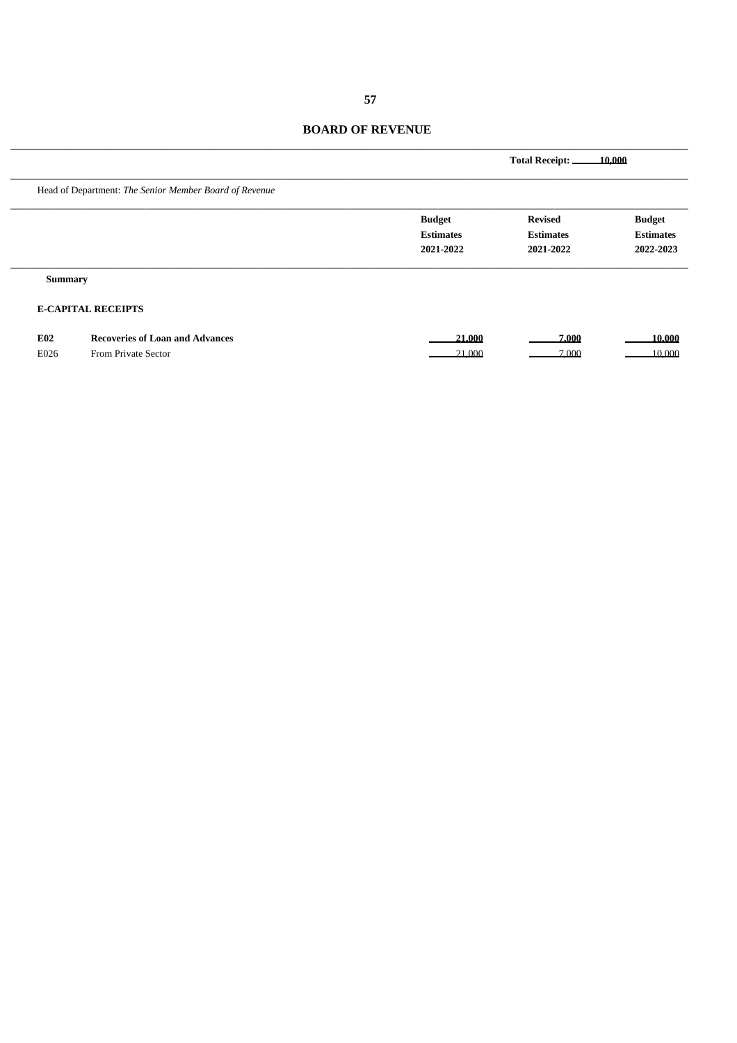# BOARD OF REVENUE

**Total Receipt: 10,000**

Head of Department: *The Senior Member Board of Revenue*

| | | Budget Estimates 2021-2022 | Revised Estimates 2021-2022 | Budget Estimates 2022-2023 |
|---|---|---|---|---|
| **Summary** | | | | |
| **E-CAPITAL RECEIPTS** | | | | |
| **E02** | **Recoveries of Loan and Advances** | **21,000** | **7,000** | **10,000** |
| E026 | From Private Sector | 21,000 | 7,000 | 10,000 |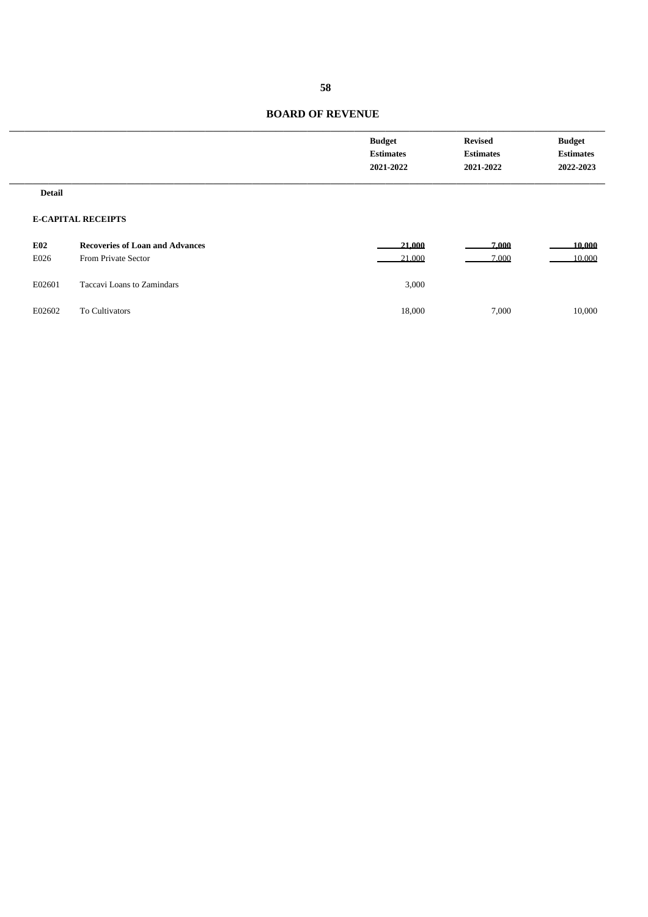## BOARD OF REVENUE

| | | Budget Estimates 2021-2022 | Revised Estimates 2021-2022 | Budget Estimates 2022-2023 |
|---|---|---|---|---|
| **Detail** | | | | |
| **E-CAPITAL RECEIPTS** | | | | |
| **E02** | **Recoveries of Loan and Advances** | **21,000** | **7,000** | **10,000** |
| E026 | From Private Sector | 21,000 | 7,000 | 10,000 |
| E02601 | Taccavi Loans to Zamindars | 3,000 | | |
| E02602 | To Cultivators | 18,000 | 7,000 | 10,000 |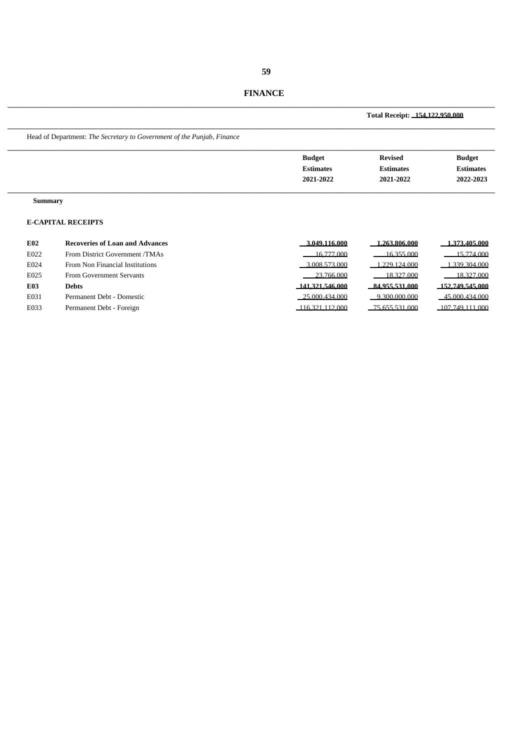# FINANCE

**Total Receipt: 154,122,950,000**

Head of Department: *The Secretary to Government of the Punjab, Finance*

| | | Budget Estimates 2021-2022 | Revised Estimates 2021-2022 | Budget Estimates 2022-2023 |
|---|---|---|---|---|
| **Summary** | | | | |
| **E-CAPITAL RECEIPTS** | | | | |
| **E02** | **Recoveries of Loan and Advances** | **3,049,116,000** | **1,263,806,000** | **1,373,405,000** |
| E022 | From District Government /TMAs | 16,777,000 | 16,355,000 | 15,774,000 |
| E024 | From Non Financial Institutions | 3,008,573,000 | 1,229,124,000 | 1,339,304,000 |
| E025 | From Government Servants | 23,766,000 | 18,327,000 | 18,327,000 |
| **E03** | **Debts** | **141,321,546,000** | **84,955,531,000** | **152,749,545,000** |
| E031 | Permanent Debt - Domestic | 25,000,434,000 | 9,300,000,000 | 45,000,434,000 |
| E033 | Permanent Debt - Foreign | 116,321,112,000 | 75,655,531,000 | 107,749,111,000 |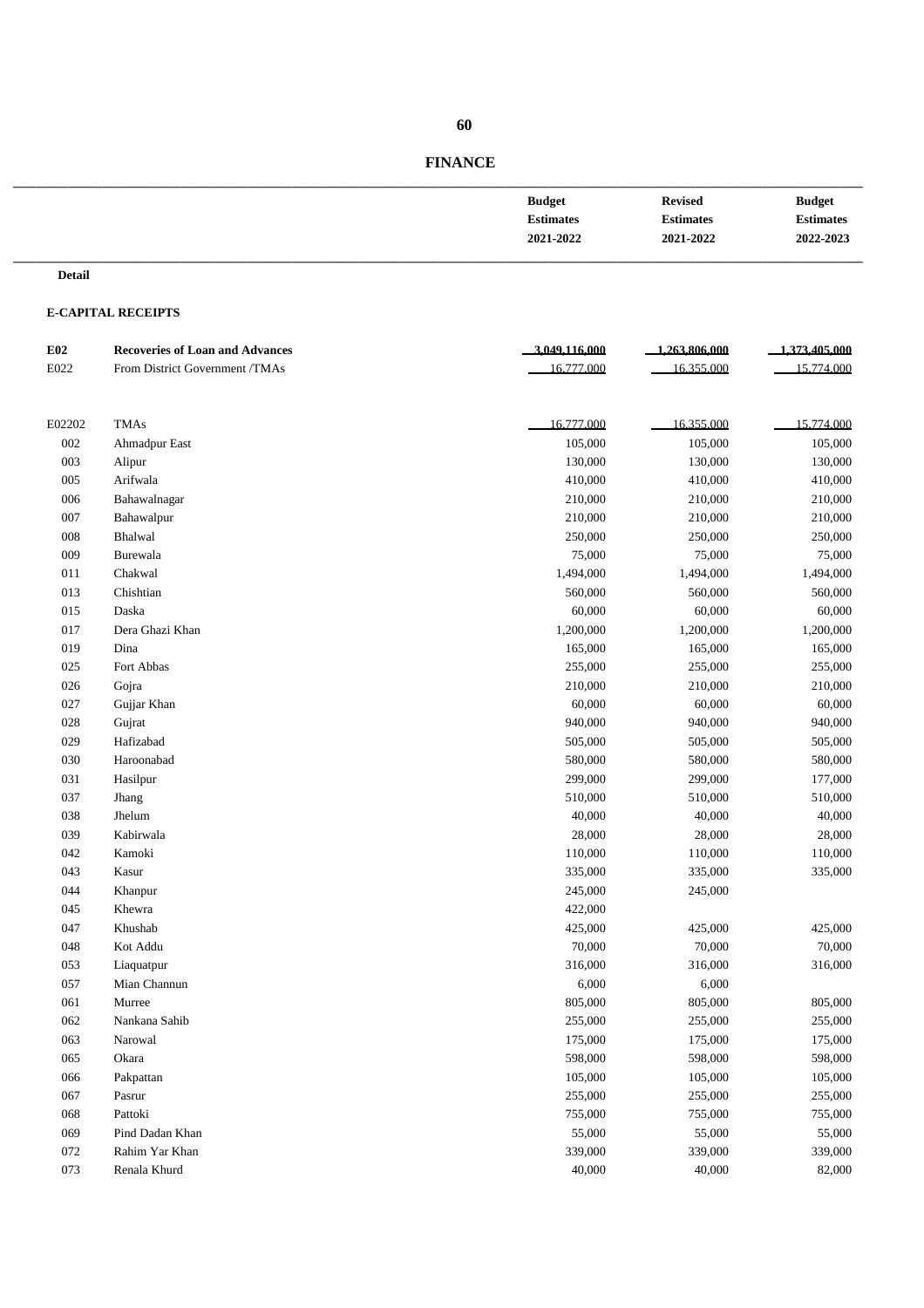# FINANCE

| | | Budget Estimates 2021-2022 | Revised Estimates 2021-2022 | Budget Estimates 2022-2023 |
|---|---|---|---|---|
| **Detail** | | | | |
| **E-CAPITAL RECEIPTS** | | | | |
| **E02** | **Recoveries of Loan and Advances** | **3,049,116,000** | **1,263,806,000** | **1,373,405,000** |
| E022 | From District Government /TMAs | 16,777,000 | 16,355,000 | 15,774,000 |
| E02202 | TMAs | 16,777,000 | 16,355,000 | 15,774,000 |
| 002 | Ahmadpur East | 105,000 | 105,000 | 105,000 |
| 003 | Alipur | 130,000 | 130,000 | 130,000 |
| 005 | Arifwala | 410,000 | 410,000 | 410,000 |
| 006 | Bahawalnagar | 210,000 | 210,000 | 210,000 |
| 007 | Bahawalpur | 210,000 | 210,000 | 210,000 |
| 008 | Bhalwal | 250,000 | 250,000 | 250,000 |
| 009 | Burewala | 75,000 | 75,000 | 75,000 |
| 011 | Chakwal | 1,494,000 | 1,494,000 | 1,494,000 |
| 013 | Chishtian | 560,000 | 560,000 | 560,000 |
| 015 | Daska | 60,000 | 60,000 | 60,000 |
| 017 | Dera Ghazi Khan | 1,200,000 | 1,200,000 | 1,200,000 |
| 019 | Dina | 165,000 | 165,000 | 165,000 |
| 025 | Fort Abbas | 255,000 | 255,000 | 255,000 |
| 026 | Gojra | 210,000 | 210,000 | 210,000 |
| 027 | Gujjar Khan | 60,000 | 60,000 | 60,000 |
| 028 | Gujrat | 940,000 | 940,000 | 940,000 |
| 029 | Hafizabad | 505,000 | 505,000 | 505,000 |
| 030 | Haroonabad | 580,000 | 580,000 | 580,000 |
| 031 | Hasilpur | 299,000 | 299,000 | 177,000 |
| 037 | Jhang | 510,000 | 510,000 | 510,000 |
| 038 | Jhelum | 40,000 | 40,000 | 40,000 |
| 039 | Kabirwala | 28,000 | 28,000 | 28,000 |
| 042 | Kamoki | 110,000 | 110,000 | 110,000 |
| 043 | Kasur | 335,000 | 335,000 | 335,000 |
| 044 | Khanpur | 245,000 | 245,000 | |
| 045 | Khewra | 422,000 | | |
| 047 | Khushab | 425,000 | 425,000 | 425,000 |
| 048 | Kot Addu | 70,000 | 70,000 | 70,000 |
| 053 | Liaquatpur | 316,000 | 316,000 | 316,000 |
| 057 | Mian Channun | 6,000 | 6,000 | |
| 061 | Murree | 805,000 | 805,000 | 805,000 |
| 062 | Nankana Sahib | 255,000 | 255,000 | 255,000 |
| 063 | Narowal | 175,000 | 175,000 | 175,000 |
| 065 | Okara | 598,000 | 598,000 | 598,000 |
| 066 | Pakpattan | 105,000 | 105,000 | 105,000 |
| 067 | Pasrur | 255,000 | 255,000 | 255,000 |
| 068 | Pattoki | 755,000 | 755,000 | 755,000 |
| 069 | Pind Dadan Khan | 55,000 | 55,000 | 55,000 |
| 072 | Rahim Yar Khan | 339,000 | 339,000 | 339,000 |
| 073 | Renala Khurd | 40,000 | 40,000 | 82,000 |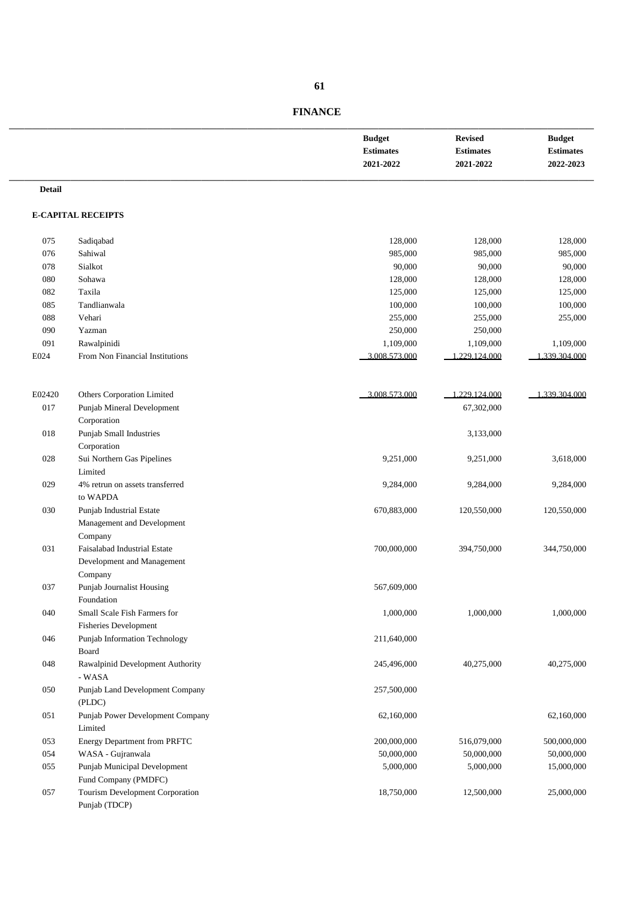## FINANCE

| | | Budget Estimates 2021-2022 | Revised Estimates 2021-2022 | Budget Estimates 2022-2023 |
|---|---|---|---|---|
| **Detail** | | | | |
| **E-CAPITAL RECEIPTS** | | | | |
| 075 | Sadiqabad | 128,000 | 128,000 | 128,000 |
| 076 | Sahiwal | 985,000 | 985,000 | 985,000 |
| 078 | Sialkot | 90,000 | 90,000 | 90,000 |
| 080 | Sohawa | 128,000 | 128,000 | 128,000 |
| 082 | Taxila | 125,000 | 125,000 | 125,000 |
| 085 | Tandlianwala | 100,000 | 100,000 | 100,000 |
| 088 | Vehari | 255,000 | 255,000 | 255,000 |
| 090 | Yazman | 250,000 | 250,000 | |
| 091 | Rawalpinidi | 1,109,000 | 1,109,000 | 1,109,000 |
| E024 | From Non Financial Institutions | 3,008,573,000 | 1,229,124,000 | 1,339,304,000 |
| E02420 | Others Corporation Limited | 3,008,573,000 | 1,229,124,000 | 1,339,304,000 |
| 017 | Punjab Mineral Development Corporation | | 67,302,000 | |
| 018 | Punjab Small Industries Corporation | | 3,133,000 | |
| 028 | Sui Northern Gas Pipelines Limited | 9,251,000 | 9,251,000 | 3,618,000 |
| 029 | 4% retrun on assets transferred to WAPDA | 9,284,000 | 9,284,000 | 9,284,000 |
| 030 | Punjab Industrial Estate Management and Development Company | 670,883,000 | 120,550,000 | 120,550,000 |
| 031 | Faisalabad Industrial Estate Development and Management Company | 700,000,000 | 394,750,000 | 344,750,000 |
| 037 | Punjab Journalist Housing Foundation | 567,609,000 | | |
| 040 | Small Scale Fish Farmers for Fisheries Development | 1,000,000 | 1,000,000 | 1,000,000 |
| 046 | Punjab Information Technology Board | 211,640,000 | | |
| 048 | Rawalpinid Development Authority - WASA | 245,496,000 | 40,275,000 | 40,275,000 |
| 050 | Punjab Land Development Company (PLDC) | 257,500,000 | | |
| 051 | Punjab Power Development Company Limited | 62,160,000 | | 62,160,000 |
| 053 | Energy Department from PRFTC | 200,000,000 | 516,079,000 | 500,000,000 |
| 054 | WASA - Gujranwala | 50,000,000 | 50,000,000 | 50,000,000 |
| 055 | Punjab Municipal Development Fund Company (PMDFC) | 5,000,000 | 5,000,000 | 15,000,000 |
| 057 | Tourism Development Corporation Punjab (TDCP) | 18,750,000 | 12,500,000 | 25,000,000 |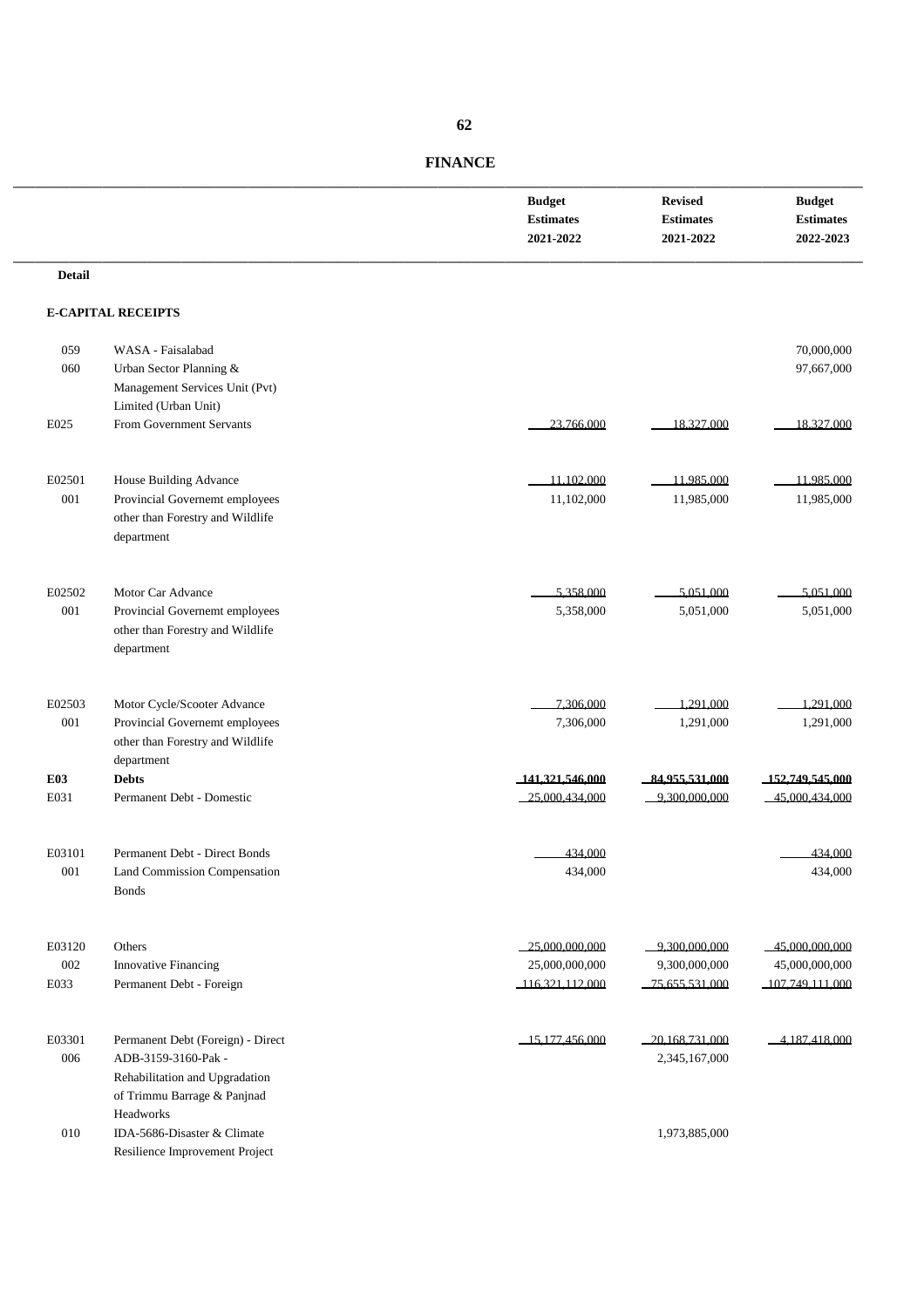# FINANCE

| | | Budget Estimates 2021-2022 | Revised Estimates 2021-2022 | Budget Estimates 2022-2023 |
|---|---|---|---|---|
| **Detail** | | | | |
| **E-CAPITAL RECEIPTS** | | | | |
| 059 | WASA - Faisalabad | | | 70,000,000 |
| 060 | Urban Sector Planning & Management Services Unit (Pvt) Limited (Urban Unit) | | | 97,667,000 |
| E025 | From Government Servants | 23,766,000 | 18,327,000 | 18,327,000 |
| E02501 | House Building Advance | 11,102,000 | 11,985,000 | 11,985,000 |
| 001 | Provincial Governemt employees other than Forestry and Wildlife department | 11,102,000 | 11,985,000 | 11,985,000 |
| E02502 | Motor Car Advance | 5,358,000 | 5,051,000 | 5,051,000 |
| 001 | Provincial Governemt employees other than Forestry and Wildlife department | 5,358,000 | 5,051,000 | 5,051,000 |
| E02503 | Motor Cycle/Scooter Advance | 7,306,000 | 1,291,000 | 1,291,000 |
| 001 | Provincial Governemt employees other than Forestry and Wildlife department | 7,306,000 | 1,291,000 | 1,291,000 |
| **E03** | **Debts** | **141,321,546,000** | **84,955,531,000** | **152,749,545,000** |
| E031 | Permanent Debt - Domestic | 25,000,434,000 | 9,300,000,000 | 45,000,434,000 |
| E03101 | Permanent Debt - Direct Bonds | 434,000 | | 434,000 |
| 001 | Land Commission Compensation Bonds | 434,000 | | 434,000 |
| E03120 | Others | 25,000,000,000 | 9,300,000,000 | 45,000,000,000 |
| 002 | Innovative Financing | 25,000,000,000 | 9,300,000,000 | 45,000,000,000 |
| E033 | Permanent Debt - Foreign | 116,321,112,000 | 75,655,531,000 | 107,749,111,000 |
| E03301 | Permanent Debt (Foreign) - Direct | 15,177,456,000 | 20,168,731,000 | 4,187,418,000 |
| 006 | ADB-3159-3160-Pak - Rehabilitation and Upgradation of Trimmu Barrage & Panjnad Headworks | | 2,345,167,000 | |
| 010 | IDA-5686-Disaster & Climate Resilience Improvement Project | | 1,973,885,000 | |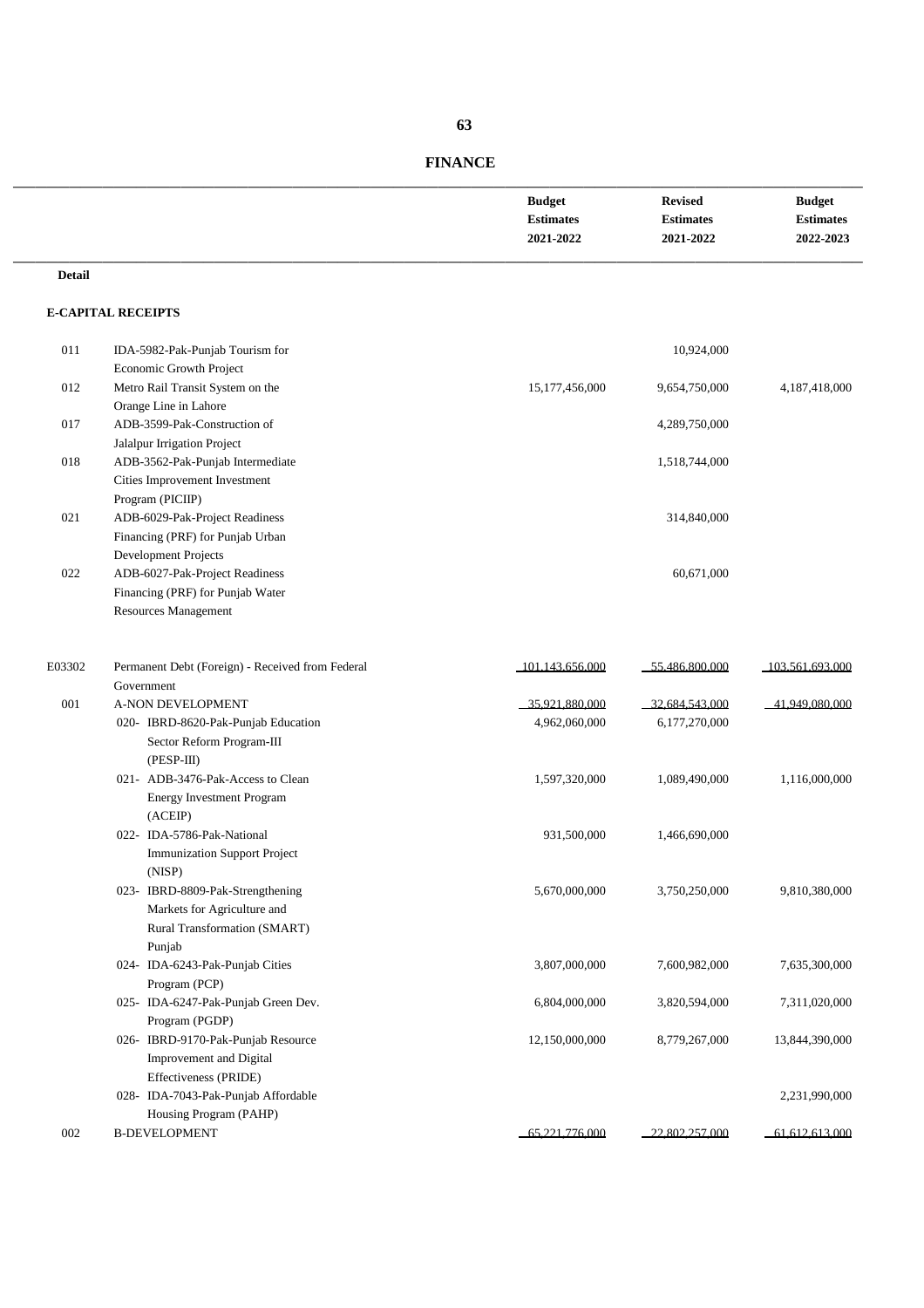## FINANCE

| | | Budget Estimates 2021-2022 | Revised Estimates 2021-2022 | Budget Estimates 2022-2023 |
|---|---|---|---|---|
| **Detail** | | | | |
| **E-CAPITAL RECEIPTS** | | | | |
| 011 | IDA-5982-Pak-Punjab Tourism for Economic Growth Project | | 10,924,000 | |
| 012 | Metro Rail Transit System on the Orange Line in Lahore | 15,177,456,000 | 9,654,750,000 | 4,187,418,000 |
| 017 | ADB-3599-Pak-Construction of Jalalpur Irrigation Project | | 4,289,750,000 | |
| 018 | ADB-3562-Pak-Punjab Intermediate Cities Improvement Investment Program (PICIIP) | | 1,518,744,000 | |
| 021 | ADB-6029-Pak-Project Readiness Financing (PRF) for Punjab Urban Development Projects | | 314,840,000 | |
| 022 | ADB-6027-Pak-Project Readiness Financing (PRF) for Punjab Water Resources Management | | 60,671,000 | |
| E03302 | Permanent Debt (Foreign) - Received from Federal Government | 101,143,656,000 | 55,486,800,000 | 103,561,693,000 |
| 001 | A-NON DEVELOPMENT | 35,921,880,000 | 32,684,543,000 | 41,949,080,000 |
| | 020- IBRD-8620-Pak-Punjab Education Sector Reform Program-III (PESP-III) | 4,962,060,000 | 6,177,270,000 | |
| | 021- ADB-3476-Pak-Access to Clean Energy Investment Program (ACEIP) | 1,597,320,000 | 1,089,490,000 | 1,116,000,000 |
| | 022- IDA-5786-Pak-National Immunization Support Project (NISP) | 931,500,000 | 1,466,690,000 | |
| | 023- IBRD-8809-Pak-Strengthening Markets for Agriculture and Rural Transformation (SMART) Punjab | 5,670,000,000 | 3,750,250,000 | 9,810,380,000 |
| | 024- IDA-6243-Pak-Punjab Cities Program (PCP) | 3,807,000,000 | 7,600,982,000 | 7,635,300,000 |
| | 025- IDA-6247-Pak-Punjab Green Dev. Program (PGDP) | 6,804,000,000 | 3,820,594,000 | 7,311,020,000 |
| | 026- IBRD-9170-Pak-Punjab Resource Improvement and Digital Effectiveness (PRIDE) | 12,150,000,000 | 8,779,267,000 | 13,844,390,000 |
| | 028- IDA-7043-Pak-Punjab Affordable Housing Program (PAHP) | | | 2,231,990,000 |
| 002 | B-DEVELOPMENT | 65,221,776,000 | 22,802,257,000 | 61,612,613,000 |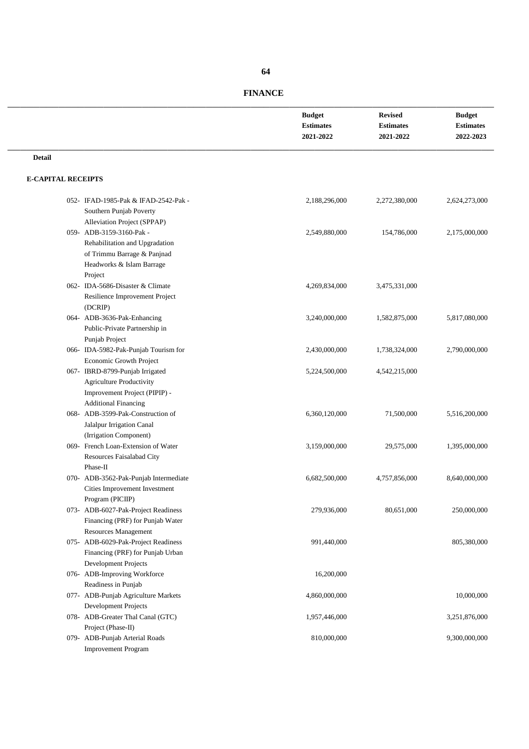## FINANCE

| | Budget Estimates 2021-2022 | Revised Estimates 2021-2022 | Budget Estimates 2022-2023 |
|---|---|---|---|
| **Detail** | | | |
| **E-CAPITAL RECEIPTS** | | | |
| 052- IFAD-1985-Pak & IFAD-2542-Pak - Southern Punjab Poverty Alleviation Project (SPPAP) | 2,188,296,000 | 2,272,380,000 | 2,624,273,000 |
| 059- ADB-3159-3160-Pak - Rehabilitation and Upgradation of Trimmu Barrage & Panjnad Headworks & Islam Barrage Project | 2,549,880,000 | 154,786,000 | 2,175,000,000 |
| 062- IDA-5686-Disaster & Climate Resilience Improvement Project (DCRIP) | 4,269,834,000 | 3,475,331,000 | |
| 064- ADB-3636-Pak-Enhancing Public-Private Partnership in Punjab Project | 3,240,000,000 | 1,582,875,000 | 5,817,080,000 |
| 066- IDA-5982-Pak-Punjab Tourism for Economic Growth Project | 2,430,000,000 | 1,738,324,000 | 2,790,000,000 |
| 067- IBRD-8799-Punjab Irrigated Agriculture Productivity Improvement Project (PIPIP) - Additional Financing | 5,224,500,000 | 4,542,215,000 | |
| 068- ADB-3599-Pak-Construction of Jalalpur Irrigation Canal (Irrigation Component) | 6,360,120,000 | 71,500,000 | 5,516,200,000 |
| 069- French Loan-Extension of Water Resources Faisalabad City Phase-II | 3,159,000,000 | 29,575,000 | 1,395,000,000 |
| 070- ADB-3562-Pak-Punjab Intermediate Cities Improvement Investment Program (PICIIP) | 6,682,500,000 | 4,757,856,000 | 8,640,000,000 |
| 073- ADB-6027-Pak-Project Readiness Financing (PRF) for Punjab Water Resources Management | 279,936,000 | 80,651,000 | 250,000,000 |
| 075- ADB-6029-Pak-Project Readiness Financing (PRF) for Punjab Urban Development Projects | 991,440,000 | | 805,380,000 |
| 076- ADB-Improving Workforce Readiness in Punjab | 16,200,000 | | |
| 077- ADB-Punjab Agriculture Markets Development Projects | 4,860,000,000 | | 10,000,000 |
| 078- ADB-Greater Thal Canal (GTC) Project (Phase-II) | 1,957,446,000 | | 3,251,876,000 |
| 079- ADB-Punjab Arterial Roads Improvement Program | 810,000,000 | | 9,300,000,000 |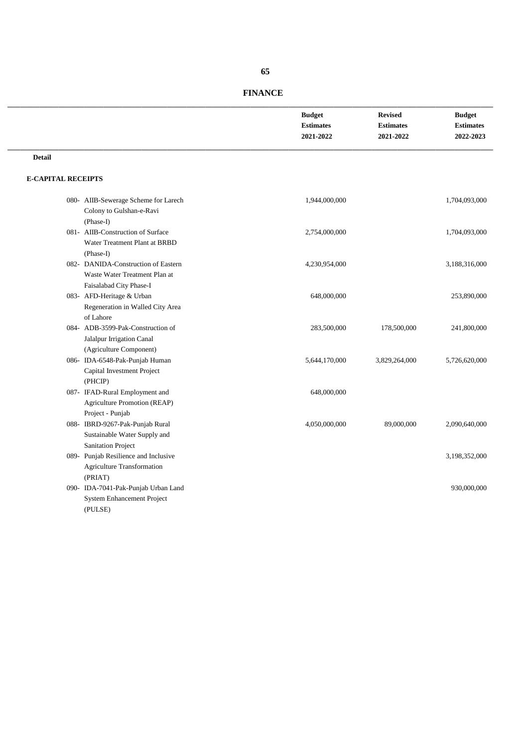# FINANCE

| | Budget Estimates 2021-2022 | Revised Estimates 2021-2022 | Budget Estimates 2022-2023 |
|---|---|---|---|
| **Detail** | | | |
| **E-CAPITAL RECEIPTS** | | | |
| 080- AIIB-Sewerage Scheme for Larech Colony to Gulshan-e-Ravi (Phase-I) | 1,944,000,000 | | 1,704,093,000 |
| 081- AIIB-Construction of Surface Water Treatment Plant at BRBD (Phase-I) | 2,754,000,000 | | 1,704,093,000 |
| 082- DANIDA-Construction of Eastern Waste Water Treatment Plan at Faisalabad City Phase-I | 4,230,954,000 | | 3,188,316,000 |
| 083- AFD-Heritage & Urban Regeneration in Walled City Area of Lahore | 648,000,000 | | 253,890,000 |
| 084- ADB-3599-Pak-Construction of Jalalpur Irrigation Canal (Agriculture Component) | 283,500,000 | 178,500,000 | 241,800,000 |
| 086- IDA-6548-Pak-Punjab Human Capital Investment Project (PHCIP) | 5,644,170,000 | 3,829,264,000 | 5,726,620,000 |
| 087- IFAD-Rural Employment and Agriculture Promotion (REAP) Project - Punjab | 648,000,000 | | |
| 088- IBRD-9267-Pak-Punjab Rural Sustainable Water Supply and Sanitation Project | 4,050,000,000 | 89,000,000 | 2,090,640,000 |
| 089- Punjab Resilience and Inclusive Agriculture Transformation (PRIAT) | | | 3,198,352,000 |
| 090- IDA-7041-Pak-Punjab Urban Land System Enhancement Project (PULSE) | | | 930,000,000 |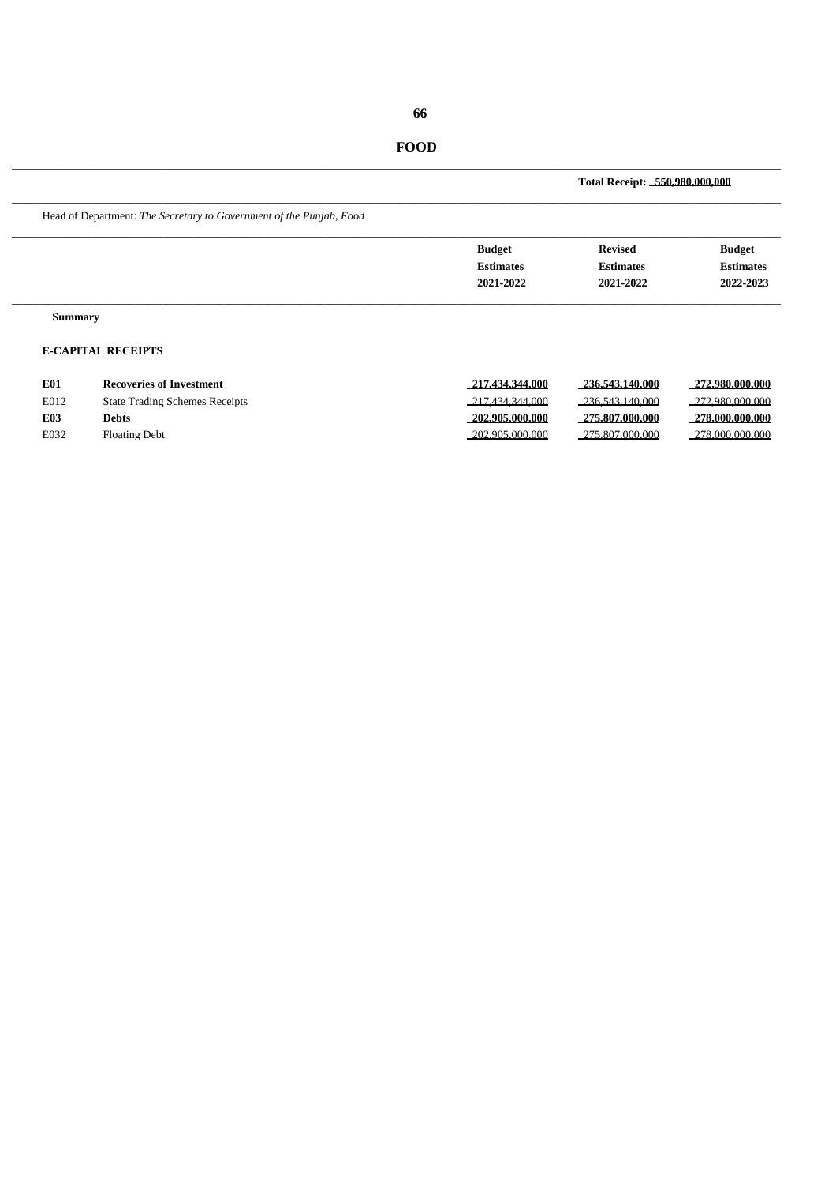# FOOD

**Total Receipt: 550,980,000,000**

Head of Department: *The Secretary to Government of the Punjab, Food*

| | | Budget Estimates 2021-2022 | Revised Estimates 2021-2022 | Budget Estimates 2022-2023 |
|---|---|---|---|---|
| **Summary** | | | | |
| **E-CAPITAL RECEIPTS** | | | | |
| **E01** | **Recoveries of Investment** | **217,434,344,000** | **236,543,140,000** | **272,980,000,000** |
| E012 | State Trading Schemes Receipts | 217,434,344,000 | 236,543,140,000 | 272,980,000,000 |
| **E03** | **Debts** | **202,905,000,000** | **275,807,000,000** | **278,000,000,000** |
| E032 | Floating Debt | 202,905,000,000 | 275,807,000,000 | 278,000,000,000 |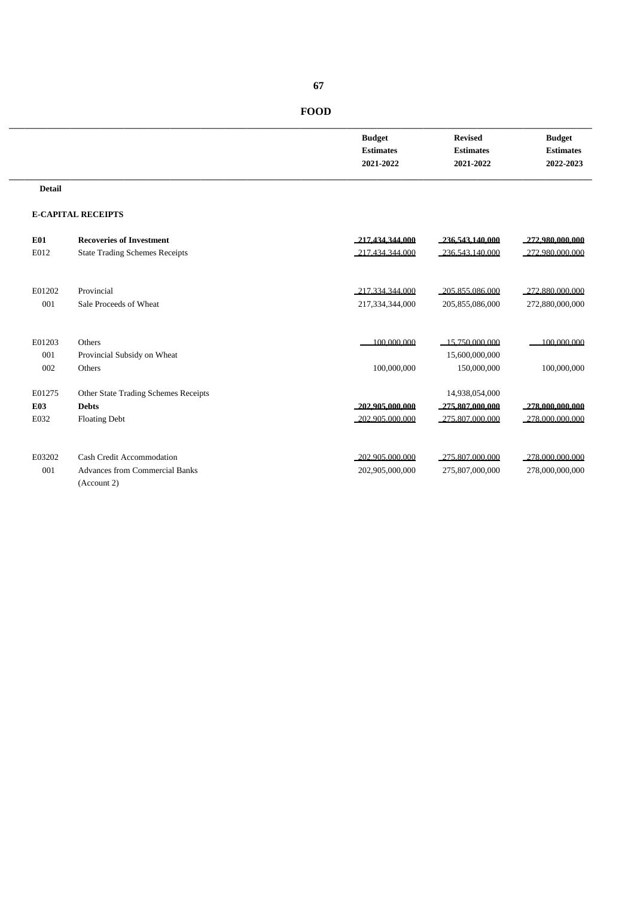# FOOD

| | | Budget Estimates 2021-2022 | Revised Estimates 2021-2022 | Budget Estimates 2022-2023 |
|---|---|---|---|---|
| **Detail** | | | | |
| **E-CAPITAL RECEIPTS** | | | | |
| **E01** | **Recoveries of Investment** | **217,434,344,000** | **236,543,140,000** | **272,980,000,000** |
| E012 | State Trading Schemes Receipts | 217,434,344,000 | 236,543,140,000 | 272,980,000,000 |
| E01202 | Provincial | 217,334,344,000 | 205,855,086,000 | 272,880,000,000 |
| 001 | Sale Proceeds of Wheat | 217,334,344,000 | 205,855,086,000 | 272,880,000,000 |
| E01203 | Others | 100,000,000 | 15,750,000,000 | 100,000,000 |
| 001 | Provincial Subsidy on Wheat | | 15,600,000,000 | |
| 002 | Others | 100,000,000 | 150,000,000 | 100,000,000 |
| E01275 | Other State Trading Schemes Receipts | | 14,938,054,000 | |
| **E03** | **Debts** | **202,905,000,000** | **275,807,000,000** | **278,000,000,000** |
| E032 | Floating Debt | 202,905,000,000 | 275,807,000,000 | 278,000,000,000 |
| E03202 | Cash Credit Accommodation | 202,905,000,000 | 275,807,000,000 | 278,000,000,000 |
| 001 | Advances from Commercial Banks (Account 2) | 202,905,000,000 | 275,807,000,000 | 278,000,000,000 |